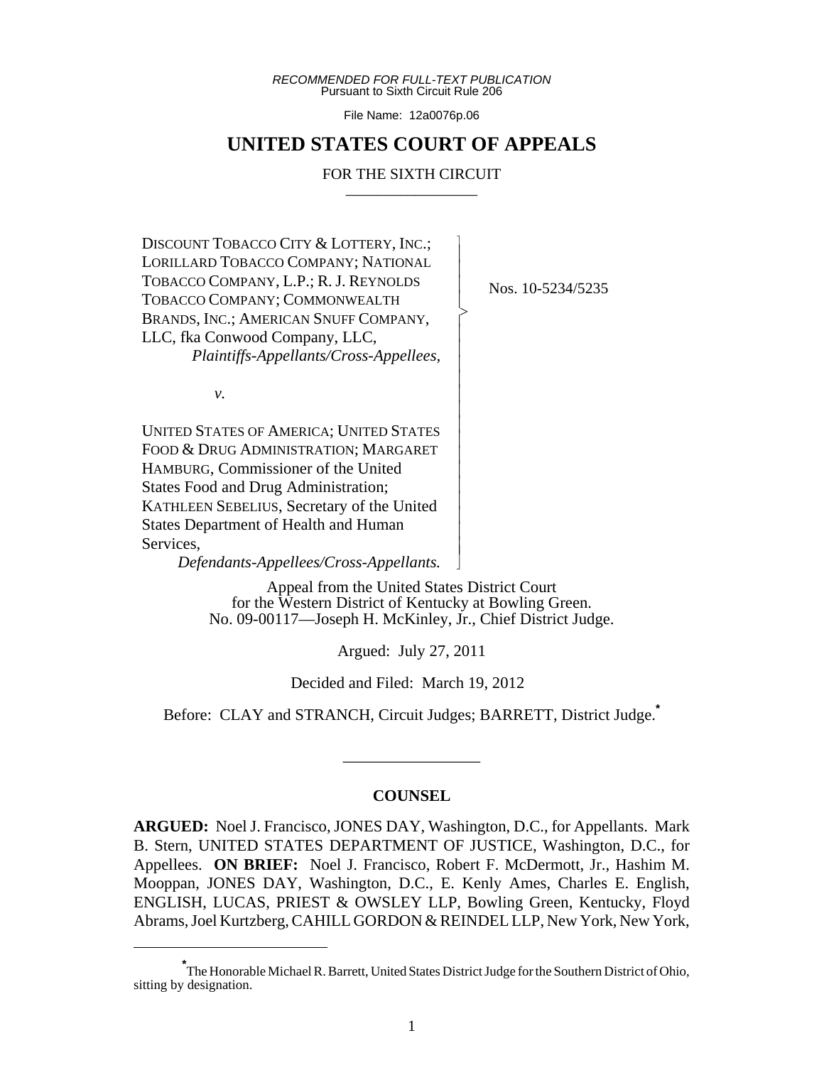RECOMMENDED FOR FULL-TEXT PUBLICATION
Pursuant to Sixth Circuit Rule 206

File Name: 12a0076p.06

# UNITED STATES COURT OF APPEALS

FOR THE SIXTH CIRCUIT

DISCOUNT TOBACCO CITY & LOTTERY, INC.; LORILLARD TOBACCO COMPANY; NATIONAL TOBACCO COMPANY, L.P.; R. J. REYNOLDS TOBACCO COMPANY; COMMONWEALTH BRANDS, INC.; AMERICAN SNUFF COMPANY, LLC, fka Conwood Company, LLC,
*Plaintiffs-Appellants/Cross-Appellees,*

*v.*

UNITED STATES OF AMERICA; UNITED STATES FOOD & DRUG ADMINISTRATION; MARGARET HAMBURG, Commissioner of the United States Food and Drug Administration; KATHLEEN SEBELIUS, Secretary of the United States Department of Health and Human Services,
*Defendants-Appellees/Cross-Appellants.*

Nos. 10-5234/5235

Appeal from the United States District Court for the Western District of Kentucky at Bowling Green.
No. 09-00117—Joseph H. McKinley, Jr., Chief District Judge.

Argued: July 27, 2011

Decided and Filed: March 19, 2012

Before: CLAY and STRANCH, Circuit Judges; BARRETT, District Judge.*

## COUNSEL

**ARGUED:** Noel J. Francisco, JONES DAY, Washington, D.C., for Appellants. Mark B. Stern, UNITED STATES DEPARTMENT OF JUSTICE, Washington, D.C., for Appellees. **ON BRIEF:** Noel J. Francisco, Robert F. McDermott, Jr., Hashim M. Mooppan, JONES DAY, Washington, D.C., E. Kenly Ames, Charles E. English, ENGLISH, LUCAS, PRIEST & OWSLEY LLP, Bowling Green, Kentucky, Floyd Abrams, Joel Kurtzberg, CAHILL GORDON & REINDEL LLP, New York, New York,

* The Honorable Michael R. Barrett, United States District Judge for the Southern District of Ohio, sitting by designation.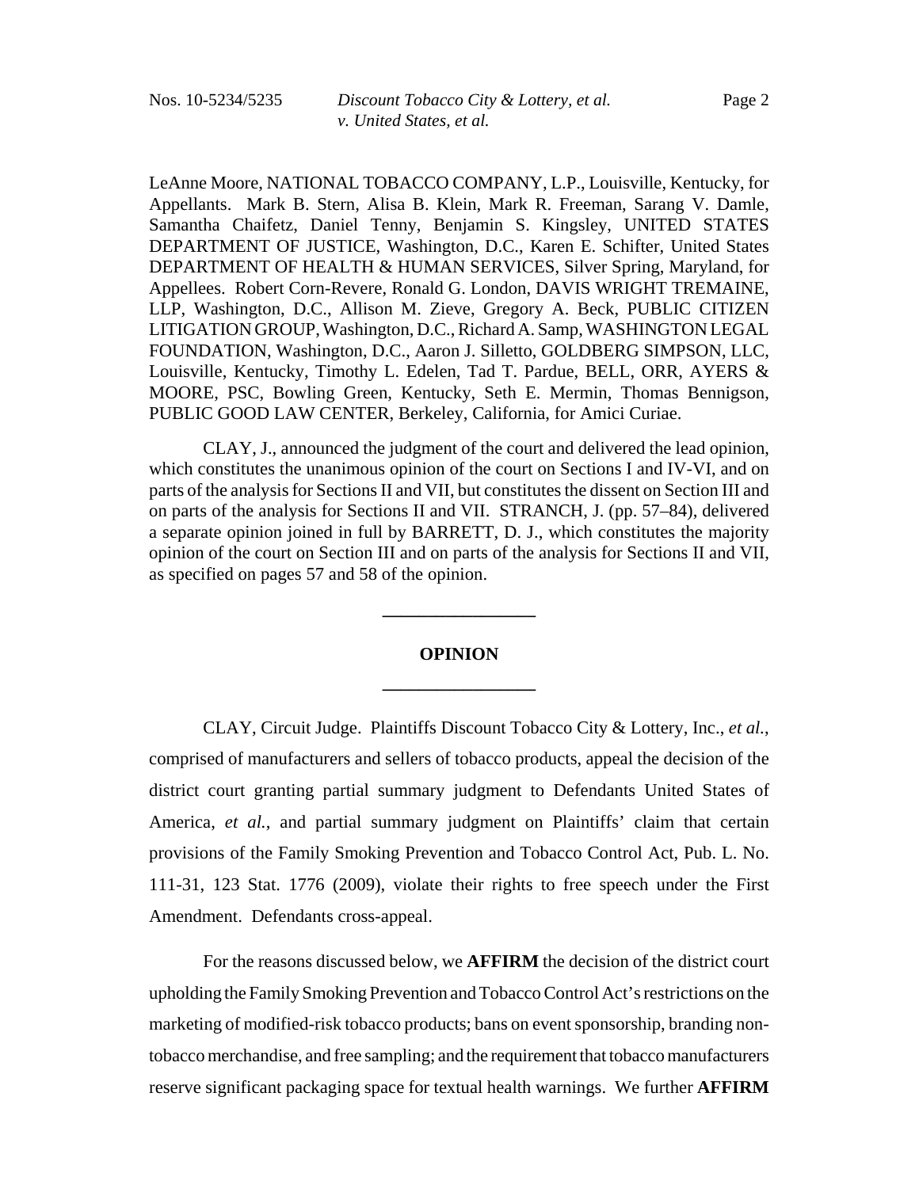LeAnne Moore, NATIONAL TOBACCO COMPANY, L.P., Louisville, Kentucky, for Appellants. Mark B. Stern, Alisa B. Klein, Mark R. Freeman, Sarang V. Damle, Samantha Chaifetz, Daniel Tenny, Benjamin S. Kingsley, UNITED STATES DEPARTMENT OF JUSTICE, Washington, D.C., Karen E. Schifter, United States DEPARTMENT OF HEALTH & HUMAN SERVICES, Silver Spring, Maryland, for Appellees. Robert Corn-Revere, Ronald G. London, DAVIS WRIGHT TREMAINE, LLP, Washington, D.C., Allison M. Zieve, Gregory A. Beck, PUBLIC CITIZEN LITIGATION GROUP, Washington, D.C., Richard A. Samp, WASHINGTON LEGAL FOUNDATION, Washington, D.C., Aaron J. Silletto, GOLDBERG SIMPSON, LLC, Louisville, Kentucky, Timothy L. Edelen, Tad T. Pardue, BELL, ORR, AYERS & MOORE, PSC, Bowling Green, Kentucky, Seth E. Mermin, Thomas Bennigson, PUBLIC GOOD LAW CENTER, Berkeley, California, for Amici Curiae.

CLAY, J., announced the judgment of the court and delivered the lead opinion, which constitutes the unanimous opinion of the court on Sections I and IV-VI, and on parts of the analysis for Sections II and VII, but constitutes the dissent on Section III and on parts of the analysis for Sections II and VII. STRANCH, J. (pp. 57–84), delivered a separate opinion joined in full by BARRETT, D. J., which constitutes the majority opinion of the court on Section III and on parts of the analysis for Sections II and VII, as specified on pages 57 and 58 of the opinion.

---

**OPINION**

---

CLAY, Circuit Judge. Plaintiffs Discount Tobacco City & Lottery, Inc., *et al.*, comprised of manufacturers and sellers of tobacco products, appeal the decision of the district court granting partial summary judgment to Defendants United States of America, *et al.*, and partial summary judgment on Plaintiffs' claim that certain provisions of the Family Smoking Prevention and Tobacco Control Act, Pub. L. No. 111-31, 123 Stat. 1776 (2009), violate their rights to free speech under the First Amendment. Defendants cross-appeal.

For the reasons discussed below, we **AFFIRM** the decision of the district court upholding the Family Smoking Prevention and Tobacco Control Act's restrictions on the marketing of modified-risk tobacco products; bans on event sponsorship, branding non-tobacco merchandise, and free sampling; and the requirement that tobacco manufacturers reserve significant packaging space for textual health warnings. We further **AFFIRM**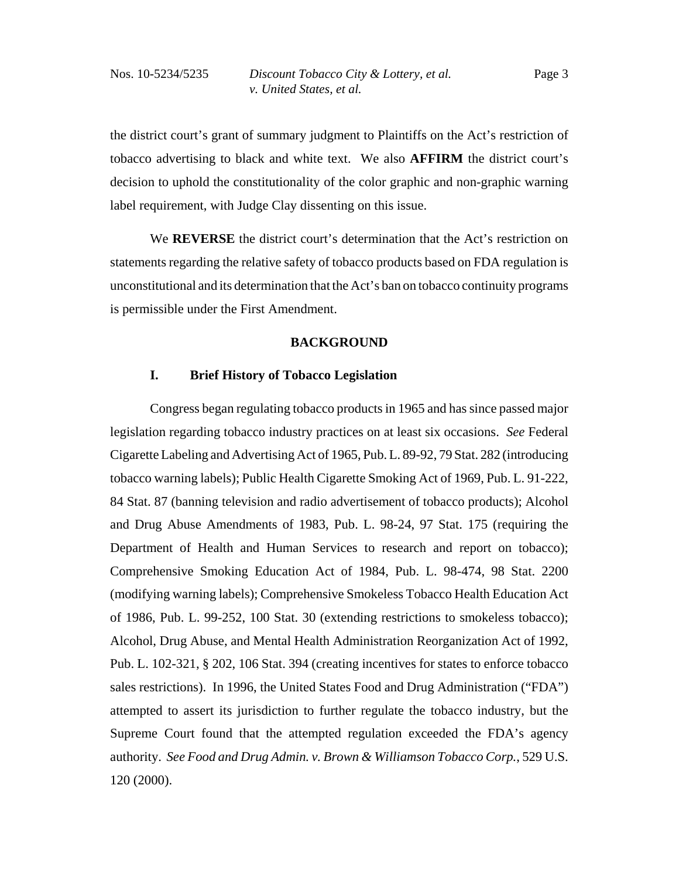the district court's grant of summary judgment to Plaintiffs on the Act's restriction of tobacco advertising to black and white text. We also **AFFIRM** the district court's decision to uphold the constitutionality of the color graphic and non-graphic warning label requirement, with Judge Clay dissenting on this issue.

We **REVERSE** the district court's determination that the Act's restriction on statements regarding the relative safety of tobacco products based on FDA regulation is unconstitutional and its determination that the Act's ban on tobacco continuity programs is permissible under the First Amendment.

## BACKGROUND

### I. Brief History of Tobacco Legislation

Congress began regulating tobacco products in 1965 and has since passed major legislation regarding tobacco industry practices on at least six occasions. *See* Federal Cigarette Labeling and Advertising Act of 1965, Pub. L. 89-92, 79 Stat. 282 (introducing tobacco warning labels); Public Health Cigarette Smoking Act of 1969, Pub. L. 91-222, 84 Stat. 87 (banning television and radio advertisement of tobacco products); Alcohol and Drug Abuse Amendments of 1983, Pub. L. 98-24, 97 Stat. 175 (requiring the Department of Health and Human Services to research and report on tobacco); Comprehensive Smoking Education Act of 1984, Pub. L. 98-474, 98 Stat. 2200 (modifying warning labels); Comprehensive Smokeless Tobacco Health Education Act of 1986, Pub. L. 99-252, 100 Stat. 30 (extending restrictions to smokeless tobacco); Alcohol, Drug Abuse, and Mental Health Administration Reorganization Act of 1992, Pub. L. 102-321, § 202, 106 Stat. 394 (creating incentives for states to enforce tobacco sales restrictions). In 1996, the United States Food and Drug Administration ("FDA") attempted to assert its jurisdiction to further regulate the tobacco industry, but the Supreme Court found that the attempted regulation exceeded the FDA's agency authority. *See Food and Drug Admin. v. Brown & Williamson Tobacco Corp.*, 529 U.S. 120 (2000).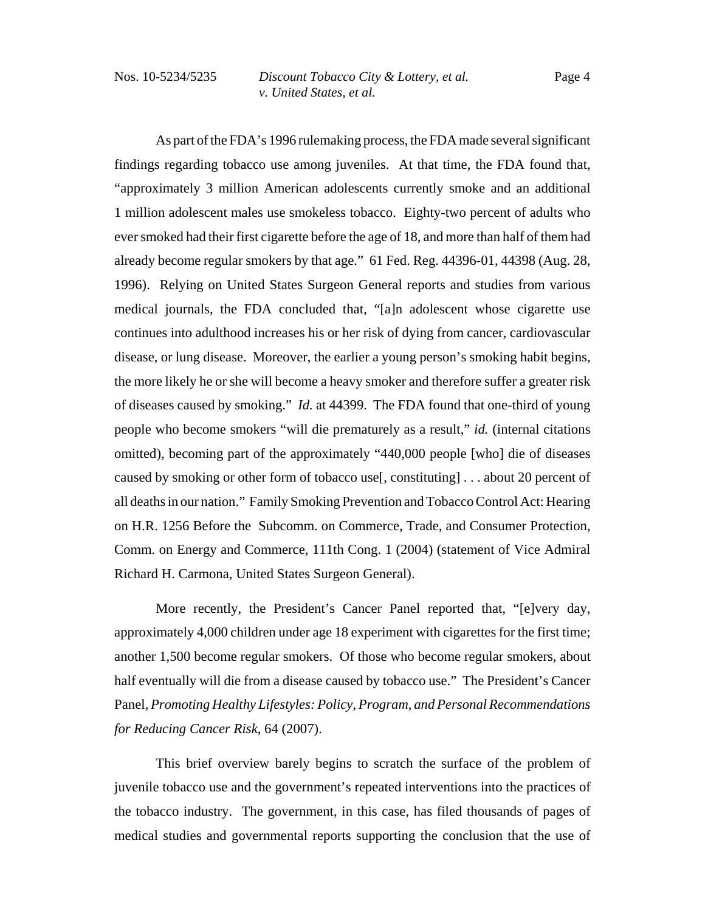As part of the FDA's 1996 rulemaking process, the FDA made several significant findings regarding tobacco use among juveniles. At that time, the FDA found that, "approximately 3 million American adolescents currently smoke and an additional 1 million adolescent males use smokeless tobacco. Eighty-two percent of adults who ever smoked had their first cigarette before the age of 18, and more than half of them had already become regular smokers by that age." 61 Fed. Reg. 44396-01, 44398 (Aug. 28, 1996). Relying on United States Surgeon General reports and studies from various medical journals, the FDA concluded that, "[a]n adolescent whose cigarette use continues into adulthood increases his or her risk of dying from cancer, cardiovascular disease, or lung disease. Moreover, the earlier a young person's smoking habit begins, the more likely he or she will become a heavy smoker and therefore suffer a greater risk of diseases caused by smoking." *Id.* at 44399. The FDA found that one-third of young people who become smokers "will die prematurely as a result," *id.* (internal citations omitted), becoming part of the approximately "440,000 people [who] die of diseases caused by smoking or other form of tobacco use[, constituting] . . . about 20 percent of all deaths in our nation." Family Smoking Prevention and Tobacco Control Act: Hearing on H.R. 1256 Before the Subcomm. on Commerce, Trade, and Consumer Protection, Comm. on Energy and Commerce, 111th Cong. 1 (2004) (statement of Vice Admiral Richard H. Carmona, United States Surgeon General).

More recently, the President's Cancer Panel reported that, "[e]very day, approximately 4,000 children under age 18 experiment with cigarettes for the first time; another 1,500 become regular smokers. Of those who become regular smokers, about half eventually will die from a disease caused by tobacco use." The President's Cancer Panel, *Promoting Healthy Lifestyles: Policy, Program, and Personal Recommendations for Reducing Cancer Risk*, 64 (2007).

This brief overview barely begins to scratch the surface of the problem of juvenile tobacco use and the government's repeated interventions into the practices of the tobacco industry. The government, in this case, has filed thousands of pages of medical studies and governmental reports supporting the conclusion that the use of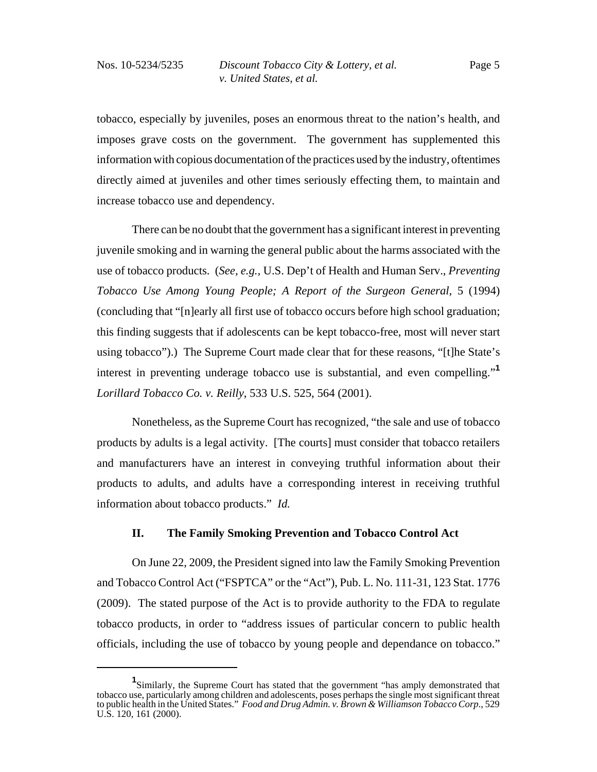tobacco, especially by juveniles, poses an enormous threat to the nation's health, and imposes grave costs on the government. The government has supplemented this information with copious documentation of the practices used by the industry, oftentimes directly aimed at juveniles and other times seriously effecting them, to maintain and increase tobacco use and dependency.

There can be no doubt that the government has a significant interest in preventing juvenile smoking and in warning the general public about the harms associated with the use of tobacco products. (*See, e.g.*, U.S. Dep't of Health and Human Serv., *Preventing Tobacco Use Among Young People; A Report of the Surgeon General*, 5 (1994) (concluding that "[n]early all first use of tobacco occurs before high school graduation; this finding suggests that if adolescents can be kept tobacco-free, most will never start using tobacco").) The Supreme Court made clear that for these reasons, "[t]he State's interest in preventing underage tobacco use is substantial, and even compelling."[1] *Lorillard Tobacco Co. v. Reilly*, 533 U.S. 525, 564 (2001).

Nonetheless, as the Supreme Court has recognized, "the sale and use of tobacco products by adults is a legal activity. [The courts] must consider that tobacco retailers and manufacturers have an interest in conveying truthful information about their products to adults, and adults have a corresponding interest in receiving truthful information about tobacco products." *Id.*

## II. The Family Smoking Prevention and Tobacco Control Act

On June 22, 2009, the President signed into law the Family Smoking Prevention and Tobacco Control Act ("FSPTCA" or the "Act"), Pub. L. No. 111-31, 123 Stat. 1776 (2009). The stated purpose of the Act is to provide authority to the FDA to regulate tobacco products, in order to "address issues of particular concern to public health officials, including the use of tobacco by young people and dependance on tobacco."

---

[1] Similarly, the Supreme Court has stated that the government "has amply demonstrated that tobacco use, particularly among children and adolescents, poses perhaps the single most significant threat to public health in the United States." *Food and Drug Admin. v. Brown & Williamson Tobacco Corp.*, 529 U.S. 120, 161 (2000).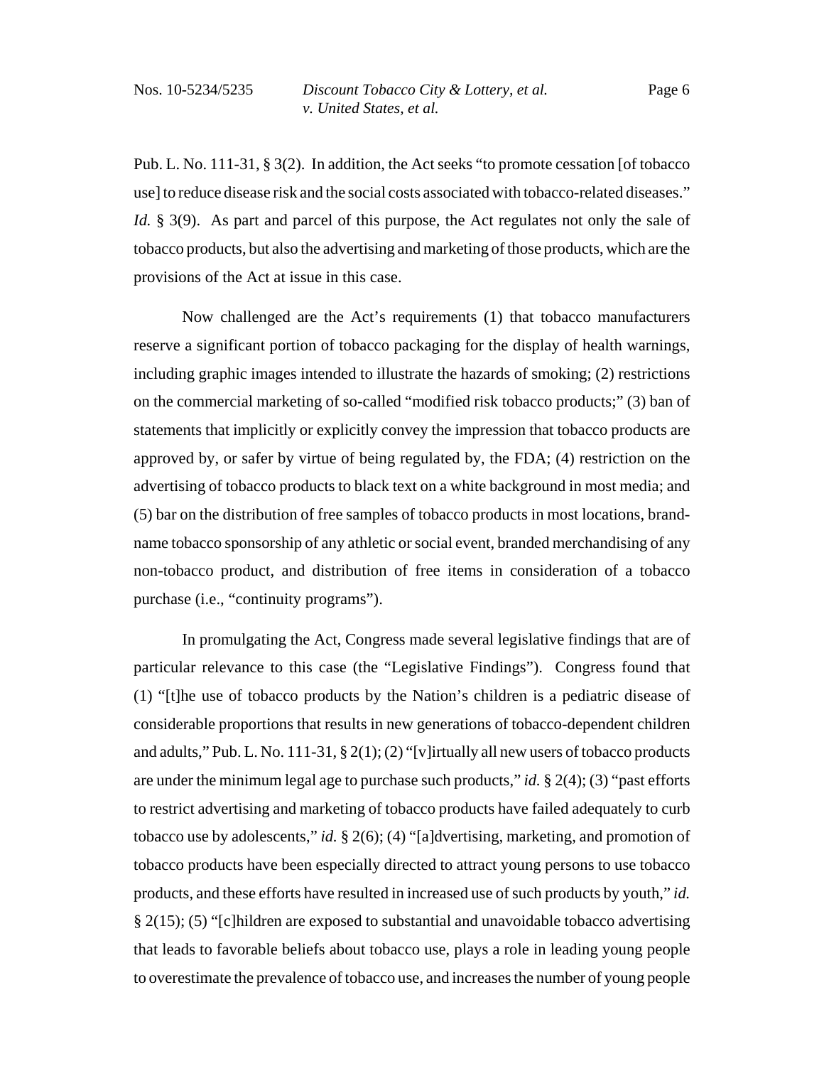Pub. L. No. 111-31, § 3(2). In addition, the Act seeks "to promote cessation [of tobacco use] to reduce disease risk and the social costs associated with tobacco-related diseases." *Id.* § 3(9). As part and parcel of this purpose, the Act regulates not only the sale of tobacco products, but also the advertising and marketing of those products, which are the provisions of the Act at issue in this case.

Now challenged are the Act's requirements (1) that tobacco manufacturers reserve a significant portion of tobacco packaging for the display of health warnings, including graphic images intended to illustrate the hazards of smoking; (2) restrictions on the commercial marketing of so-called "modified risk tobacco products;" (3) ban of statements that implicitly or explicitly convey the impression that tobacco products are approved by, or safer by virtue of being regulated by, the FDA; (4) restriction on the advertising of tobacco products to black text on a white background in most media; and (5) bar on the distribution of free samples of tobacco products in most locations, brand-name tobacco sponsorship of any athletic or social event, branded merchandising of any non-tobacco product, and distribution of free items in consideration of a tobacco purchase (i.e., "continuity programs").

In promulgating the Act, Congress made several legislative findings that are of particular relevance to this case (the "Legislative Findings"). Congress found that (1) "[t]he use of tobacco products by the Nation's children is a pediatric disease of considerable proportions that results in new generations of tobacco-dependent children and adults," Pub. L. No. 111-31, § 2(1); (2) "[v]irtually all new users of tobacco products are under the minimum legal age to purchase such products," *id.* § 2(4); (3) "past efforts to restrict advertising and marketing of tobacco products have failed adequately to curb tobacco use by adolescents," *id.* § 2(6); (4) "[a]dvertising, marketing, and promotion of tobacco products have been especially directed to attract young persons to use tobacco products, and these efforts have resulted in increased use of such products by youth," *id.* § 2(15); (5) "[c]hildren are exposed to substantial and unavoidable tobacco advertising that leads to favorable beliefs about tobacco use, plays a role in leading young people to overestimate the prevalence of tobacco use, and increases the number of young people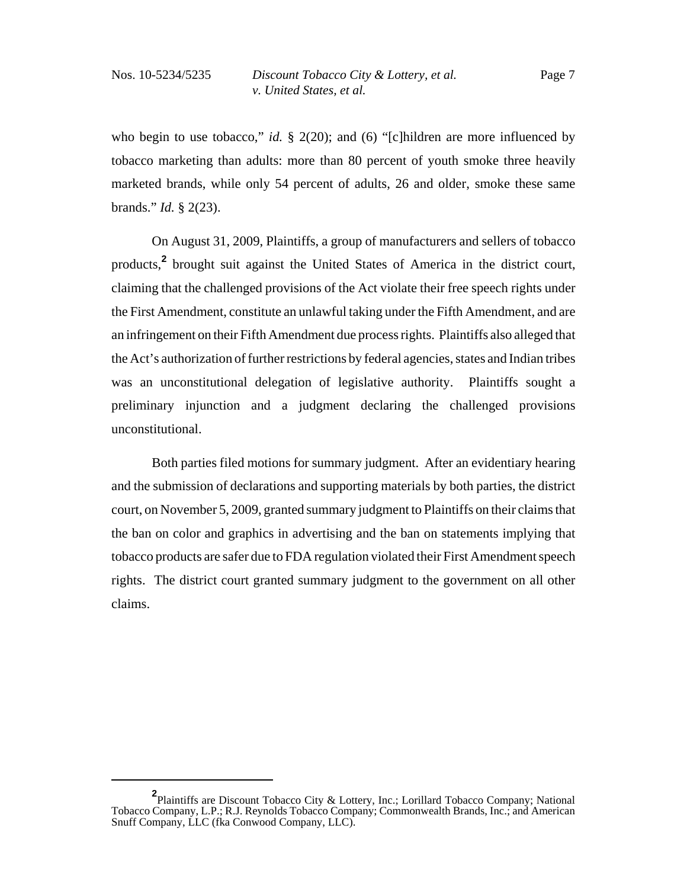who begin to use tobacco," *id.* § 2(20); and (6) "[c]hildren are more influenced by tobacco marketing than adults: more than 80 percent of youth smoke three heavily marketed brands, while only 54 percent of adults, 26 and older, smoke these same brands." *Id.* § 2(23).

On August 31, 2009, Plaintiffs, a group of manufacturers and sellers of tobacco products,[2] brought suit against the United States of America in the district court, claiming that the challenged provisions of the Act violate their free speech rights under the First Amendment, constitute an unlawful taking under the Fifth Amendment, and are an infringement on their Fifth Amendment due process rights. Plaintiffs also alleged that the Act's authorization of further restrictions by federal agencies, states and Indian tribes was an unconstitutional delegation of legislative authority. Plaintiffs sought a preliminary injunction and a judgment declaring the challenged provisions unconstitutional.

Both parties filed motions for summary judgment. After an evidentiary hearing and the submission of declarations and supporting materials by both parties, the district court, on November 5, 2009, granted summary judgment to Plaintiffs on their claims that the ban on color and graphics in advertising and the ban on statements implying that tobacco products are safer due to FDA regulation violated their First Amendment speech rights. The district court granted summary judgment to the government on all other claims.

---

[2] Plaintiffs are Discount Tobacco City & Lottery, Inc.; Lorillard Tobacco Company; National Tobacco Company, L.P.; R.J. Reynolds Tobacco Company; Commonwealth Brands, Inc.; and American Snuff Company, LLC (fka Conwood Company, LLC).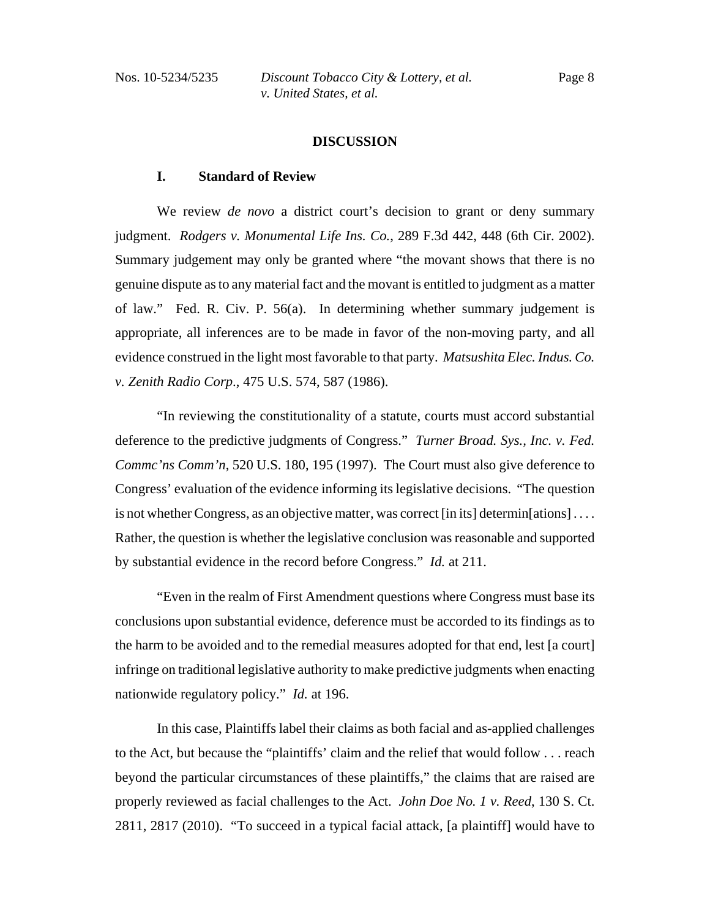## DISCUSSION

### I. Standard of Review

We review *de novo* a district court's decision to grant or deny summary judgment. *Rodgers v. Monumental Life Ins. Co.*, 289 F.3d 442, 448 (6th Cir. 2002). Summary judgement may only be granted where "the movant shows that there is no genuine dispute as to any material fact and the movant is entitled to judgment as a matter of law." Fed. R. Civ. P. 56(a). In determining whether summary judgement is appropriate, all inferences are to be made in favor of the non-moving party, and all evidence construed in the light most favorable to that party. *Matsushita Elec. Indus. Co. v. Zenith Radio Corp.*, 475 U.S. 574, 587 (1986).

"In reviewing the constitutionality of a statute, courts must accord substantial deference to the predictive judgments of Congress." *Turner Broad. Sys., Inc. v. Fed. Commc'ns Comm'n*, 520 U.S. 180, 195 (1997). The Court must also give deference to Congress' evaluation of the evidence informing its legislative decisions. "The question is not whether Congress, as an objective matter, was correct [in its] determin[ations] . . . . Rather, the question is whether the legislative conclusion was reasonable and supported by substantial evidence in the record before Congress." *Id.* at 211.

"Even in the realm of First Amendment questions where Congress must base its conclusions upon substantial evidence, deference must be accorded to its findings as to the harm to be avoided and to the remedial measures adopted for that end, lest [a court] infringe on traditional legislative authority to make predictive judgments when enacting nationwide regulatory policy." *Id.* at 196.

In this case, Plaintiffs label their claims as both facial and as-applied challenges to the Act, but because the "plaintiffs' claim and the relief that would follow . . . reach beyond the particular circumstances of these plaintiffs," the claims that are raised are properly reviewed as facial challenges to the Act. *John Doe No. 1 v. Reed*, 130 S. Ct. 2811, 2817 (2010). "To succeed in a typical facial attack, [a plaintiff] would have to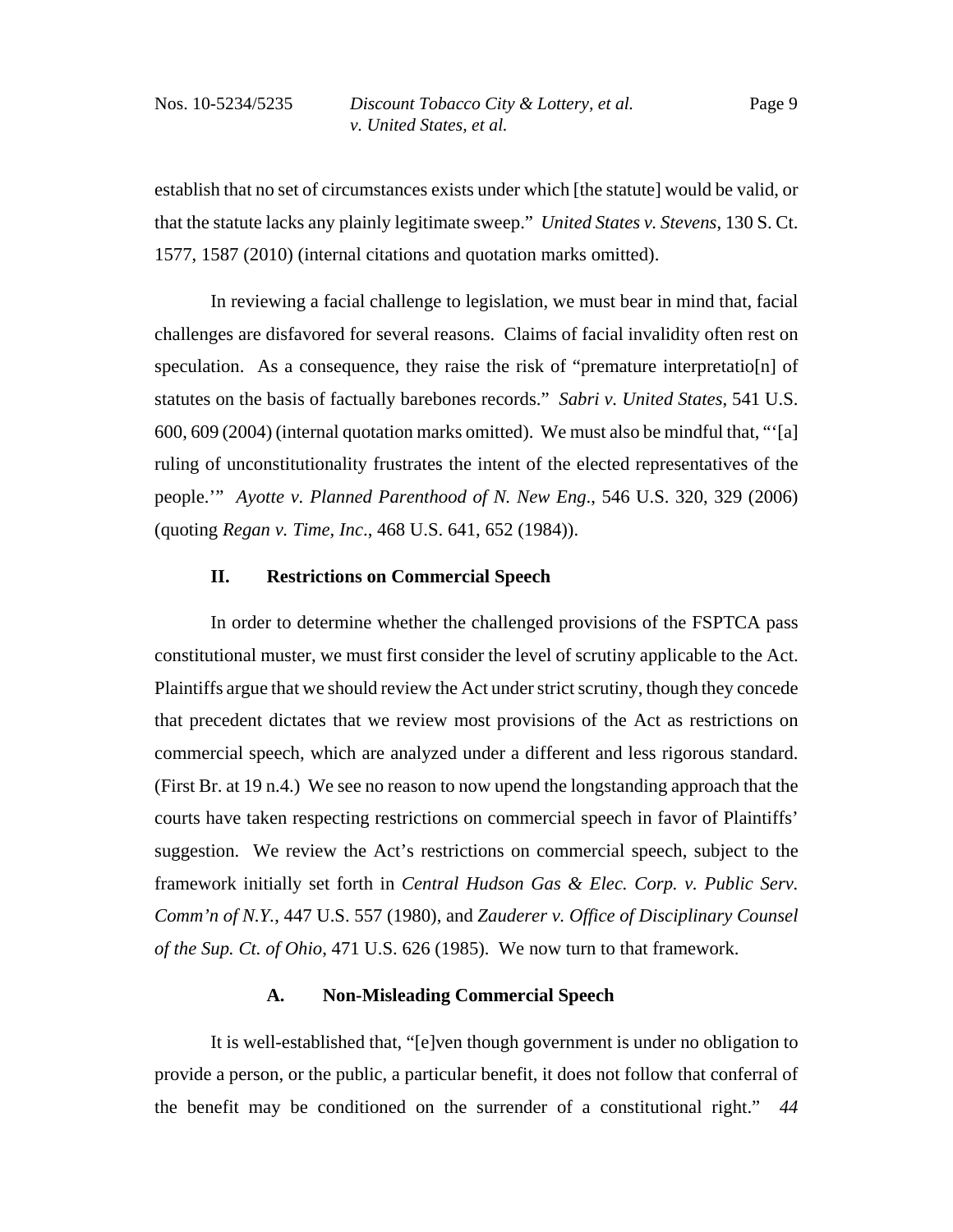establish that no set of circumstances exists under which [the statute] would be valid, or that the statute lacks any plainly legitimate sweep." *United States v. Stevens*, 130 S. Ct. 1577, 1587 (2010) (internal citations and quotation marks omitted).

In reviewing a facial challenge to legislation, we must bear in mind that, facial challenges are disfavored for several reasons. Claims of facial invalidity often rest on speculation. As a consequence, they raise the risk of "premature interpretatio[n] of statutes on the basis of factually barebones records." *Sabri v. United States*, 541 U.S. 600, 609 (2004) (internal quotation marks omitted). We must also be mindful that, "'[a] ruling of unconstitutionality frustrates the intent of the elected representatives of the people.'" *Ayotte v. Planned Parenthood of N. New Eng*., 546 U.S. 320, 329 (2006) (quoting *Regan v. Time, Inc*., 468 U.S. 641, 652 (1984)).

## II. Restrictions on Commercial Speech

In order to determine whether the challenged provisions of the FSPTCA pass constitutional muster, we must first consider the level of scrutiny applicable to the Act. Plaintiffs argue that we should review the Act under strict scrutiny, though they concede that precedent dictates that we review most provisions of the Act as restrictions on commercial speech, which are analyzed under a different and less rigorous standard. (First Br. at 19 n.4.) We see no reason to now upend the longstanding approach that the courts have taken respecting restrictions on commercial speech in favor of Plaintiffs' suggestion. We review the Act's restrictions on commercial speech, subject to the framework initially set forth in *Central Hudson Gas & Elec. Corp. v. Public Serv. Comm'n of N.Y.*, 447 U.S. 557 (1980), and *Zauderer v. Office of Disciplinary Counsel of the Sup. Ct. of Ohio*, 471 U.S. 626 (1985). We now turn to that framework.

### A. Non-Misleading Commercial Speech

It is well-established that, "[e]ven though government is under no obligation to provide a person, or the public, a particular benefit, it does not follow that conferral of the benefit may be conditioned on the surrender of a constitutional right." *44*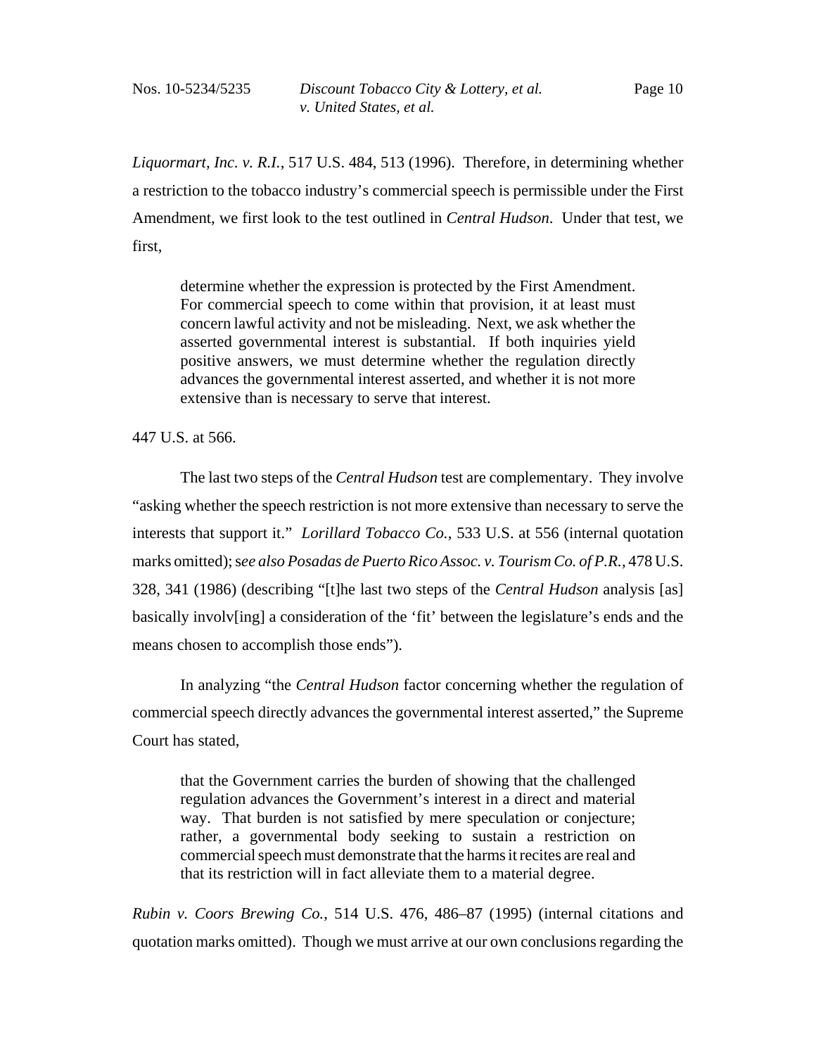*Liquormart, Inc. v. R.I.*, 517 U.S. 484, 513 (1996). Therefore, in determining whether a restriction to the tobacco industry's commercial speech is permissible under the First Amendment, we first look to the test outlined in *Central Hudson*. Under that test, we first,

> determine whether the expression is protected by the First Amendment. For commercial speech to come within that provision, it at least must concern lawful activity and not be misleading. Next, we ask whether the asserted governmental interest is substantial. If both inquiries yield positive answers, we must determine whether the regulation directly advances the governmental interest asserted, and whether it is not more extensive than is necessary to serve that interest.

447 U.S. at 566.

The last two steps of the *Central Hudson* test are complementary. They involve "asking whether the speech restriction is not more extensive than necessary to serve the interests that support it." *Lorillard Tobacco Co.*, 533 U.S. at 556 (internal quotation marks omitted); s*ee also Posadas de Puerto Rico Assoc. v. Tourism Co. of P.R.*, 478 U.S. 328, 341 (1986) (describing "[t]he last two steps of the *Central Hudson* analysis [as] basically involv[ing] a consideration of the 'fit' between the legislature's ends and the means chosen to accomplish those ends").

In analyzing "the *Central Hudson* factor concerning whether the regulation of commercial speech directly advances the governmental interest asserted," the Supreme Court has stated,

> that the Government carries the burden of showing that the challenged regulation advances the Government's interest in a direct and material way. That burden is not satisfied by mere speculation or conjecture; rather, a governmental body seeking to sustain a restriction on commercial speech must demonstrate that the harms it recites are real and that its restriction will in fact alleviate them to a material degree.

*Rubin v. Coors Brewing Co.*, 514 U.S. 476, 486–87 (1995) (internal citations and quotation marks omitted). Though we must arrive at our own conclusions regarding the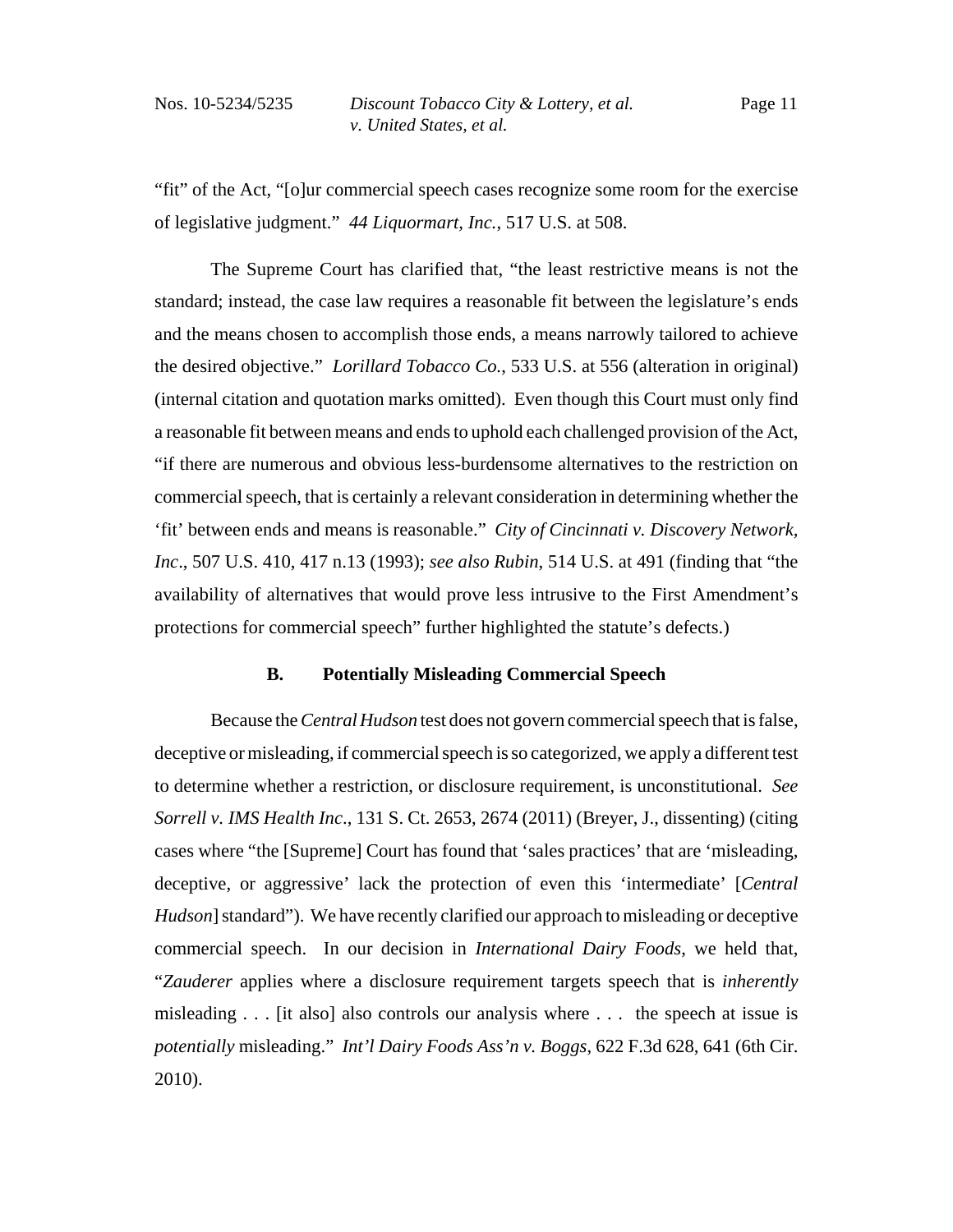"fit" of the Act, "[o]ur commercial speech cases recognize some room for the exercise of legislative judgment." *44 Liquormart, Inc.*, 517 U.S. at 508.

The Supreme Court has clarified that, "the least restrictive means is not the standard; instead, the case law requires a reasonable fit between the legislature's ends and the means chosen to accomplish those ends, a means narrowly tailored to achieve the desired objective." *Lorillard Tobacco Co.*, 533 U.S. at 556 (alteration in original) (internal citation and quotation marks omitted). Even though this Court must only find a reasonable fit between means and ends to uphold each challenged provision of the Act, "if there are numerous and obvious less-burdensome alternatives to the restriction on commercial speech, that is certainly a relevant consideration in determining whether the 'fit' between ends and means is reasonable." *City of Cincinnati v. Discovery Network, Inc*., 507 U.S. 410, 417 n.13 (1993); *see also Rubin*, 514 U.S. at 491 (finding that "the availability of alternatives that would prove less intrusive to the First Amendment's protections for commercial speech" further highlighted the statute's defects.)

### B. Potentially Misleading Commercial Speech

Because the *Central Hudson* test does not govern commercial speech that is false, deceptive or misleading, if commercial speech is so categorized, we apply a different test to determine whether a restriction, or disclosure requirement, is unconstitutional. *See Sorrell v. IMS Health Inc*., 131 S. Ct. 2653, 2674 (2011) (Breyer, J., dissenting) (citing cases where "the [Supreme] Court has found that 'sales practices' that are 'misleading, deceptive, or aggressive' lack the protection of even this 'intermediate' [*Central Hudson*] standard"). We have recently clarified our approach to misleading or deceptive commercial speech. In our decision in *International Dairy Foods*, we held that, "*Zauderer* applies where a disclosure requirement targets speech that is *inherently* misleading . . . [it also] also controls our analysis where . . . the speech at issue is *potentially* misleading." *Int'l Dairy Foods Ass'n v. Boggs*, 622 F.3d 628, 641 (6th Cir. 2010).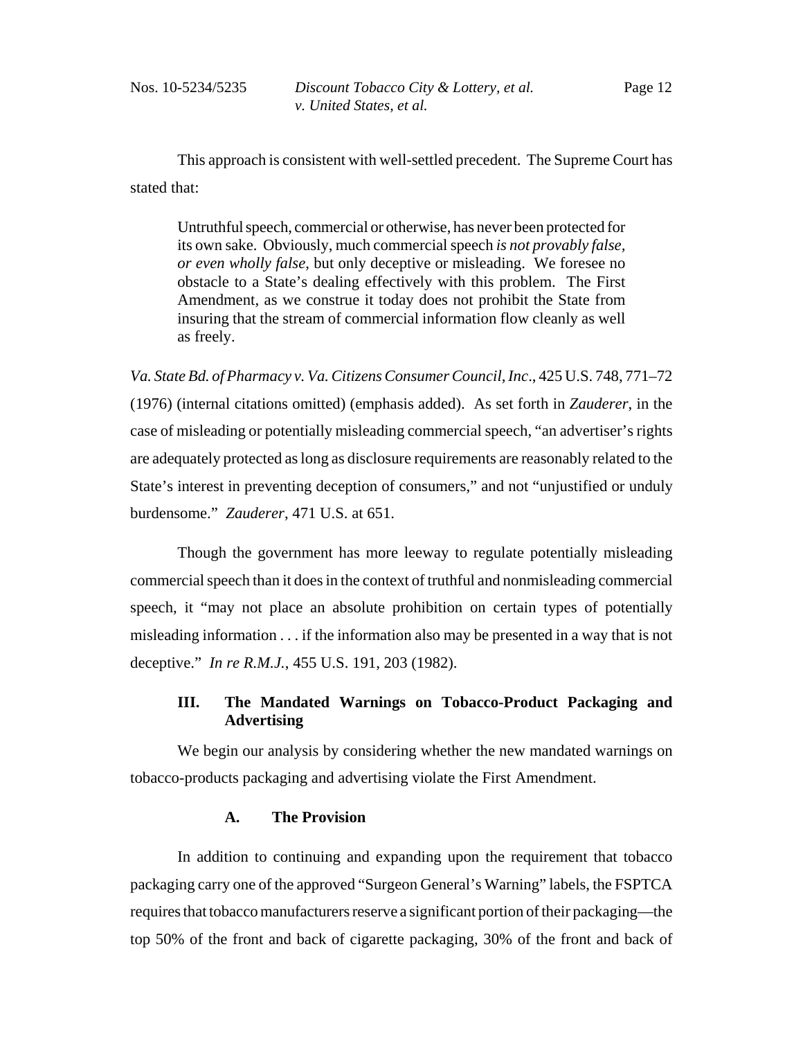This approach is consistent with well-settled precedent. The Supreme Court has stated that:

> Untruthful speech, commercial or otherwise, has never been protected for its own sake. Obviously, much commercial speech *is not provably false, or even wholly false*, but only deceptive or misleading. We foresee no obstacle to a State's dealing effectively with this problem. The First Amendment, as we construe it today does not prohibit the State from insuring that the stream of commercial information flow cleanly as well as freely.

*Va. State Bd. of Pharmacy v. Va. Citizens Consumer Council, Inc*., 425 U.S. 748, 771–72 (1976) (internal citations omitted) (emphasis added). As set forth in *Zauderer*, in the case of misleading or potentially misleading commercial speech, "an advertiser's rights are adequately protected as long as disclosure requirements are reasonably related to the State's interest in preventing deception of consumers," and not "unjustified or unduly burdensome." *Zauderer*, 471 U.S. at 651.

Though the government has more leeway to regulate potentially misleading commercial speech than it does in the context of truthful and nonmisleading commercial speech, it "may not place an absolute prohibition on certain types of potentially misleading information . . . if the information also may be presented in a way that is not deceptive." *In re R.M.J.*, 455 U.S. 191, 203 (1982).

## III. The Mandated Warnings on Tobacco-Product Packaging and Advertising

We begin our analysis by considering whether the new mandated warnings on tobacco-products packaging and advertising violate the First Amendment.

### A. The Provision

In addition to continuing and expanding upon the requirement that tobacco packaging carry one of the approved "Surgeon General's Warning" labels, the FSPTCA requires that tobacco manufacturers reserve a significant portion of their packaging—the top 50% of the front and back of cigarette packaging, 30% of the front and back of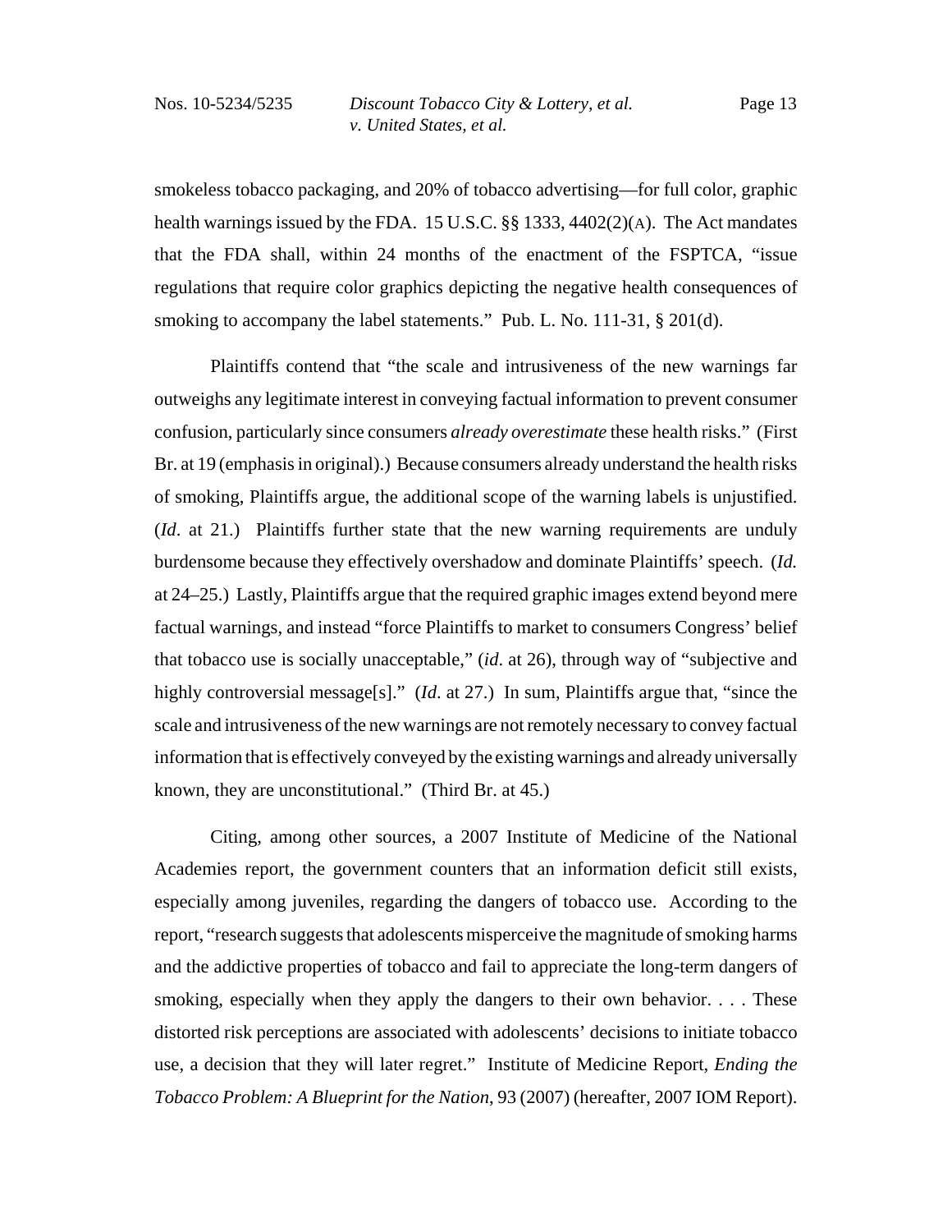smokeless tobacco packaging, and 20% of tobacco advertising—for full color, graphic health warnings issued by the FDA. 15 U.S.C. §§ 1333, 4402(2)(A). The Act mandates that the FDA shall, within 24 months of the enactment of the FSPTCA, "issue regulations that require color graphics depicting the negative health consequences of smoking to accompany the label statements." Pub. L. No. 111-31, § 201(d).

Plaintiffs contend that "the scale and intrusiveness of the new warnings far outweighs any legitimate interest in conveying factual information to prevent consumer confusion, particularly since consumers *already overestimate* these health risks." (First Br. at 19 (emphasis in original).) Because consumers already understand the health risks of smoking, Plaintiffs argue, the additional scope of the warning labels is unjustified. (*Id*. at 21.) Plaintiffs further state that the new warning requirements are unduly burdensome because they effectively overshadow and dominate Plaintiffs' speech. (*Id.* at 24–25.) Lastly, Plaintiffs argue that the required graphic images extend beyond mere factual warnings, and instead "force Plaintiffs to market to consumers Congress' belief that tobacco use is socially unacceptable," (*id*. at 26), through way of "subjective and highly controversial message[s]." (*Id*. at 27.) In sum, Plaintiffs argue that, "since the scale and intrusiveness of the new warnings are not remotely necessary to convey factual information that is effectively conveyed by the existing warnings and already universally known, they are unconstitutional." (Third Br. at 45.)

Citing, among other sources, a 2007 Institute of Medicine of the National Academies report, the government counters that an information deficit still exists, especially among juveniles, regarding the dangers of tobacco use. According to the report, "research suggests that adolescents misperceive the magnitude of smoking harms and the addictive properties of tobacco and fail to appreciate the long-term dangers of smoking, especially when they apply the dangers to their own behavior. . . . These distorted risk perceptions are associated with adolescents' decisions to initiate tobacco use, a decision that they will later regret." Institute of Medicine Report, *Ending the Tobacco Problem: A Blueprint for the Nation*, 93 (2007) (hereafter, 2007 IOM Report).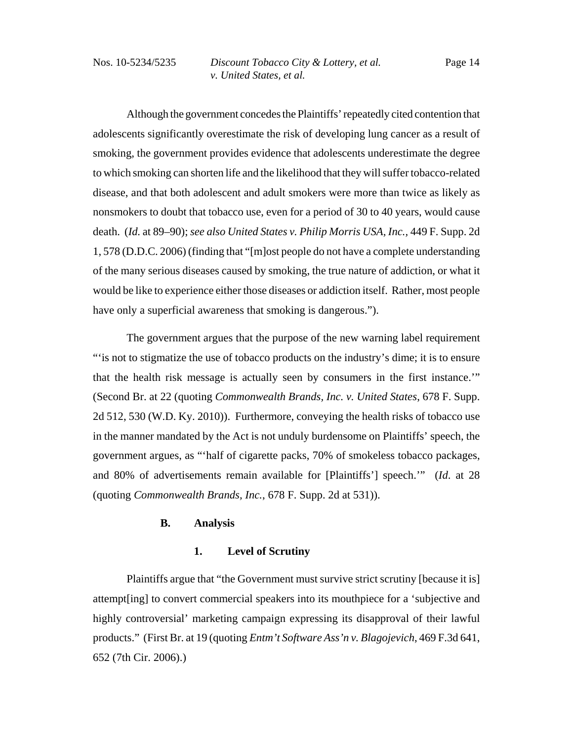Although the government concedes the Plaintiffs' repeatedly cited contention that adolescents significantly overestimate the risk of developing lung cancer as a result of smoking, the government provides evidence that adolescents underestimate the degree to which smoking can shorten life and the likelihood that they will suffer tobacco-related disease, and that both adolescent and adult smokers were more than twice as likely as nonsmokers to doubt that tobacco use, even for a period of 30 to 40 years, would cause death. (*Id.* at 89–90); *see also United States v. Philip Morris USA, Inc.*, 449 F. Supp. 2d 1, 578 (D.D.C. 2006) (finding that "[m]ost people do not have a complete understanding of the many serious diseases caused by smoking, the true nature of addiction, or what it would be like to experience either those diseases or addiction itself. Rather, most people have only a superficial awareness that smoking is dangerous.").

The government argues that the purpose of the new warning label requirement "'is not to stigmatize the use of tobacco products on the industry's dime; it is to ensure that the health risk message is actually seen by consumers in the first instance.'" (Second Br. at 22 (quoting *Commonwealth Brands, Inc. v. United States*, 678 F. Supp. 2d 512, 530 (W.D. Ky. 2010)). Furthermore, conveying the health risks of tobacco use in the manner mandated by the Act is not unduly burdensome on Plaintiffs' speech, the government argues, as "'half of cigarette packs, 70% of smokeless tobacco packages, and 80% of advertisements remain available for [Plaintiffs'] speech.'" (*Id*. at 28 (quoting *Commonwealth Brands, Inc.*, 678 F. Supp. 2d at 531)).

### B. Analysis

#### 1. Level of Scrutiny

Plaintiffs argue that "the Government must survive strict scrutiny [because it is] attempt[ing] to convert commercial speakers into its mouthpiece for a 'subjective and highly controversial' marketing campaign expressing its disapproval of their lawful products." (First Br. at 19 (quoting *Entm't Software Ass'n v. Blagojevich*, 469 F.3d 641, 652 (7th Cir. 2006).)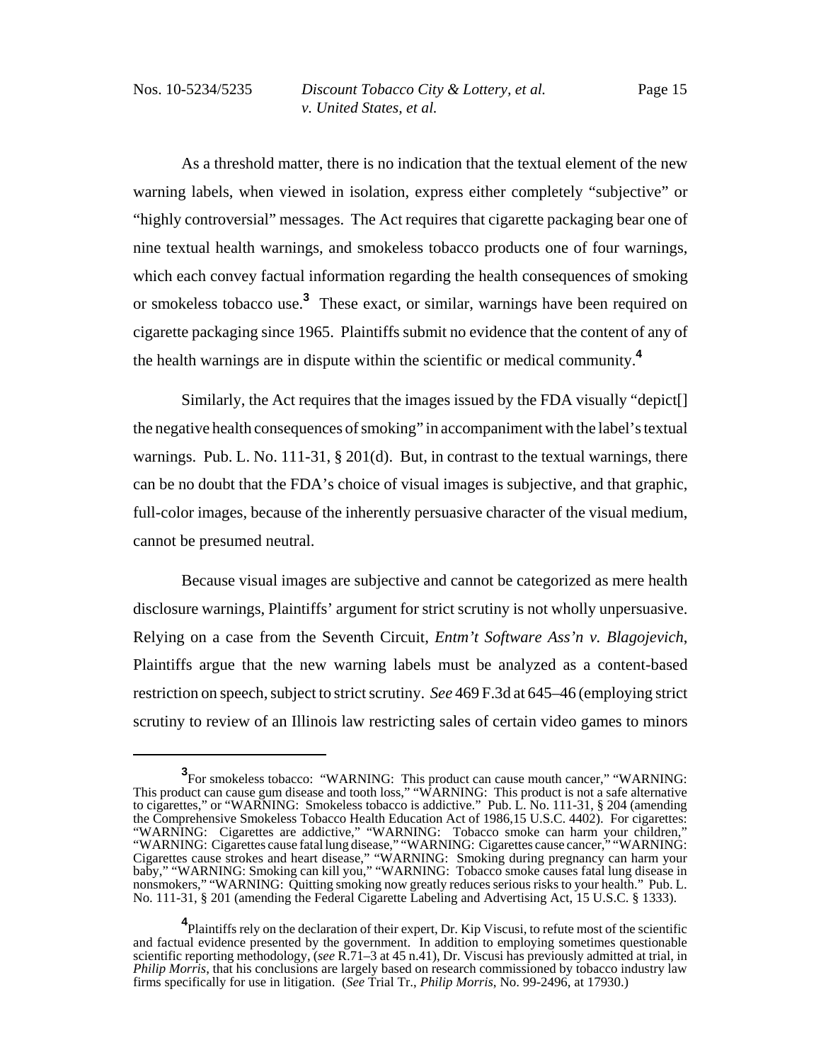As a threshold matter, there is no indication that the textual element of the new warning labels, when viewed in isolation, express either completely "subjective" or "highly controversial" messages. The Act requires that cigarette packaging bear one of nine textual health warnings, and smokeless tobacco products one of four warnings, which each convey factual information regarding the health consequences of smoking or smokeless tobacco use.[3] These exact, or similar, warnings have been required on cigarette packaging since 1965. Plaintiffs submit no evidence that the content of any of the health warnings are in dispute within the scientific or medical community.[4]

Similarly, the Act requires that the images issued by the FDA visually "depict[] the negative health consequences of smoking" in accompaniment with the label's textual warnings. Pub. L. No. 111-31, § 201(d). But, in contrast to the textual warnings, there can be no doubt that the FDA's choice of visual images is subjective, and that graphic, full-color images, because of the inherently persuasive character of the visual medium, cannot be presumed neutral.

Because visual images are subjective and cannot be categorized as mere health disclosure warnings, Plaintiffs' argument for strict scrutiny is not wholly unpersuasive. Relying on a case from the Seventh Circuit, *Entm't Software Ass'n v. Blagojevich*, Plaintiffs argue that the new warning labels must be analyzed as a content-based restriction on speech, subject to strict scrutiny. *See* 469 F.3d at 645–46 (employing strict scrutiny to review of an Illinois law restricting sales of certain video games to minors

---

[3] For smokeless tobacco: "WARNING: This product can cause mouth cancer," "WARNING: This product can cause gum disease and tooth loss," "WARNING: This product is not a safe alternative to cigarettes," or "WARNING: Smokeless tobacco is addictive." Pub. L. No. 111-31, § 204 (amending the Comprehensive Smokeless Tobacco Health Education Act of 1986,15 U.S.C. 4402). For cigarettes: "WARNING: Cigarettes are addictive," "WARNING: Tobacco smoke can harm your children," "WARNING: Cigarettes cause fatal lung disease," "WARNING: Cigarettes cause cancer," "WARNING: Cigarettes cause strokes and heart disease," "WARNING: Smoking during pregnancy can harm your baby," "WARNING: Smoking can kill you," "WARNING: Tobacco smoke causes fatal lung disease in nonsmokers," "WARNING: Quitting smoking now greatly reduces serious risks to your health." Pub. L. No. 111-31, § 201 (amending the Federal Cigarette Labeling and Advertising Act, 15 U.S.C. § 1333).

[4] Plaintiffs rely on the declaration of their expert, Dr. Kip Viscusi, to refute most of the scientific and factual evidence presented by the government. In addition to employing sometimes questionable scientific reporting methodology, (*see* R.71–3 at 45 n.41), Dr. Viscusi has previously admitted at trial, in *Philip Morris*, that his conclusions are largely based on research commissioned by tobacco industry law firms specifically for use in litigation. (*See* Trial Tr., *Philip Morris*, No. 99-2496, at 17930.)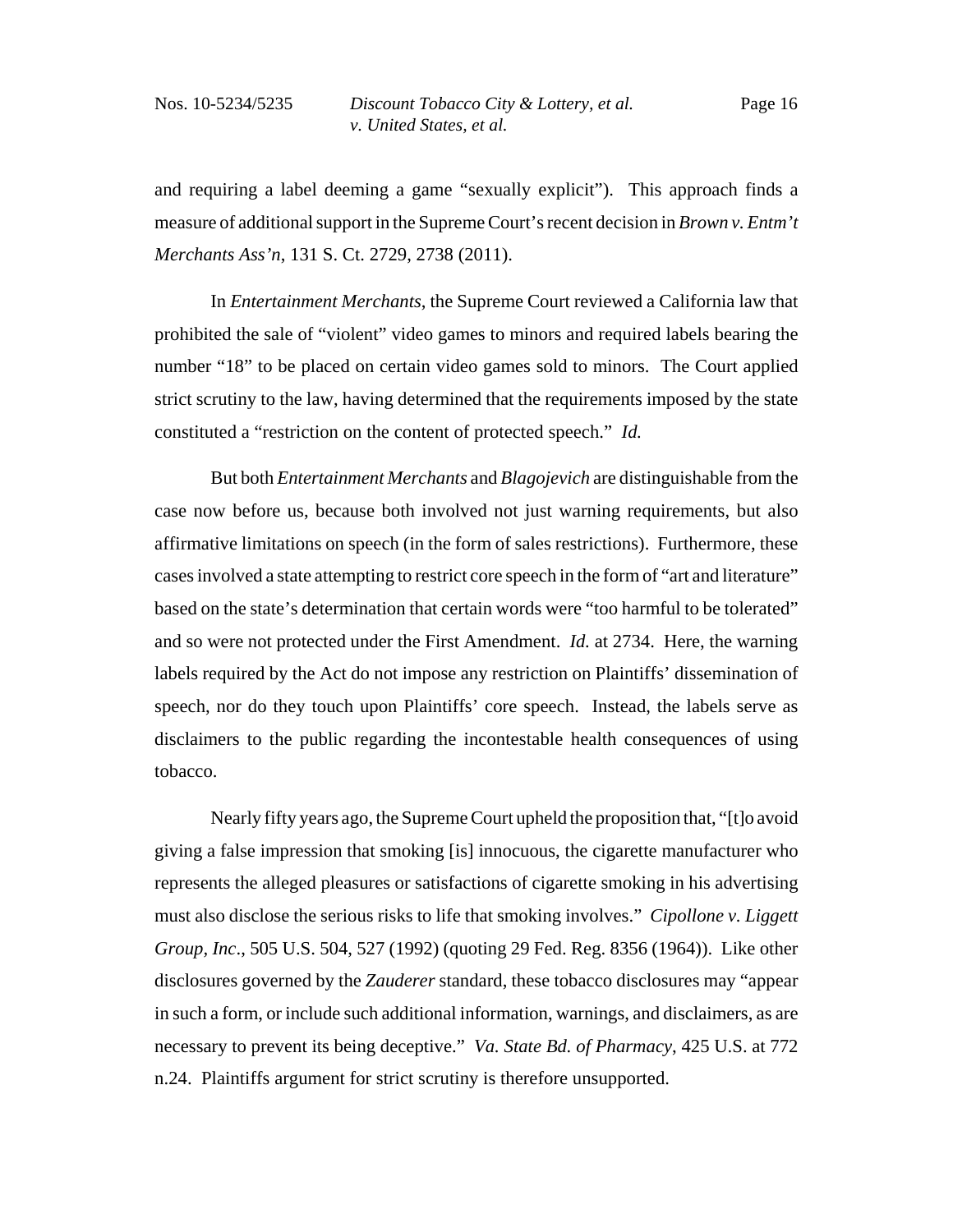and requiring a label deeming a game "sexually explicit"). This approach finds a measure of additional support in the Supreme Court's recent decision in *Brown v. Entm't Merchants Ass'n*, 131 S. Ct. 2729, 2738 (2011).

In *Entertainment Merchants*, the Supreme Court reviewed a California law that prohibited the sale of "violent" video games to minors and required labels bearing the number "18" to be placed on certain video games sold to minors. The Court applied strict scrutiny to the law, having determined that the requirements imposed by the state constituted a "restriction on the content of protected speech." *Id.*

But both *Entertainment Merchants* and *Blagojevich* are distinguishable from the case now before us, because both involved not just warning requirements, but also affirmative limitations on speech (in the form of sales restrictions). Furthermore, these cases involved a state attempting to restrict core speech in the form of "art and literature" based on the state's determination that certain words were "too harmful to be tolerated" and so were not protected under the First Amendment. *Id.* at 2734. Here, the warning labels required by the Act do not impose any restriction on Plaintiffs' dissemination of speech, nor do they touch upon Plaintiffs' core speech. Instead, the labels serve as disclaimers to the public regarding the incontestable health consequences of using tobacco.

Nearly fifty years ago, the Supreme Court upheld the proposition that, "[t]o avoid giving a false impression that smoking [is] innocuous, the cigarette manufacturer who represents the alleged pleasures or satisfactions of cigarette smoking in his advertising must also disclose the serious risks to life that smoking involves." *Cipollone v. Liggett Group, Inc*., 505 U.S. 504, 527 (1992) (quoting 29 Fed. Reg. 8356 (1964)). Like other disclosures governed by the *Zauderer* standard, these tobacco disclosures may "appear in such a form, or include such additional information, warnings, and disclaimers, as are necessary to prevent its being deceptive." *Va. State Bd. of Pharmacy*, 425 U.S. at 772 n.24. Plaintiffs argument for strict scrutiny is therefore unsupported.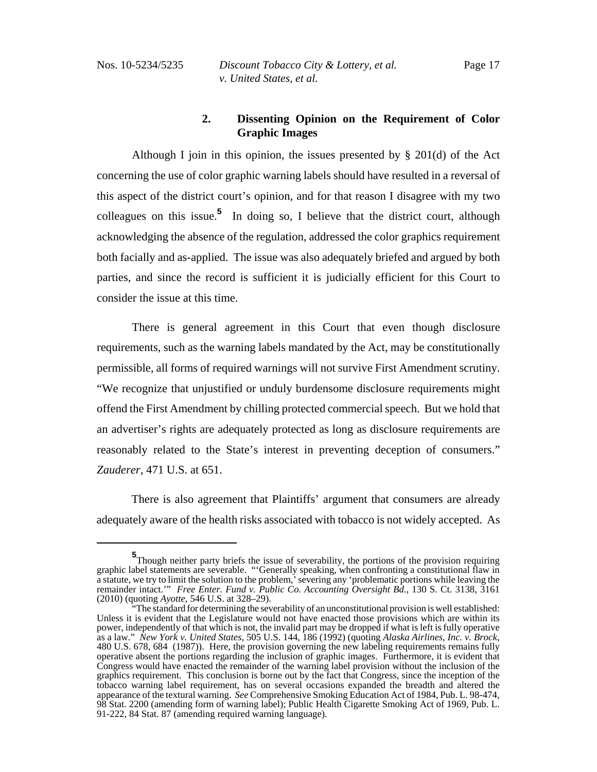### 2. Dissenting Opinion on the Requirement of Color Graphic Images

Although I join in this opinion, the issues presented by § 201(d) of the Act concerning the use of color graphic warning labels should have resulted in a reversal of this aspect of the district court's opinion, and for that reason I disagree with my two colleagues on this issue.[5] In doing so, I believe that the district court, although acknowledging the absence of the regulation, addressed the color graphics requirement both facially and as-applied. The issue was also adequately briefed and argued by both parties, and since the record is sufficient it is judicially efficient for this Court to consider the issue at this time.

There is general agreement in this Court that even though disclosure requirements, such as the warning labels mandated by the Act, may be constitutionally permissible, all forms of required warnings will not survive First Amendment scrutiny. "We recognize that unjustified or unduly burdensome disclosure requirements might offend the First Amendment by chilling protected commercial speech. But we hold that an advertiser's rights are adequately protected as long as disclosure requirements are reasonably related to the State's interest in preventing deception of consumers." *Zauderer*, 471 U.S. at 651.

There is also agreement that Plaintiffs' argument that consumers are already adequately aware of the health risks associated with tobacco is not widely accepted. As

---

[5] Though neither party briefs the issue of severability, the portions of the provision requiring graphic label statements are severable. "'Generally speaking, when confronting a constitutional flaw in a statute, we try to limit the solution to the problem,' severing any 'problematic portions while leaving the remainder intact.'" *Free Enter. Fund v. Public Co. Accounting Oversight Bd.*, 130 S. Ct. 3138, 3161 (2010) (quoting *Ayotte*, 546 U.S. at 328–29).

"The standard for determining the severability of an unconstitutional provision is well established: Unless it is evident that the Legislature would not have enacted those provisions which are within its power, independently of that which is not, the invalid part may be dropped if what is left is fully operative as a law." *New York v. United States*, 505 U.S. 144, 186 (1992) (quoting *Alaska Airlines, Inc. v. Brock*, 480 U.S. 678, 684 (1987)). Here, the provision governing the new labeling requirements remains fully operative absent the portions regarding the inclusion of graphic images. Furthermore, it is evident that Congress would have enacted the remainder of the warning label provision without the inclusion of the graphics requirement. This conclusion is borne out by the fact that Congress, since the inception of the tobacco warning label requirement, has on several occasions expanded the breadth and altered the appearance of the textural warning. *See* Comprehensive Smoking Education Act of 1984, Pub. L. 98-474, 98 Stat. 2200 (amending form of warning label); Public Health Cigarette Smoking Act of 1969, Pub. L. 91-222, 84 Stat. 87 (amending required warning language).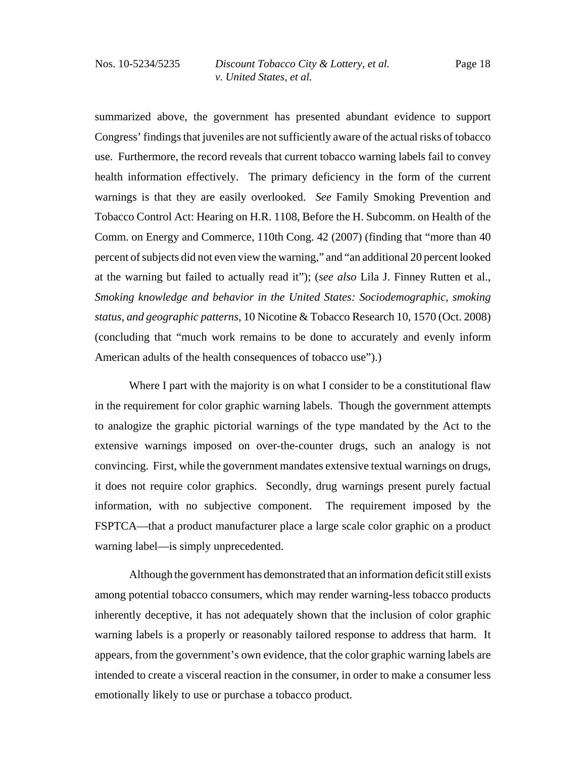summarized above, the government has presented abundant evidence to support Congress' findings that juveniles are not sufficiently aware of the actual risks of tobacco use. Furthermore, the record reveals that current tobacco warning labels fail to convey health information effectively. The primary deficiency in the form of the current warnings is that they are easily overlooked. *See* Family Smoking Prevention and Tobacco Control Act: Hearing on H.R. 1108, Before the H. Subcomm. on Health of the Comm. on Energy and Commerce, 110th Cong. 42 (2007) (finding that "more than 40 percent of subjects did not even view the warning," and "an additional 20 percent looked at the warning but failed to actually read it"); (*see also* Lila J. Finney Rutten et al., *Smoking knowledge and behavior in the United States: Sociodemographic, smoking status, and geographic patterns*, 10 Nicotine & Tobacco Research 10, 1570 (Oct. 2008) (concluding that "much work remains to be done to accurately and evenly inform American adults of the health consequences of tobacco use").)

Where I part with the majority is on what I consider to be a constitutional flaw in the requirement for color graphic warning labels. Though the government attempts to analogize the graphic pictorial warnings of the type mandated by the Act to the extensive warnings imposed on over-the-counter drugs, such an analogy is not convincing. First, while the government mandates extensive textual warnings on drugs, it does not require color graphics. Secondly, drug warnings present purely factual information, with no subjective component. The requirement imposed by the FSPTCA—that a product manufacturer place a large scale color graphic on a product warning label—is simply unprecedented.

Although the government has demonstrated that an information deficit still exists among potential tobacco consumers, which may render warning-less tobacco products inherently deceptive, it has not adequately shown that the inclusion of color graphic warning labels is a properly or reasonably tailored response to address that harm. It appears, from the government's own evidence, that the color graphic warning labels are intended to create a visceral reaction in the consumer, in order to make a consumer less emotionally likely to use or purchase a tobacco product.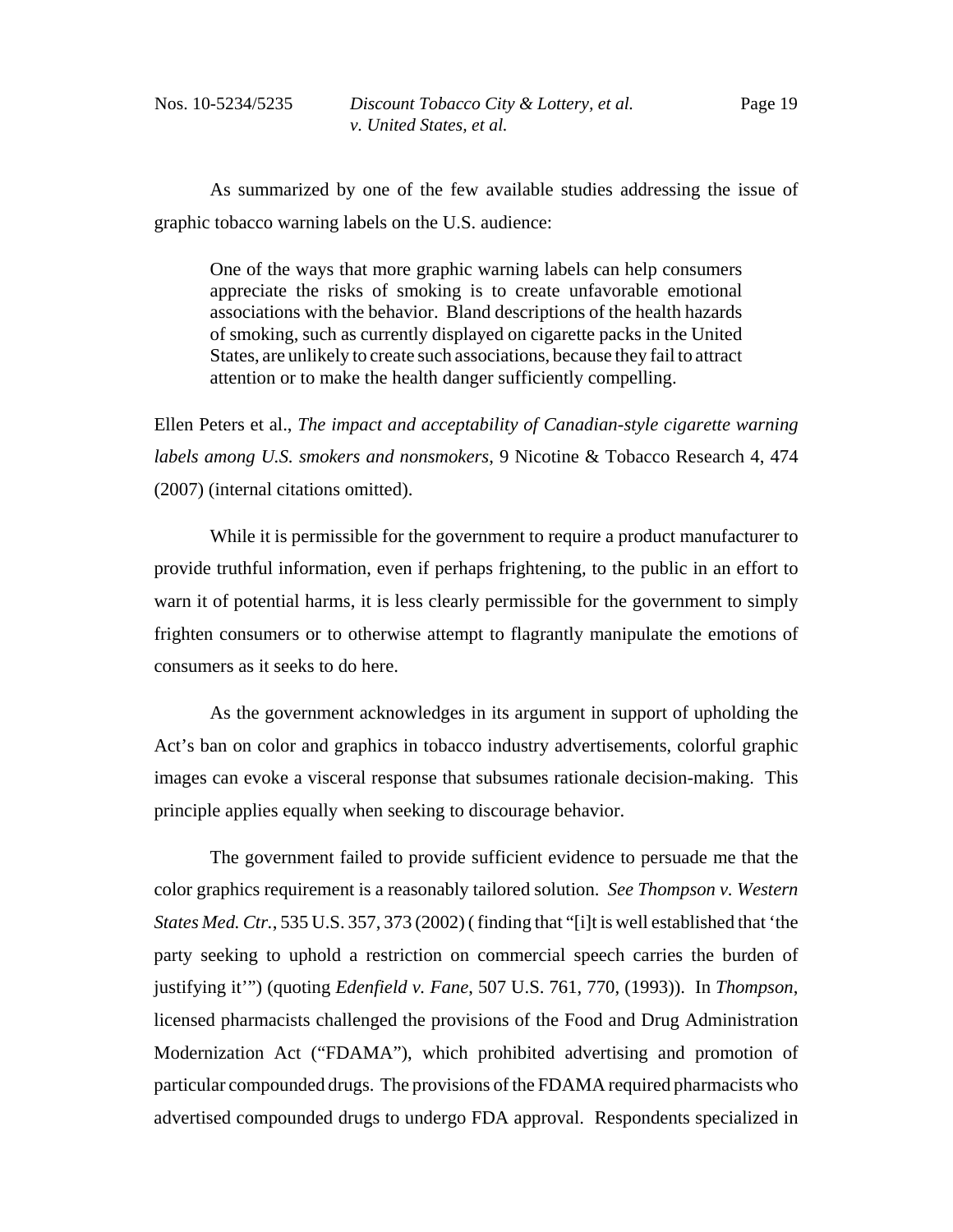As summarized by one of the few available studies addressing the issue of graphic tobacco warning labels on the U.S. audience:

> One of the ways that more graphic warning labels can help consumers appreciate the risks of smoking is to create unfavorable emotional associations with the behavior. Bland descriptions of the health hazards of smoking, such as currently displayed on cigarette packs in the United States, are unlikely to create such associations, because they fail to attract attention or to make the health danger sufficiently compelling.

Ellen Peters et al., *The impact and acceptability of Canadian-style cigarette warning labels among U.S. smokers and nonsmokers*, 9 Nicotine & Tobacco Research 4, 474 (2007) (internal citations omitted).

While it is permissible for the government to require a product manufacturer to provide truthful information, even if perhaps frightening, to the public in an effort to warn it of potential harms, it is less clearly permissible for the government to simply frighten consumers or to otherwise attempt to flagrantly manipulate the emotions of consumers as it seeks to do here.

As the government acknowledges in its argument in support of upholding the Act's ban on color and graphics in tobacco industry advertisements, colorful graphic images can evoke a visceral response that subsumes rationale decision-making. This principle applies equally when seeking to discourage behavior.

The government failed to provide sufficient evidence to persuade me that the color graphics requirement is a reasonably tailored solution. *See Thompson v. Western States Med. Ctr.*, 535 U.S. 357, 373 (2002) ( finding that "[i]t is well established that 'the party seeking to uphold a restriction on commercial speech carries the burden of justifying it'") (quoting *Edenfield v. Fane*, 507 U.S. 761, 770, (1993)). In *Thompson*, licensed pharmacists challenged the provisions of the Food and Drug Administration Modernization Act ("FDAMA"), which prohibited advertising and promotion of particular compounded drugs. The provisions of the FDAMA required pharmacists who advertised compounded drugs to undergo FDA approval. Respondents specialized in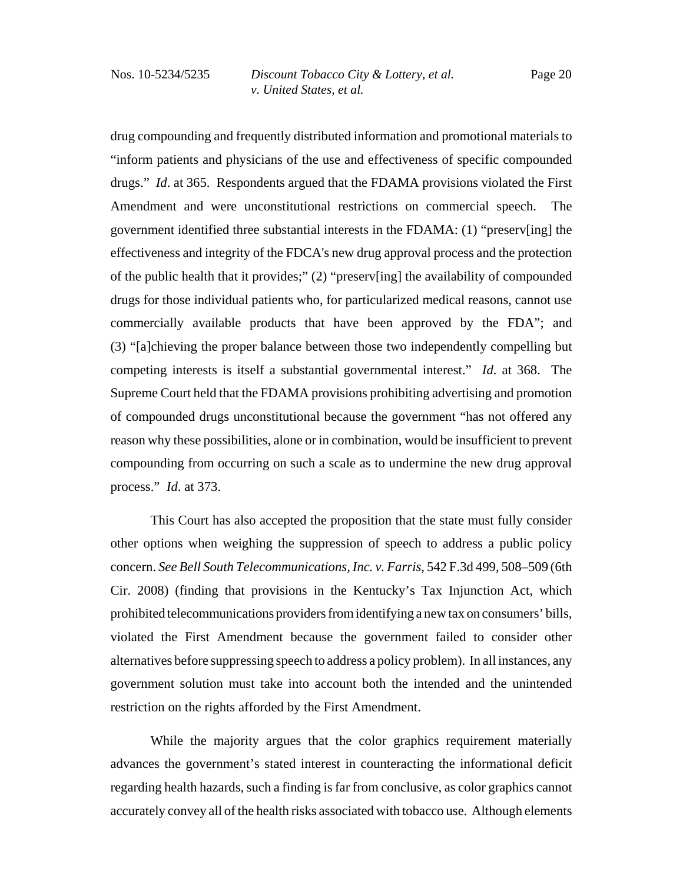drug compounding and frequently distributed information and promotional materials to "inform patients and physicians of the use and effectiveness of specific compounded drugs." *Id*. at 365. Respondents argued that the FDAMA provisions violated the First Amendment and were unconstitutional restrictions on commercial speech. The government identified three substantial interests in the FDAMA: (1) "preserv[ing] the effectiveness and integrity of the FDCA's new drug approval process and the protection of the public health that it provides;" (2) "preserv[ing] the availability of compounded drugs for those individual patients who, for particularized medical reasons, cannot use commercially available products that have been approved by the FDA"; and (3) "[a]chieving the proper balance between those two independently compelling but competing interests is itself a substantial governmental interest." *Id*. at 368. The Supreme Court held that the FDAMA provisions prohibiting advertising and promotion of compounded drugs unconstitutional because the government "has not offered any reason why these possibilities, alone or in combination, would be insufficient to prevent compounding from occurring on such a scale as to undermine the new drug approval process." *Id*. at 373.

This Court has also accepted the proposition that the state must fully consider other options when weighing the suppression of speech to address a public policy concern. *See Bell South Telecommunications, Inc. v. Farris*, 542 F.3d 499, 508–509 (6th Cir. 2008) (finding that provisions in the Kentucky's Tax Injunction Act, which prohibited telecommunications providers from identifying a new tax on consumers' bills, violated the First Amendment because the government failed to consider other alternatives before suppressing speech to address a policy problem). In all instances, any government solution must take into account both the intended and the unintended restriction on the rights afforded by the First Amendment.

While the majority argues that the color graphics requirement materially advances the government's stated interest in counteracting the informational deficit regarding health hazards, such a finding is far from conclusive, as color graphics cannot accurately convey all of the health risks associated with tobacco use. Although elements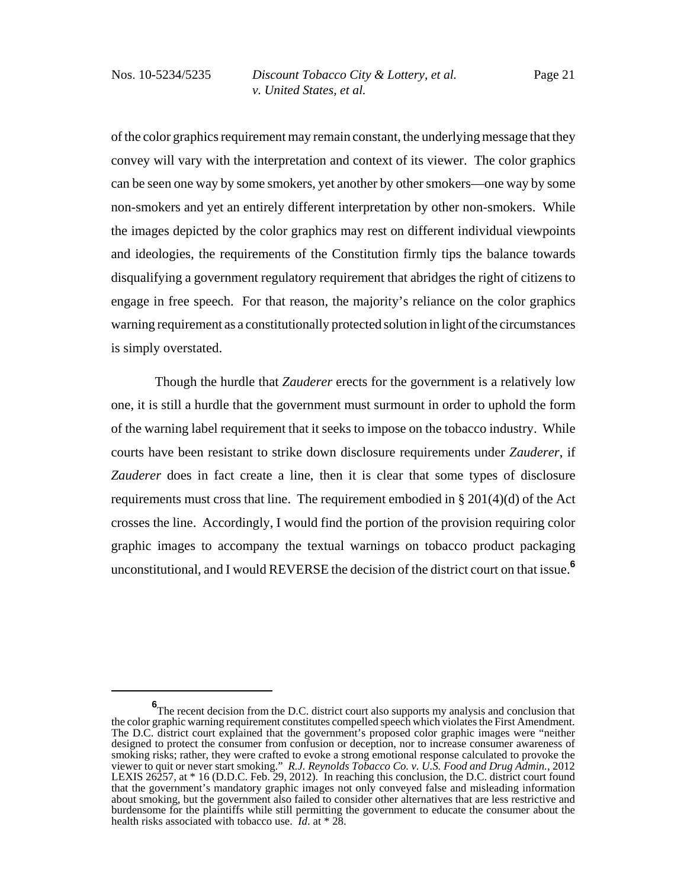of the color graphics requirement may remain constant, the underlying message that they convey will vary with the interpretation and context of its viewer. The color graphics can be seen one way by some smokers, yet another by other smokers—one way by some non-smokers and yet an entirely different interpretation by other non-smokers. While the images depicted by the color graphics may rest on different individual viewpoints and ideologies, the requirements of the Constitution firmly tips the balance towards disqualifying a government regulatory requirement that abridges the right of citizens to engage in free speech. For that reason, the majority's reliance on the color graphics warning requirement as a constitutionally protected solution in light of the circumstances is simply overstated.

Though the hurdle that *Zauderer* erects for the government is a relatively low one, it is still a hurdle that the government must surmount in order to uphold the form of the warning label requirement that it seeks to impose on the tobacco industry. While courts have been resistant to strike down disclosure requirements under *Zauderer*, if *Zauderer* does in fact create a line, then it is clear that some types of disclosure requirements must cross that line. The requirement embodied in § 201(4)(d) of the Act crosses the line. Accordingly, I would find the portion of the provision requiring color graphic images to accompany the textual warnings on tobacco product packaging unconstitutional, and I would REVERSE the decision of the district court on that issue.[6]

---

[6] The recent decision from the D.C. district court also supports my analysis and conclusion that the color graphic warning requirement constitutes compelled speech which violates the First Amendment. The D.C. district court explained that the government's proposed color graphic images were "neither designed to protect the consumer from confusion or deception, nor to increase consumer awareness of smoking risks; rather, they were crafted to evoke a strong emotional response calculated to provoke the viewer to quit or never start smoking." *R.J. Reynolds Tobacco Co. v. U.S. Food and Drug Admin.*, 2012 LEXIS 26257, at * 16 (D.D.C. Feb. 29, 2012). In reaching this conclusion, the D.C. district court found that the government's mandatory graphic images not only conveyed false and misleading information about smoking, but the government also failed to consider other alternatives that are less restrictive and burdensome for the plaintiffs while still permitting the government to educate the consumer about the health risks associated with tobacco use. *Id.* at * 28.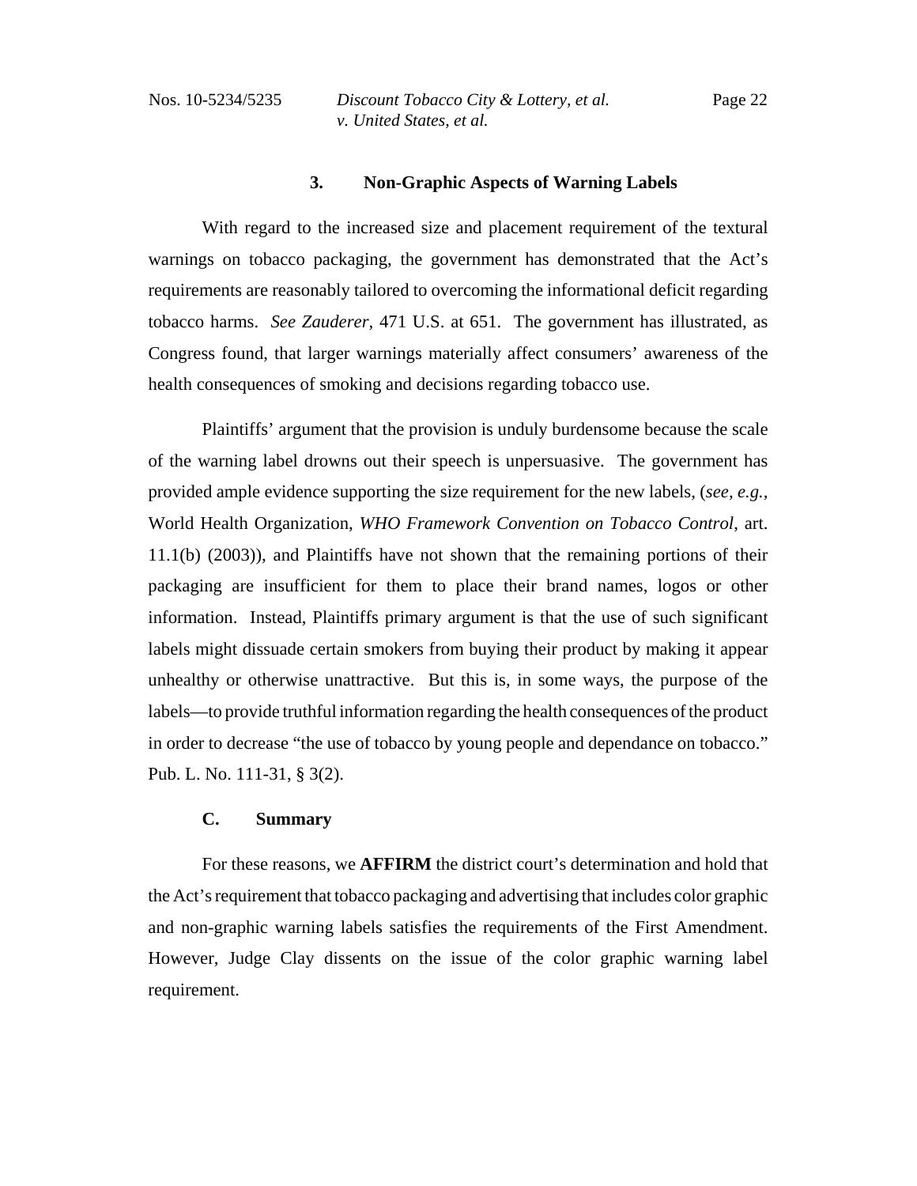### 3. Non-Graphic Aspects of Warning Labels

With regard to the increased size and placement requirement of the textural warnings on tobacco packaging, the government has demonstrated that the Act's requirements are reasonably tailored to overcoming the informational deficit regarding tobacco harms. *See Zauderer*, 471 U.S. at 651. The government has illustrated, as Congress found, that larger warnings materially affect consumers' awareness of the health consequences of smoking and decisions regarding tobacco use.

Plaintiffs' argument that the provision is unduly burdensome because the scale of the warning label drowns out their speech is unpersuasive. The government has provided ample evidence supporting the size requirement for the new labels, (*see, e.g.*, World Health Organization, *WHO Framework Convention on Tobacco Control*, art. 11.1(b) (2003)), and Plaintiffs have not shown that the remaining portions of their packaging are insufficient for them to place their brand names, logos or other information. Instead, Plaintiffs primary argument is that the use of such significant labels might dissuade certain smokers from buying their product by making it appear unhealthy or otherwise unattractive. But this is, in some ways, the purpose of the labels—to provide truthful information regarding the health consequences of the product in order to decrease "the use of tobacco by young people and dependance on tobacco." Pub. L. No. 111-31, § 3(2).

## C. Summary

For these reasons, we **AFFIRM** the district court's determination and hold that the Act's requirement that tobacco packaging and advertising that includes color graphic and non-graphic warning labels satisfies the requirements of the First Amendment. However, Judge Clay dissents on the issue of the color graphic warning label requirement.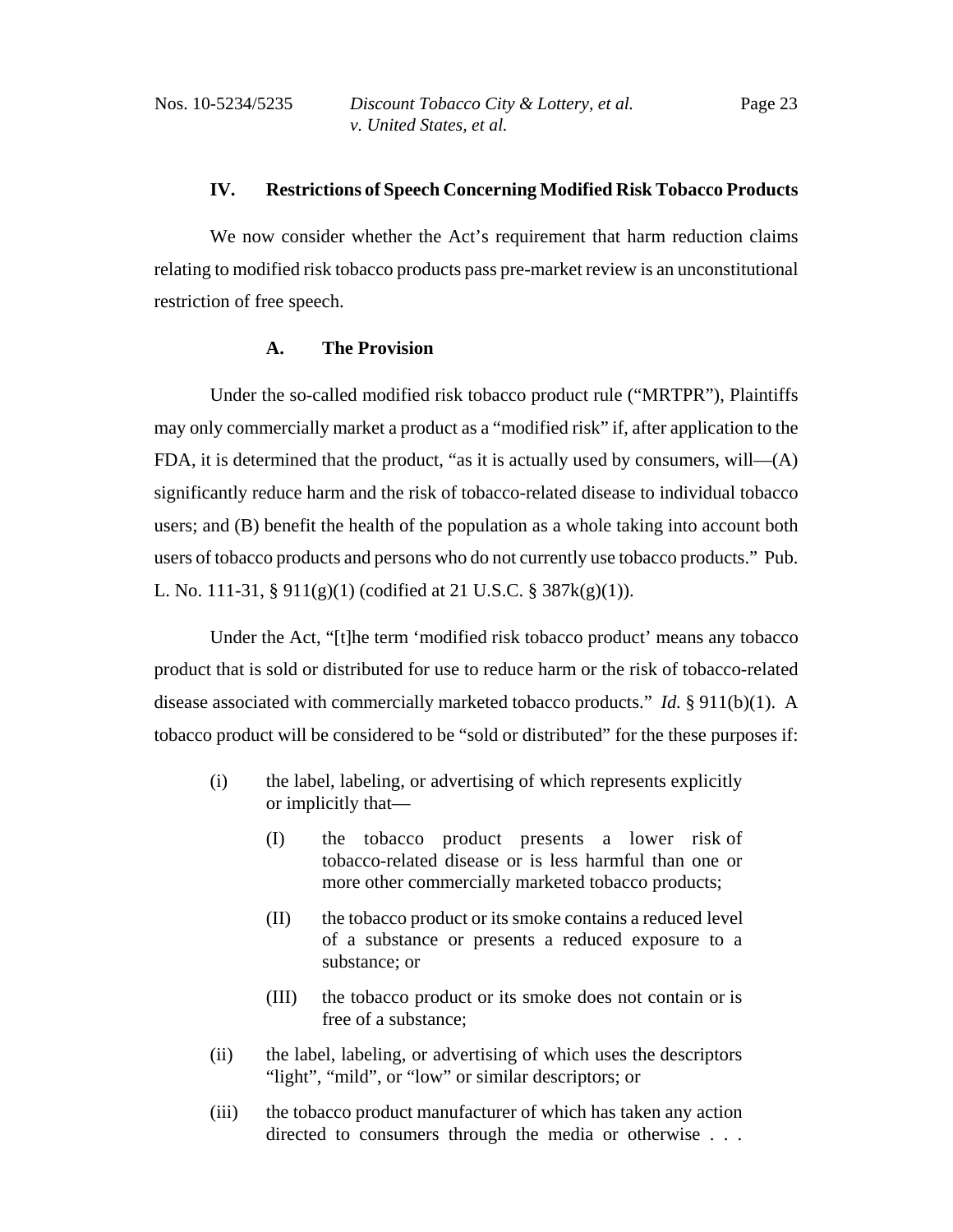## IV. Restrictions of Speech Concerning Modified Risk Tobacco Products

We now consider whether the Act's requirement that harm reduction claims relating to modified risk tobacco products pass pre-market review is an unconstitutional restriction of free speech.

### A. The Provision

Under the so-called modified risk tobacco product rule ("MRTPR"), Plaintiffs may only commercially market a product as a "modified risk" if, after application to the FDA, it is determined that the product, "as it is actually used by consumers, will—(A) significantly reduce harm and the risk of tobacco-related disease to individual tobacco users; and (B) benefit the health of the population as a whole taking into account both users of tobacco products and persons who do not currently use tobacco products." Pub. L. No. 111-31, § 911(g)(1) (codified at 21 U.S.C. § 387k(g)(1)).

Under the Act, "[t]he term 'modified risk tobacco product' means any tobacco product that is sold or distributed for use to reduce harm or the risk of tobacco-related disease associated with commercially marketed tobacco products." *Id.* § 911(b)(1). A tobacco product will be considered to be "sold or distributed" for the these purposes if:

> (i) the label, labeling, or advertising of which represents explicitly or implicitly that—
>
> > (I) the tobacco product presents a lower risk of tobacco-related disease or is less harmful than one or more other commercially marketed tobacco products;
> >
> > (II) the tobacco product or its smoke contains a reduced level of a substance or presents a reduced exposure to a substance; or
> >
> > (III) the tobacco product or its smoke does not contain or is free of a substance;
>
> (ii) the label, labeling, or advertising of which uses the descriptors "light", "mild", or "low" or similar descriptors; or
>
> (iii) the tobacco product manufacturer of which has taken any action directed to consumers through the media or otherwise . . .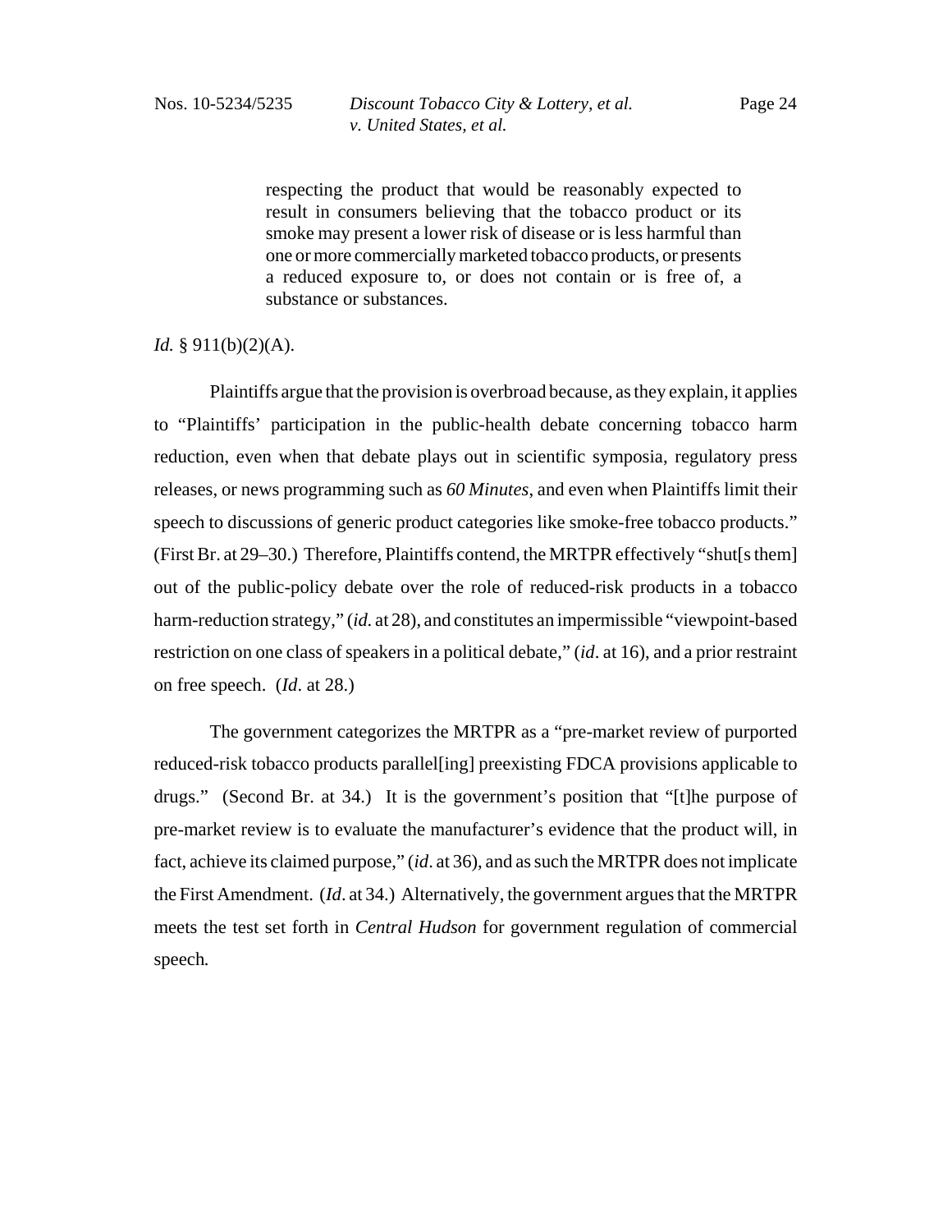> respecting the product that would be reasonably expected to result in consumers believing that the tobacco product or its smoke may present a lower risk of disease or is less harmful than one or more commercially marketed tobacco products, or presents a reduced exposure to, or does not contain or is free of, a substance or substances.

*Id.* § 911(b)(2)(A).

Plaintiffs argue that the provision is overbroad because, as they explain, it applies to "Plaintiffs' participation in the public-health debate concerning tobacco harm reduction, even when that debate plays out in scientific symposia, regulatory press releases, or news programming such as *60 Minutes*, and even when Plaintiffs limit their speech to discussions of generic product categories like smoke-free tobacco products." (First Br. at 29–30.) Therefore, Plaintiffs contend, the MRTPR effectively "shut[s them] out of the public-policy debate over the role of reduced-risk products in a tobacco harm-reduction strategy," (*id.* at 28), and constitutes an impermissible "viewpoint-based restriction on one class of speakers in a political debate," (*id*. at 16), and a prior restraint on free speech. (*Id*. at 28.)

The government categorizes the MRTPR as a "pre-market review of purported reduced-risk tobacco products parallel[ing] preexisting FDCA provisions applicable to drugs." (Second Br. at 34.) It is the government's position that "[t]he purpose of pre-market review is to evaluate the manufacturer's evidence that the product will, in fact, achieve its claimed purpose," (*id*. at 36), and as such the MRTPR does not implicate the First Amendment. (*Id*. at 34.) Alternatively, the government argues that the MRTPR meets the test set forth in *Central Hudson* for government regulation of commercial speech.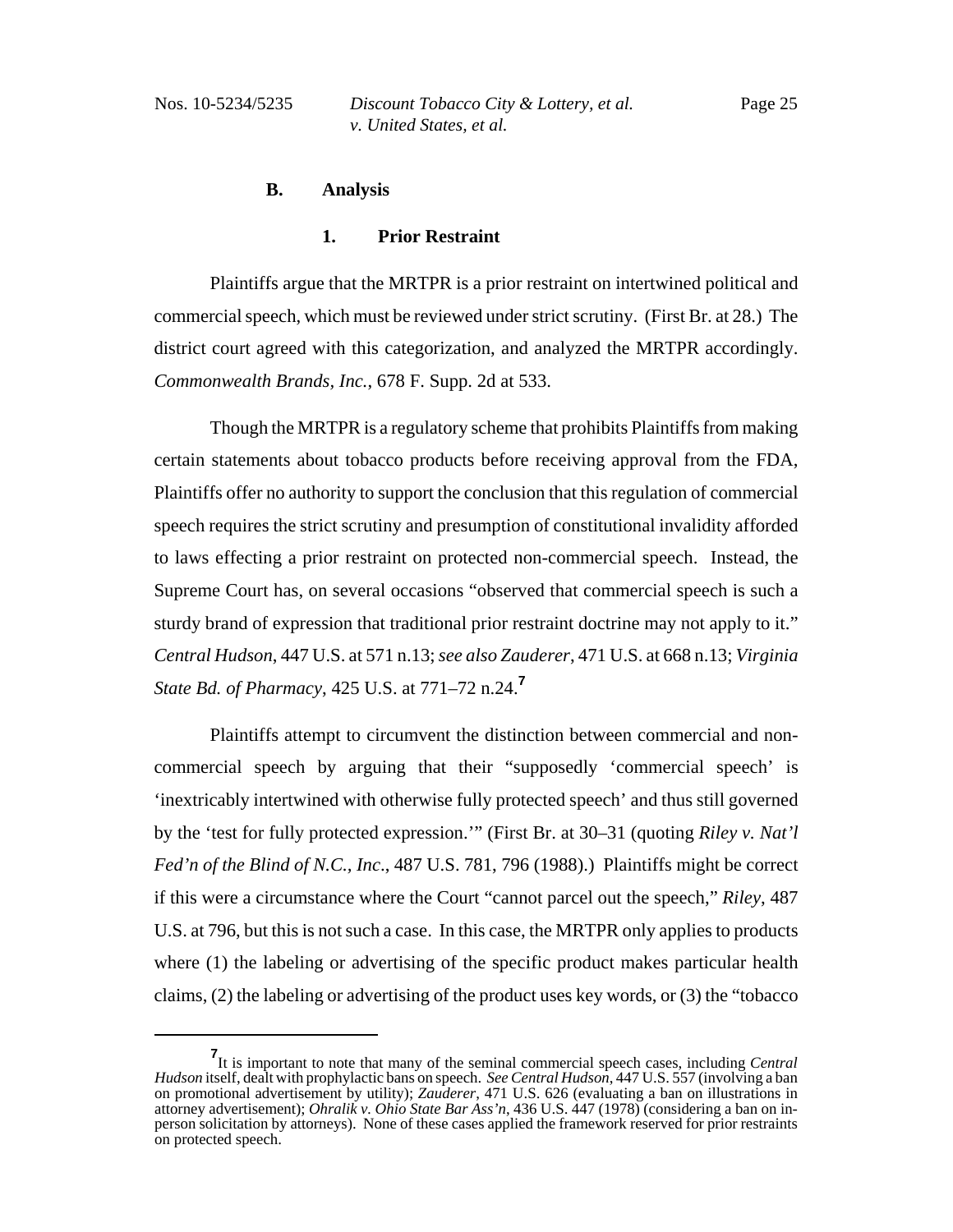### B. Analysis

#### 1. Prior Restraint

Plaintiffs argue that the MRTPR is a prior restraint on intertwined political and commercial speech, which must be reviewed under strict scrutiny. (First Br. at 28.) The district court agreed with this categorization, and analyzed the MRTPR accordingly. *Commonwealth Brands, Inc.*, 678 F. Supp. 2d at 533.

Though the MRTPR is a regulatory scheme that prohibits Plaintiffs from making certain statements about tobacco products before receiving approval from the FDA, Plaintiffs offer no authority to support the conclusion that this regulation of commercial speech requires the strict scrutiny and presumption of constitutional invalidity afforded to laws effecting a prior restraint on protected non-commercial speech. Instead, the Supreme Court has, on several occasions "observed that commercial speech is such a sturdy brand of expression that traditional prior restraint doctrine may not apply to it." *Central Hudson*, 447 U.S. at 571 n.13; *see also Zauderer*, 471 U.S. at 668 n.13; *Virginia State Bd. of Pharmacy*, 425 U.S. at 771–72 n.24.[7]

Plaintiffs attempt to circumvent the distinction between commercial and non-commercial speech by arguing that their "supposedly 'commercial speech' is 'inextricably intertwined with otherwise fully protected speech' and thus still governed by the 'test for fully protected expression.'" (First Br. at 30–31 (quoting *Riley v. Nat'l Fed'n of the Blind of N.C., Inc*., 487 U.S. 781, 796 (1988).) Plaintiffs might be correct if this were a circumstance where the Court "cannot parcel out the speech," *Riley*, 487 U.S. at 796, but this is not such a case. In this case, the MRTPR only applies to products where (1) the labeling or advertising of the specific product makes particular health claims, (2) the labeling or advertising of the product uses key words, or (3) the "tobacco

---

[7] It is important to note that many of the seminal commercial speech cases, including *Central Hudson* itself, dealt with prophylactic bans on speech. *See Central Hudson*, 447 U.S. 557 (involving a ban on promotional advertisement by utility); *Zauderer*, 471 U.S. 626 (evaluating a ban on illustrations in attorney advertisement); *Ohralik v. Ohio State Bar Ass'n*, 436 U.S. 447 (1978) (considering a ban on in-person solicitation by attorneys). None of these cases applied the framework reserved for prior restraints on protected speech.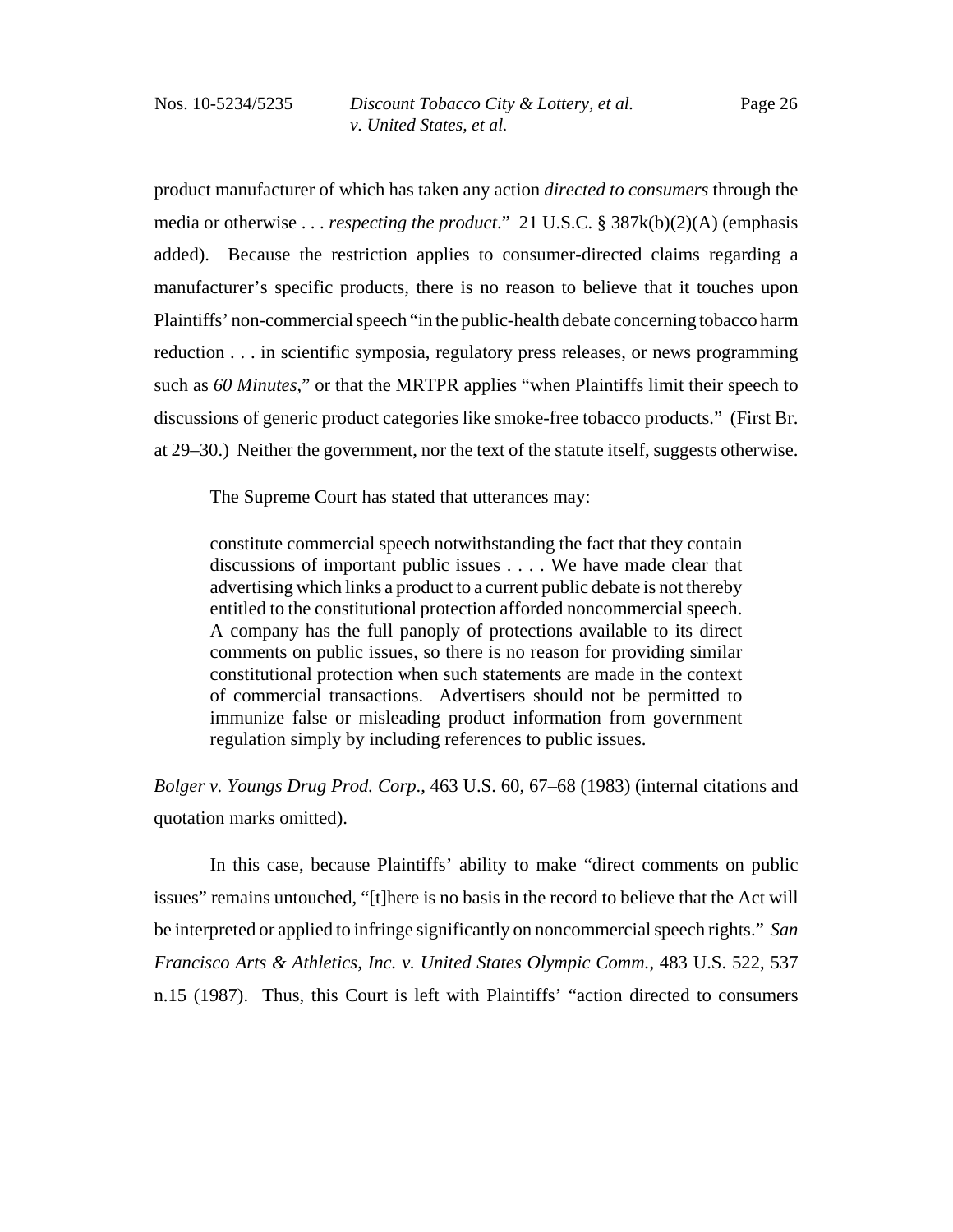product manufacturer of which has taken any action *directed to consumers* through the media or otherwise . . . *respecting the product*." 21 U.S.C. § 387k(b)(2)(A) (emphasis added). Because the restriction applies to consumer-directed claims regarding a manufacturer's specific products, there is no reason to believe that it touches upon Plaintiffs' non-commercial speech "in the public-health debate concerning tobacco harm reduction . . . in scientific symposia, regulatory press releases, or news programming such as *60 Minutes*," or that the MRTPR applies "when Plaintiffs limit their speech to discussions of generic product categories like smoke-free tobacco products." (First Br. at 29–30.) Neither the government, nor the text of the statute itself, suggests otherwise.

The Supreme Court has stated that utterances may:

> constitute commercial speech notwithstanding the fact that they contain discussions of important public issues . . . . We have made clear that advertising which links a product to a current public debate is not thereby entitled to the constitutional protection afforded noncommercial speech. A company has the full panoply of protections available to its direct comments on public issues, so there is no reason for providing similar constitutional protection when such statements are made in the context of commercial transactions. Advertisers should not be permitted to immunize false or misleading product information from government regulation simply by including references to public issues.

*Bolger v. Youngs Drug Prod. Corp.*, 463 U.S. 60, 67–68 (1983) (internal citations and quotation marks omitted).

In this case, because Plaintiffs' ability to make "direct comments on public issues" remains untouched, "[t]here is no basis in the record to believe that the Act will be interpreted or applied to infringe significantly on noncommercial speech rights." *San Francisco Arts & Athletics, Inc. v. United States Olympic Comm.*, 483 U.S. 522, 537 n.15 (1987). Thus, this Court is left with Plaintiffs' "action directed to consumers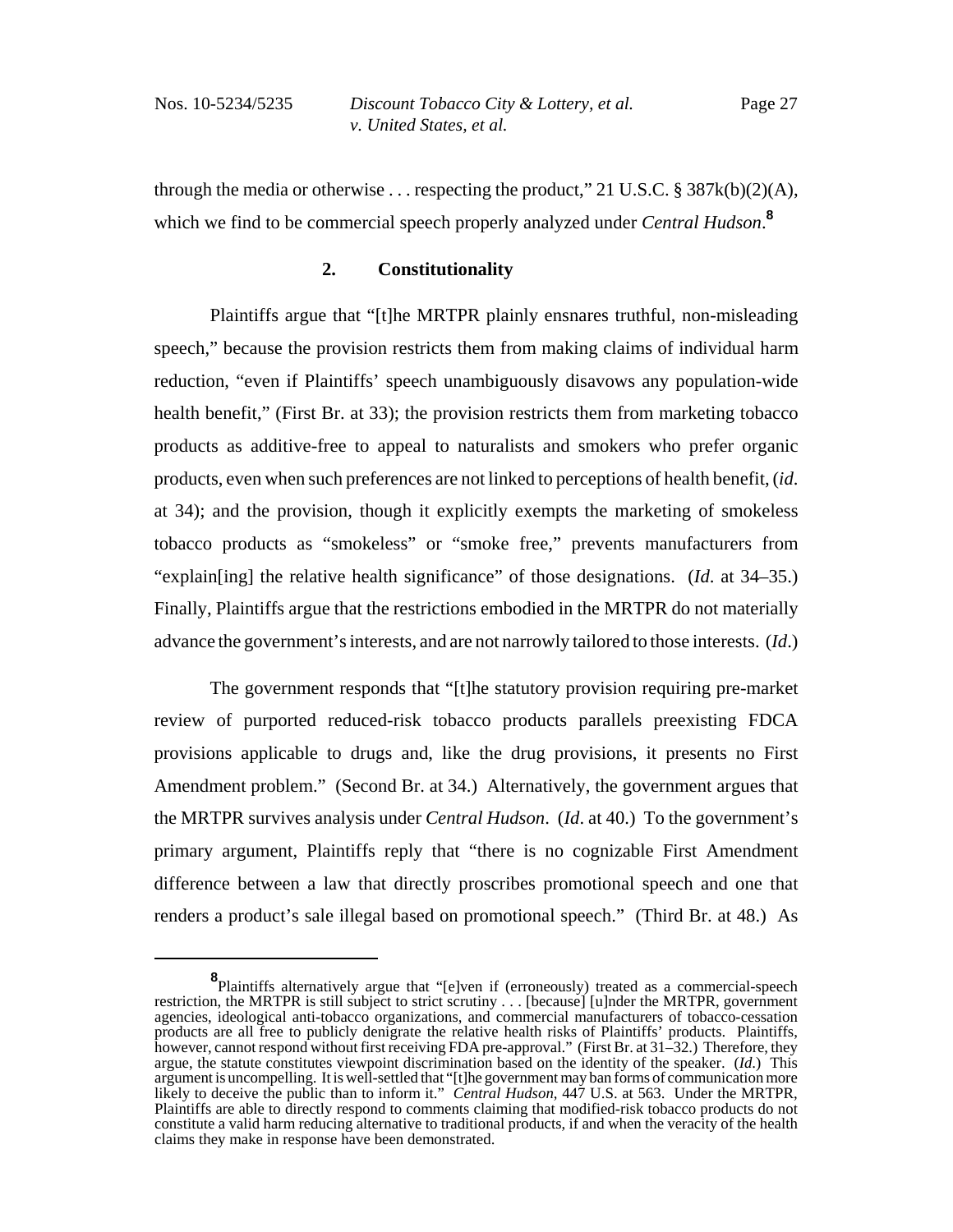through the media or otherwise . . . respecting the product," 21 U.S.C. § 387k(b)(2)(A), which we find to be commercial speech properly analyzed under *Central Hudson*.[8]

## 2. Constitutionality

Plaintiffs argue that "[t]he MRTPR plainly ensnares truthful, non-misleading speech," because the provision restricts them from making claims of individual harm reduction, "even if Plaintiffs' speech unambiguously disavows any population-wide health benefit," (First Br. at 33); the provision restricts them from marketing tobacco products as additive-free to appeal to naturalists and smokers who prefer organic products, even when such preferences are not linked to perceptions of health benefit, (*id*. at 34); and the provision, though it explicitly exempts the marketing of smokeless tobacco products as "smokeless" or "smoke free," prevents manufacturers from "explain[ing] the relative health significance" of those designations. (*Id*. at 34–35.) Finally, Plaintiffs argue that the restrictions embodied in the MRTPR do not materially advance the government's interests, and are not narrowly tailored to those interests. (*Id*.)

The government responds that "[t]he statutory provision requiring pre-market review of purported reduced-risk tobacco products parallels preexisting FDCA provisions applicable to drugs and, like the drug provisions, it presents no First Amendment problem." (Second Br. at 34.) Alternatively, the government argues that the MRTPR survives analysis under *Central Hudson*. (*Id*. at 40.) To the government's primary argument, Plaintiffs reply that "there is no cognizable First Amendment difference between a law that directly proscribes promotional speech and one that renders a product's sale illegal based on promotional speech." (Third Br. at 48.) As

---

[8] Plaintiffs alternatively argue that "[e]ven if (erroneously) treated as a commercial-speech restriction, the MRTPR is still subject to strict scrutiny . . . [because] [u]nder the MRTPR, government agencies, ideological anti-tobacco organizations, and commercial manufacturers of tobacco-cessation products are all free to publicly denigrate the relative health risks of Plaintiffs' products. Plaintiffs, however, cannot respond without first receiving FDA pre-approval." (First Br. at 31–32.) Therefore, they argue, the statute constitutes viewpoint discrimination based on the identity of the speaker. (*Id*.) This argument is uncompelling. It is well-settled that "[t]he government may ban forms of communication more likely to deceive the public than to inform it." *Central Hudson*, 447 U.S. at 563. Under the MRTPR, Plaintiffs are able to directly respond to comments claiming that modified-risk tobacco products do not constitute a valid harm reducing alternative to traditional products, if and when the veracity of the health claims they make in response have been demonstrated.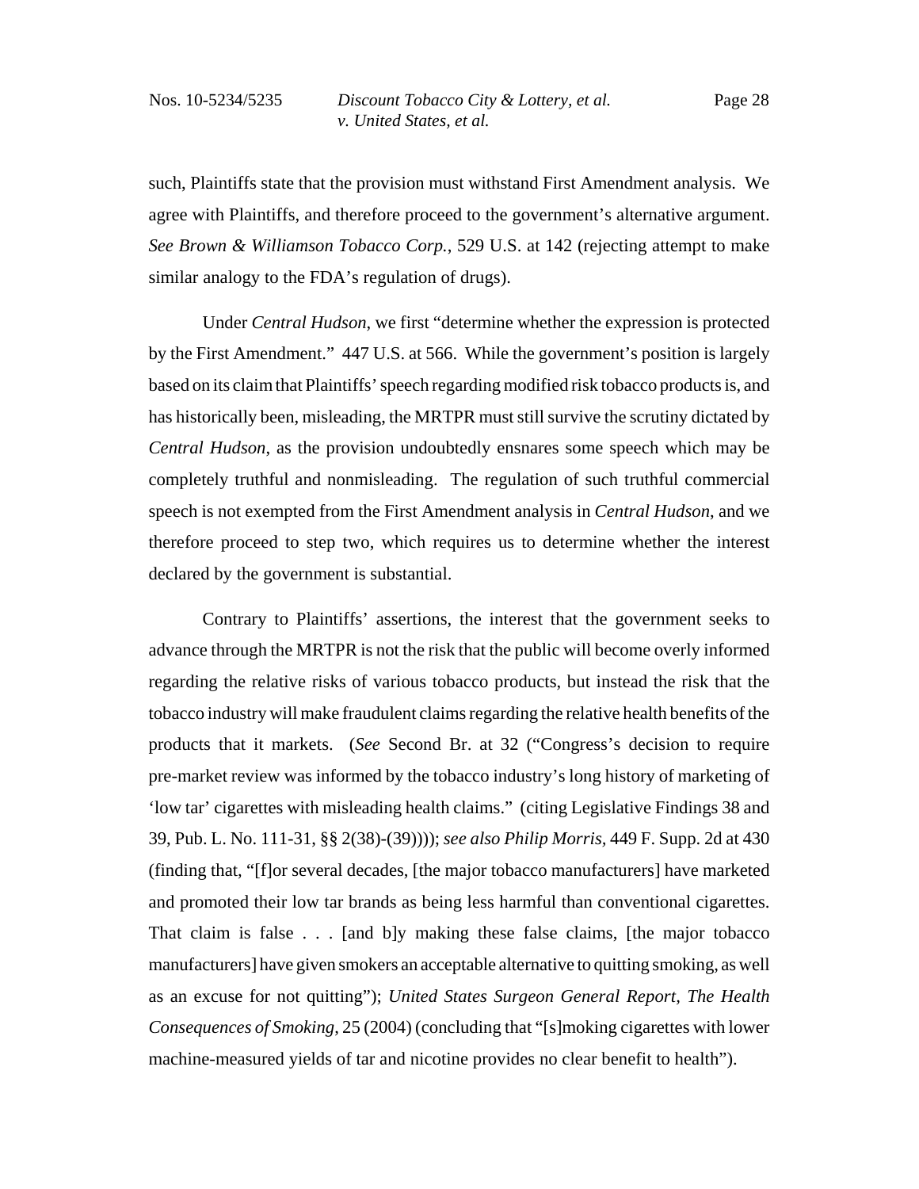such, Plaintiffs state that the provision must withstand First Amendment analysis. We agree with Plaintiffs, and therefore proceed to the government's alternative argument. *See Brown & Williamson Tobacco Corp.*, 529 U.S. at 142 (rejecting attempt to make similar analogy to the FDA's regulation of drugs).

Under *Central Hudson*, we first "determine whether the expression is protected by the First Amendment." 447 U.S. at 566. While the government's position is largely based on its claim that Plaintiffs' speech regarding modified risk tobacco products is, and has historically been, misleading, the MRTPR must still survive the scrutiny dictated by *Central Hudson*, as the provision undoubtedly ensnares some speech which may be completely truthful and nonmisleading. The regulation of such truthful commercial speech is not exempted from the First Amendment analysis in *Central Hudson*, and we therefore proceed to step two, which requires us to determine whether the interest declared by the government is substantial.

Contrary to Plaintiffs' assertions, the interest that the government seeks to advance through the MRTPR is not the risk that the public will become overly informed regarding the relative risks of various tobacco products, but instead the risk that the tobacco industry will make fraudulent claims regarding the relative health benefits of the products that it markets. (*See* Second Br. at 32 ("Congress's decision to require pre-market review was informed by the tobacco industry's long history of marketing of 'low tar' cigarettes with misleading health claims." (citing Legislative Findings 38 and 39, Pub. L. No. 111-31, §§ 2(38)-(39)))); *see also Philip Morris*, 449 F. Supp. 2d at 430 (finding that, "[f]or several decades, [the major tobacco manufacturers] have marketed and promoted their low tar brands as being less harmful than conventional cigarettes. That claim is false . . . [and b]y making these false claims, [the major tobacco manufacturers] have given smokers an acceptable alternative to quitting smoking, as well as an excuse for not quitting"); *United States Surgeon General Report, The Health Consequences of Smoking*, 25 (2004) (concluding that "[s]moking cigarettes with lower machine-measured yields of tar and nicotine provides no clear benefit to health").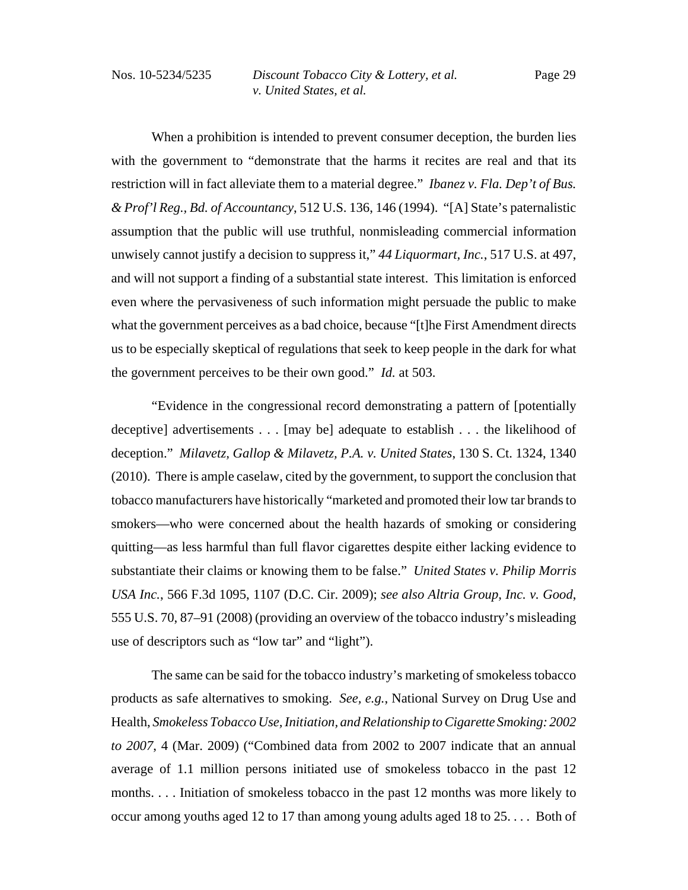When a prohibition is intended to prevent consumer deception, the burden lies with the government to "demonstrate that the harms it recites are real and that its restriction will in fact alleviate them to a material degree." *Ibanez v. Fla. Dep't of Bus. & Prof'l Reg., Bd. of Accountancy*, 512 U.S. 136, 146 (1994). "[A] State's paternalistic assumption that the public will use truthful, nonmisleading commercial information unwisely cannot justify a decision to suppress it," *44 Liquormart, Inc.*, 517 U.S. at 497, and will not support a finding of a substantial state interest. This limitation is enforced even where the pervasiveness of such information might persuade the public to make what the government perceives as a bad choice, because "[t]he First Amendment directs us to be especially skeptical of regulations that seek to keep people in the dark for what the government perceives to be their own good." *Id.* at 503.

"Evidence in the congressional record demonstrating a pattern of [potentially deceptive] advertisements . . . [may be] adequate to establish . . . the likelihood of deception." *Milavetz, Gallop & Milavetz, P.A. v. United States*, 130 S. Ct. 1324, 1340 (2010). There is ample caselaw, cited by the government, to support the conclusion that tobacco manufacturers have historically "marketed and promoted their low tar brands to smokers—who were concerned about the health hazards of smoking or considering quitting—as less harmful than full flavor cigarettes despite either lacking evidence to substantiate their claims or knowing them to be false." *United States v. Philip Morris USA Inc.*, 566 F.3d 1095, 1107 (D.C. Cir. 2009); *see also Altria Group, Inc. v. Good*, 555 U.S. 70, 87–91 (2008) (providing an overview of the tobacco industry's misleading use of descriptors such as "low tar" and "light").

The same can be said for the tobacco industry's marketing of smokeless tobacco products as safe alternatives to smoking. *See, e.g.*, National Survey on Drug Use and Health, *Smokeless Tobacco Use, Initiation, and Relationship to Cigarette Smoking: 2002 to 2007*, 4 (Mar. 2009) ("Combined data from 2002 to 2007 indicate that an annual average of 1.1 million persons initiated use of smokeless tobacco in the past 12 months. . . . Initiation of smokeless tobacco in the past 12 months was more likely to occur among youths aged 12 to 17 than among young adults aged 18 to 25. . . . Both of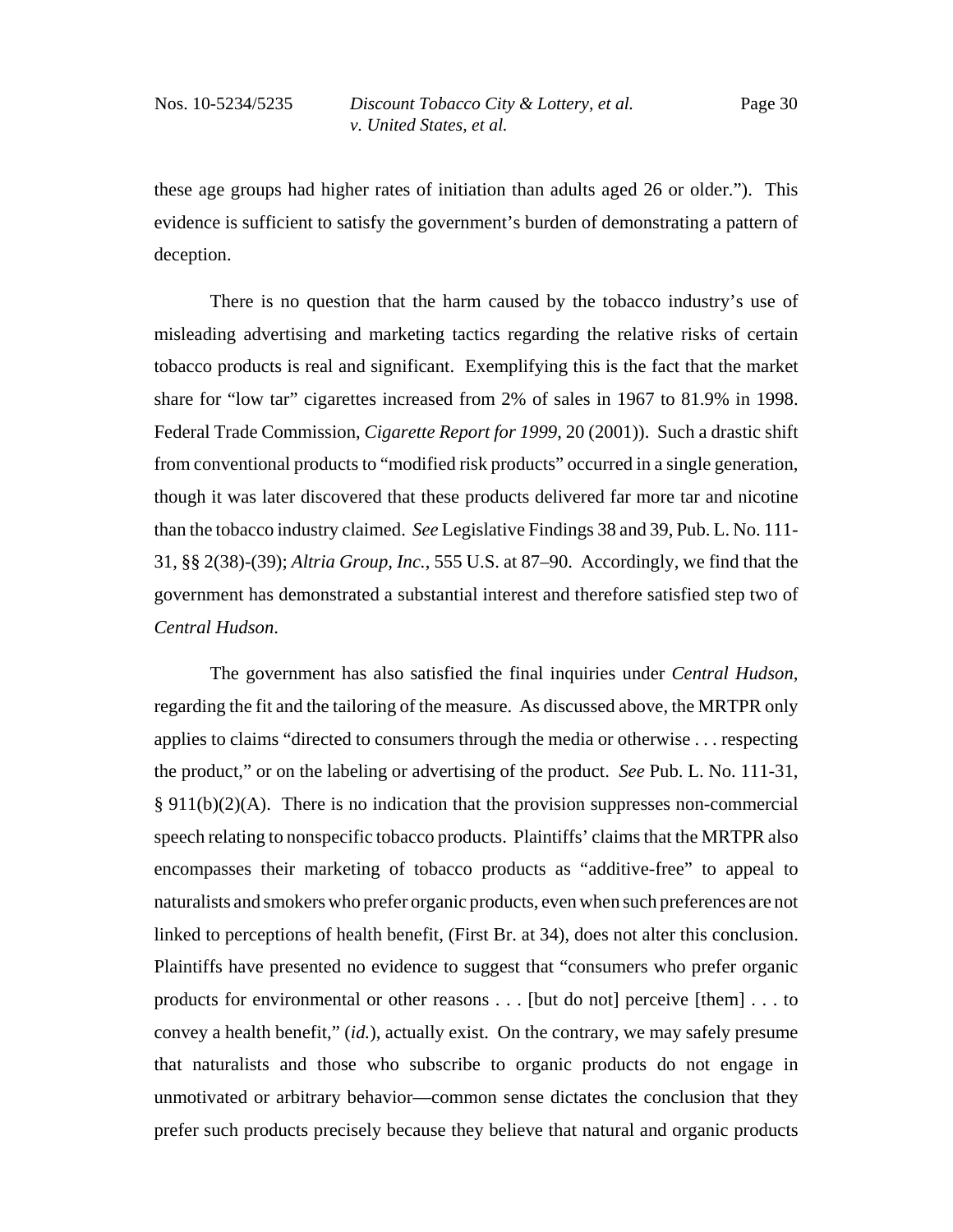these age groups had higher rates of initiation than adults aged 26 or older."). This evidence is sufficient to satisfy the government's burden of demonstrating a pattern of deception.

There is no question that the harm caused by the tobacco industry's use of misleading advertising and marketing tactics regarding the relative risks of certain tobacco products is real and significant. Exemplifying this is the fact that the market share for "low tar" cigarettes increased from 2% of sales in 1967 to 81.9% in 1998. Federal Trade Commission, *Cigarette Report for 1999*, 20 (2001)). Such a drastic shift from conventional products to "modified risk products" occurred in a single generation, though it was later discovered that these products delivered far more tar and nicotine than the tobacco industry claimed. *See* Legislative Findings 38 and 39, Pub. L. No. 111-31, §§ 2(38)-(39); *Altria Group, Inc.*, 555 U.S. at 87–90. Accordingly, we find that the government has demonstrated a substantial interest and therefore satisfied step two of *Central Hudson*.

The government has also satisfied the final inquiries under *Central Hudson*, regarding the fit and the tailoring of the measure. As discussed above, the MRTPR only applies to claims "directed to consumers through the media or otherwise . . . respecting the product," or on the labeling or advertising of the product. *See* Pub. L. No. 111-31, § 911(b)(2)(A). There is no indication that the provision suppresses non-commercial speech relating to nonspecific tobacco products. Plaintiffs' claims that the MRTPR also encompasses their marketing of tobacco products as "additive-free" to appeal to naturalists and smokers who prefer organic products, even when such preferences are not linked to perceptions of health benefit, (First Br. at 34), does not alter this conclusion. Plaintiffs have presented no evidence to suggest that "consumers who prefer organic products for environmental or other reasons . . . [but do not] perceive [them] . . . to convey a health benefit," (*id.*), actually exist. On the contrary, we may safely presume that naturalists and those who subscribe to organic products do not engage in unmotivated or arbitrary behavior—common sense dictates the conclusion that they prefer such products precisely because they believe that natural and organic products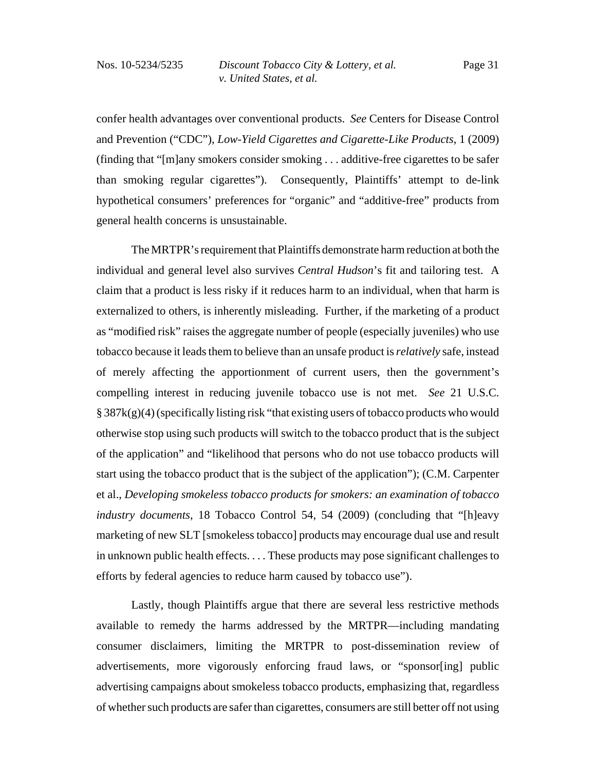confer health advantages over conventional products. *See* Centers for Disease Control and Prevention ("CDC"), *Low-Yield Cigarettes and Cigarette-Like Products*, 1 (2009) (finding that "[m]any smokers consider smoking . . . additive-free cigarettes to be safer than smoking regular cigarettes"). Consequently, Plaintiffs' attempt to de-link hypothetical consumers' preferences for "organic" and "additive-free" products from general health concerns is unsustainable.

The MRTPR's requirement that Plaintiffs demonstrate harm reduction at both the individual and general level also survives *Central Hudson*'s fit and tailoring test. A claim that a product is less risky if it reduces harm to an individual, when that harm is externalized to others, is inherently misleading. Further, if the marketing of a product as "modified risk" raises the aggregate number of people (especially juveniles) who use tobacco because it leads them to believe than an unsafe product is *relatively* safe, instead of merely affecting the apportionment of current users, then the government's compelling interest in reducing juvenile tobacco use is not met. *See* 21 U.S.C. § 387k(g)(4) (specifically listing risk "that existing users of tobacco products who would otherwise stop using such products will switch to the tobacco product that is the subject of the application" and "likelihood that persons who do not use tobacco products will start using the tobacco product that is the subject of the application"); (C.M. Carpenter et al., *Developing smokeless tobacco products for smokers: an examination of tobacco industry documents*, 18 Tobacco Control 54, 54 (2009) (concluding that "[h]eavy marketing of new SLT [smokeless tobacco] products may encourage dual use and result in unknown public health effects. . . . These products may pose significant challenges to efforts by federal agencies to reduce harm caused by tobacco use").

Lastly, though Plaintiffs argue that there are several less restrictive methods available to remedy the harms addressed by the MRTPR—including mandating consumer disclaimers, limiting the MRTPR to post-dissemination review of advertisements, more vigorously enforcing fraud laws, or "sponsor[ing] public advertising campaigns about smokeless tobacco products, emphasizing that, regardless of whether such products are safer than cigarettes, consumers are still better off not using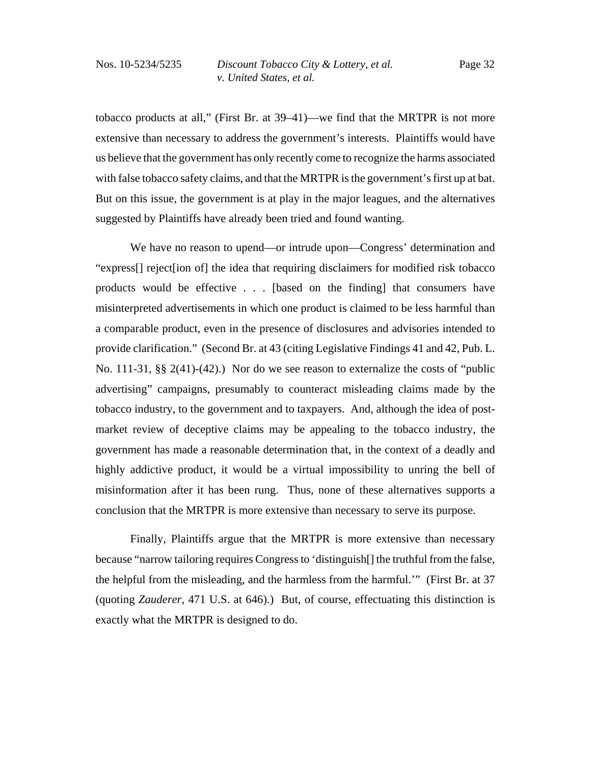tobacco products at all," (First Br. at 39–41)—we find that the MRTPR is not more extensive than necessary to address the government's interests. Plaintiffs would have us believe that the government has only recently come to recognize the harms associated with false tobacco safety claims, and that the MRTPR is the government's first up at bat. But on this issue, the government is at play in the major leagues, and the alternatives suggested by Plaintiffs have already been tried and found wanting.

We have no reason to upend—or intrude upon—Congress' determination and "express[] reject[ion of] the idea that requiring disclaimers for modified risk tobacco products would be effective . . . [based on the finding] that consumers have misinterpreted advertisements in which one product is claimed to be less harmful than a comparable product, even in the presence of disclosures and advisories intended to provide clarification." (Second Br. at 43 (citing Legislative Findings 41 and 42, Pub. L. No. 111-31, §§ 2(41)-(42).) Nor do we see reason to externalize the costs of "public advertising" campaigns, presumably to counteract misleading claims made by the tobacco industry, to the government and to taxpayers. And, although the idea of post-market review of deceptive claims may be appealing to the tobacco industry, the government has made a reasonable determination that, in the context of a deadly and highly addictive product, it would be a virtual impossibility to unring the bell of misinformation after it has been rung. Thus, none of these alternatives supports a conclusion that the MRTPR is more extensive than necessary to serve its purpose.

Finally, Plaintiffs argue that the MRTPR is more extensive than necessary because "narrow tailoring requires Congress to 'distinguish[] the truthful from the false, the helpful from the misleading, and the harmless from the harmful.'" (First Br. at 37 (quoting *Zauderer*, 471 U.S. at 646).) But, of course, effectuating this distinction is exactly what the MRTPR is designed to do.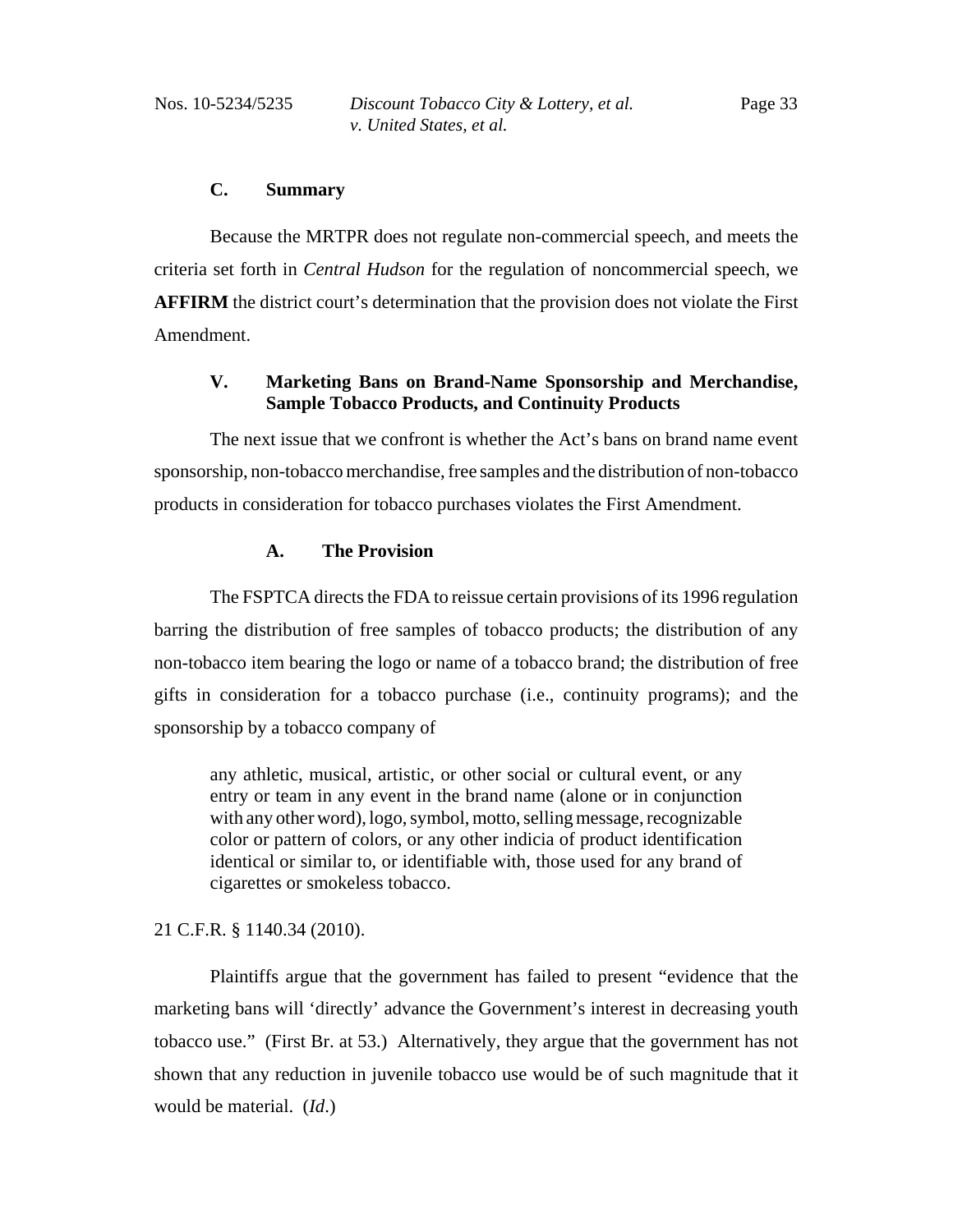### C. Summary

Because the MRTPR does not regulate non-commercial speech, and meets the criteria set forth in *Central Hudson* for the regulation of noncommercial speech, we **AFFIRM** the district court's determination that the provision does not violate the First Amendment.

## V. Marketing Bans on Brand-Name Sponsorship and Merchandise, Sample Tobacco Products, and Continuity Products

The next issue that we confront is whether the Act's bans on brand name event sponsorship, non-tobacco merchandise, free samples and the distribution of non-tobacco products in consideration for tobacco purchases violates the First Amendment.

### A. The Provision

The FSPTCA directs the FDA to reissue certain provisions of its 1996 regulation barring the distribution of free samples of tobacco products; the distribution of any non-tobacco item bearing the logo or name of a tobacco brand; the distribution of free gifts in consideration for a tobacco purchase (i.e., continuity programs); and the sponsorship by a tobacco company of

> any athletic, musical, artistic, or other social or cultural event, or any entry or team in any event in the brand name (alone or in conjunction with any other word), logo, symbol, motto, selling message, recognizable color or pattern of colors, or any other indicia of product identification identical or similar to, or identifiable with, those used for any brand of cigarettes or smokeless tobacco.

21 C.F.R. § 1140.34 (2010).

Plaintiffs argue that the government has failed to present "evidence that the marketing bans will 'directly' advance the Government's interest in decreasing youth tobacco use." (First Br. at 53.) Alternatively, they argue that the government has not shown that any reduction in juvenile tobacco use would be of such magnitude that it would be material. (*Id*.)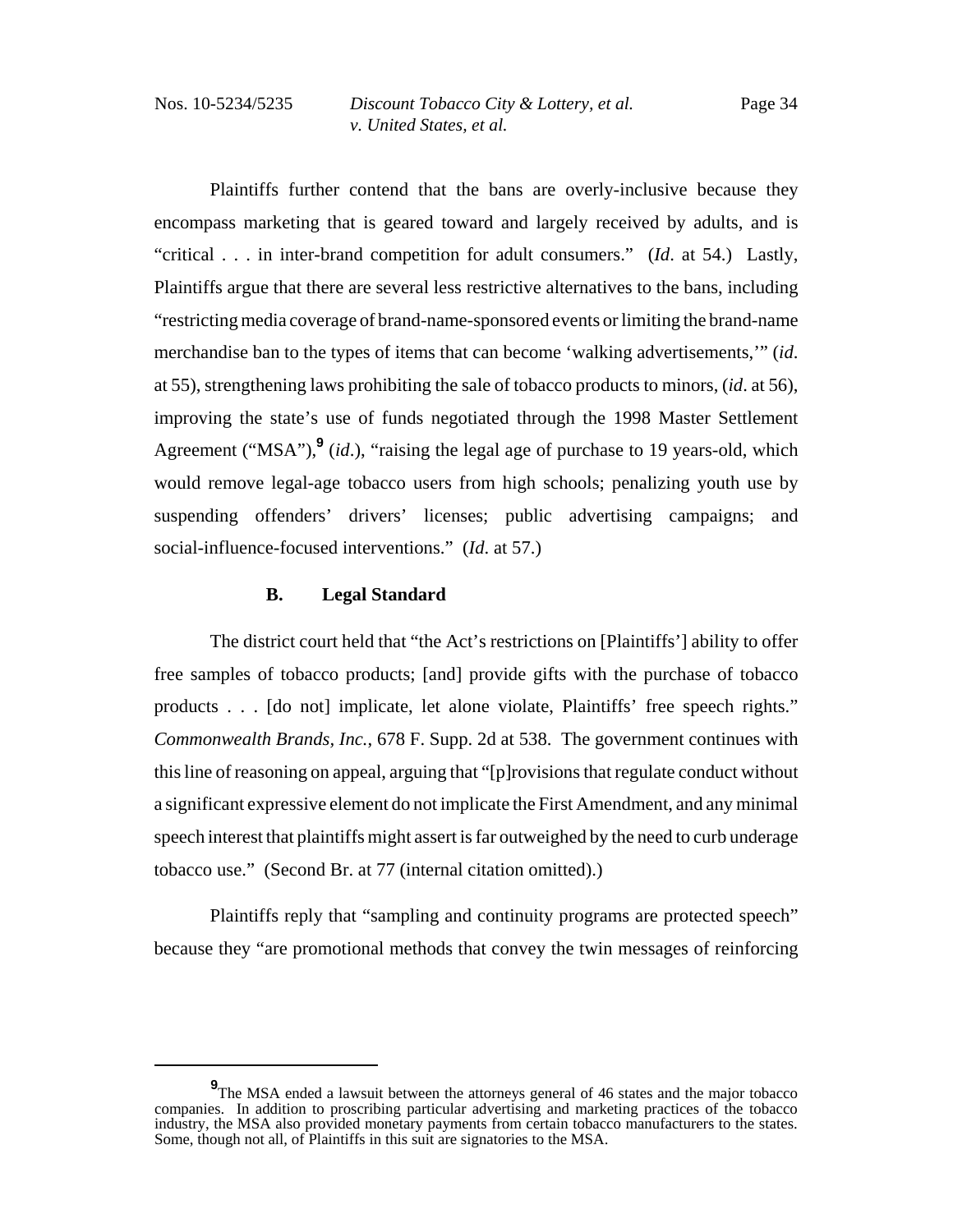Plaintiffs further contend that the bans are overly-inclusive because they encompass marketing that is geared toward and largely received by adults, and is "critical . . . in inter-brand competition for adult consumers." (*Id*. at 54.) Lastly, Plaintiffs argue that there are several less restrictive alternatives to the bans, including "restricting media coverage of brand-name-sponsored events or limiting the brand-name merchandise ban to the types of items that can become 'walking advertisements,'" (*id*. at 55), strengthening laws prohibiting the sale of tobacco products to minors, (*id*. at 56), improving the state's use of funds negotiated through the 1998 Master Settlement Agreement ("MSA"),[9] (*id*.), "raising the legal age of purchase to 19 years-old, which would remove legal-age tobacco users from high schools; penalizing youth use by suspending offenders' drivers' licenses; public advertising campaigns; and social-influence-focused interventions." (*Id*. at 57.)

### B. Legal Standard

The district court held that "the Act's restrictions on [Plaintiffs'] ability to offer free samples of tobacco products; [and] provide gifts with the purchase of tobacco products . . . [do not] implicate, let alone violate, Plaintiffs' free speech rights." *Commonwealth Brands, Inc.*, 678 F. Supp. 2d at 538. The government continues with this line of reasoning on appeal, arguing that "[p]rovisions that regulate conduct without a significant expressive element do not implicate the First Amendment, and any minimal speech interest that plaintiffs might assert is far outweighed by the need to curb underage tobacco use." (Second Br. at 77 (internal citation omitted).)

Plaintiffs reply that "sampling and continuity programs are protected speech" because they "are promotional methods that convey the twin messages of reinforcing

[9] The MSA ended a lawsuit between the attorneys general of 46 states and the major tobacco companies. In addition to proscribing particular advertising and marketing practices of the tobacco industry, the MSA also provided monetary payments from certain tobacco manufacturers to the states. Some, though not all, of Plaintiffs in this suit are signatories to the MSA.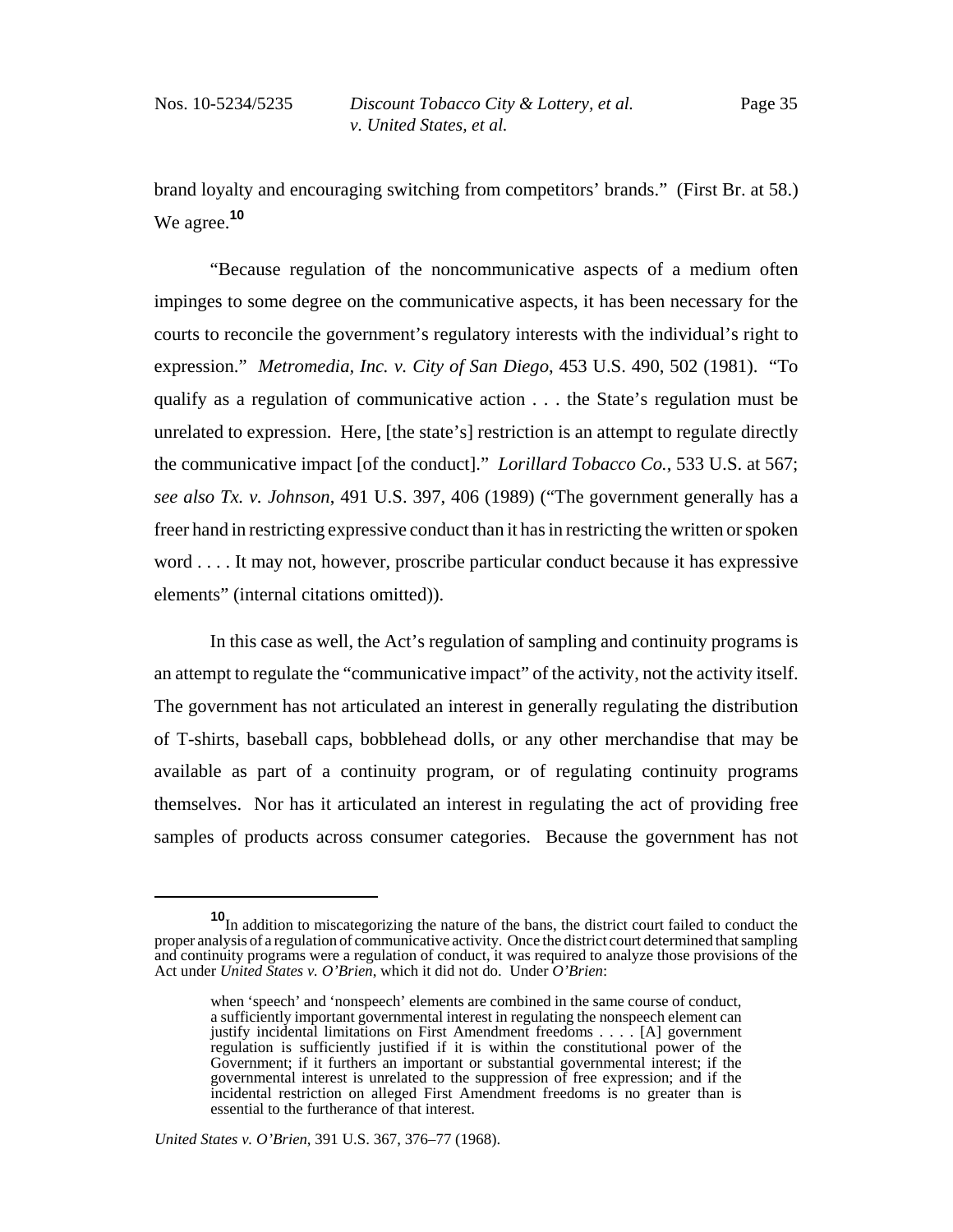brand loyalty and encouraging switching from competitors' brands." (First Br. at 58.) We agree.[10]

"Because regulation of the noncommunicative aspects of a medium often impinges to some degree on the communicative aspects, it has been necessary for the courts to reconcile the government's regulatory interests with the individual's right to expression." *Metromedia, Inc. v. City of San Diego*, 453 U.S. 490, 502 (1981). "To qualify as a regulation of communicative action . . . the State's regulation must be unrelated to expression. Here, [the state's] restriction is an attempt to regulate directly the communicative impact [of the conduct]." *Lorillard Tobacco Co.*, 533 U.S. at 567; *see also Tx. v. Johnson*, 491 U.S. 397, 406 (1989) ("The government generally has a freer hand in restricting expressive conduct than it has in restricting the written or spoken word . . . . It may not, however, proscribe particular conduct because it has expressive elements" (internal citations omitted)).

In this case as well, the Act's regulation of sampling and continuity programs is an attempt to regulate the "communicative impact" of the activity, not the activity itself. The government has not articulated an interest in generally regulating the distribution of T-shirts, baseball caps, bobblehead dolls, or any other merchandise that may be available as part of a continuity program, or of regulating continuity programs themselves. Nor has it articulated an interest in regulating the act of providing free samples of products across consumer categories. Because the government has not

---

[10] In addition to miscategorizing the nature of the bans, the district court failed to conduct the proper analysis of a regulation of communicative activity. Once the district court determined that sampling and continuity programs were a regulation of conduct, it was required to analyze those provisions of the Act under *United States v. O'Brien*, which it did not do. Under *O'Brien*:

> when 'speech' and 'nonspeech' elements are combined in the same course of conduct, a sufficiently important governmental interest in regulating the nonspeech element can justify incidental limitations on First Amendment freedoms . . . . [A] government regulation is sufficiently justified if it is within the constitutional power of the Government; if it furthers an important or substantial governmental interest; if the governmental interest is unrelated to the suppression of free expression; and if the incidental restriction on alleged First Amendment freedoms is no greater than is essential to the furtherance of that interest.

*United States v. O'Brien*, 391 U.S. 367, 376–77 (1968).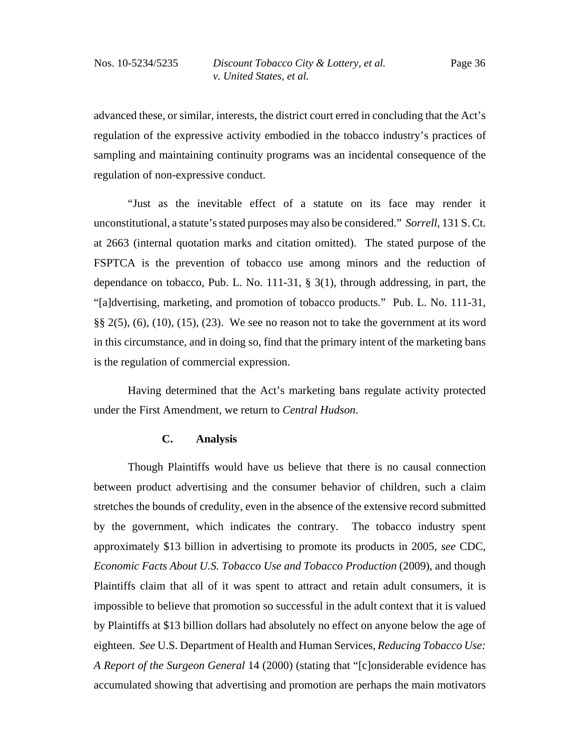advanced these, or similar, interests, the district court erred in concluding that the Act's regulation of the expressive activity embodied in the tobacco industry's practices of sampling and maintaining continuity programs was an incidental consequence of the regulation of non-expressive conduct.

"Just as the inevitable effect of a statute on its face may render it unconstitutional, a statute's stated purposes may also be considered." *Sorrell*, 131 S. Ct. at 2663 (internal quotation marks and citation omitted). The stated purpose of the FSPTCA is the prevention of tobacco use among minors and the reduction of dependance on tobacco, Pub. L. No. 111-31, § 3(1), through addressing, in part, the "[a]dvertising, marketing, and promotion of tobacco products." Pub. L. No. 111-31, §§ 2(5), (6), (10), (15), (23). We see no reason not to take the government at its word in this circumstance, and in doing so, find that the primary intent of the marketing bans is the regulation of commercial expression.

Having determined that the Act's marketing bans regulate activity protected under the First Amendment, we return to *Central Hudson*.

### C. Analysis

Though Plaintiffs would have us believe that there is no causal connection between product advertising and the consumer behavior of children, such a claim stretches the bounds of credulity, even in the absence of the extensive record submitted by the government, which indicates the contrary. The tobacco industry spent approximately $13 billion in advertising to promote its products in 2005, *see* CDC, *Economic Facts About U.S. Tobacco Use and Tobacco Production* (2009), and though Plaintiffs claim that all of it was spent to attract and retain adult consumers, it is impossible to believe that promotion so successful in the adult context that it is valued by Plaintiffs at $13 billion dollars had absolutely no effect on anyone below the age of eighteen. *See* U.S. Department of Health and Human Services, *Reducing Tobacco Use: A Report of the Surgeon General* 14 (2000) (stating that "[c]onsiderable evidence has accumulated showing that advertising and promotion are perhaps the main motivators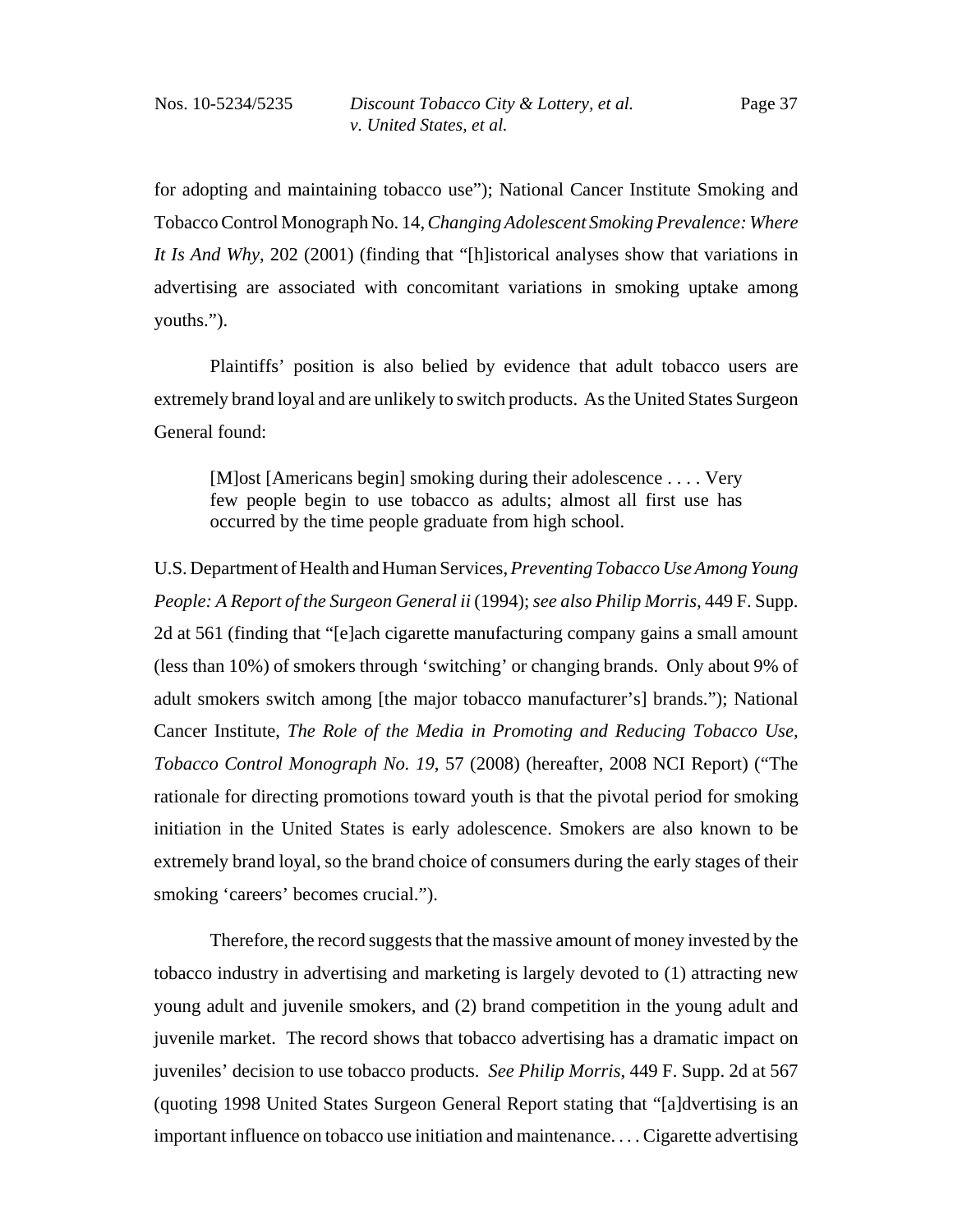for adopting and maintaining tobacco use"); National Cancer Institute Smoking and Tobacco Control Monograph No. 14, *Changing Adolescent Smoking Prevalence: Where It Is And Why*, 202 (2001) (finding that "[h]istorical analyses show that variations in advertising are associated with concomitant variations in smoking uptake among youths.").

Plaintiffs' position is also belied by evidence that adult tobacco users are extremely brand loyal and are unlikely to switch products. As the United States Surgeon General found:

> [M]ost [Americans begin] smoking during their adolescence . . . . Very few people begin to use tobacco as adults; almost all first use has occurred by the time people graduate from high school.

U.S. Department of Health and Human Services, *Preventing Tobacco Use Among Young People: A Report of the Surgeon General ii* (1994); *see also Philip Morris*, 449 F. Supp. 2d at 561 (finding that "[e]ach cigarette manufacturing company gains a small amount (less than 10%) of smokers through 'switching' or changing brands. Only about 9% of adult smokers switch among [the major tobacco manufacturer's] brands."); National Cancer Institute, *The Role of the Media in Promoting and Reducing Tobacco Use, Tobacco Control Monograph No. 19*, 57 (2008) (hereafter, 2008 NCI Report) ("The rationale for directing promotions toward youth is that the pivotal period for smoking initiation in the United States is early adolescence. Smokers are also known to be extremely brand loyal, so the brand choice of consumers during the early stages of their smoking 'careers' becomes crucial.").

Therefore, the record suggests that the massive amount of money invested by the tobacco industry in advertising and marketing is largely devoted to (1) attracting new young adult and juvenile smokers, and (2) brand competition in the young adult and juvenile market. The record shows that tobacco advertising has a dramatic impact on juveniles' decision to use tobacco products. *See Philip Morris*, 449 F. Supp. 2d at 567 (quoting 1998 United States Surgeon General Report stating that "[a]dvertising is an important influence on tobacco use initiation and maintenance. . . . Cigarette advertising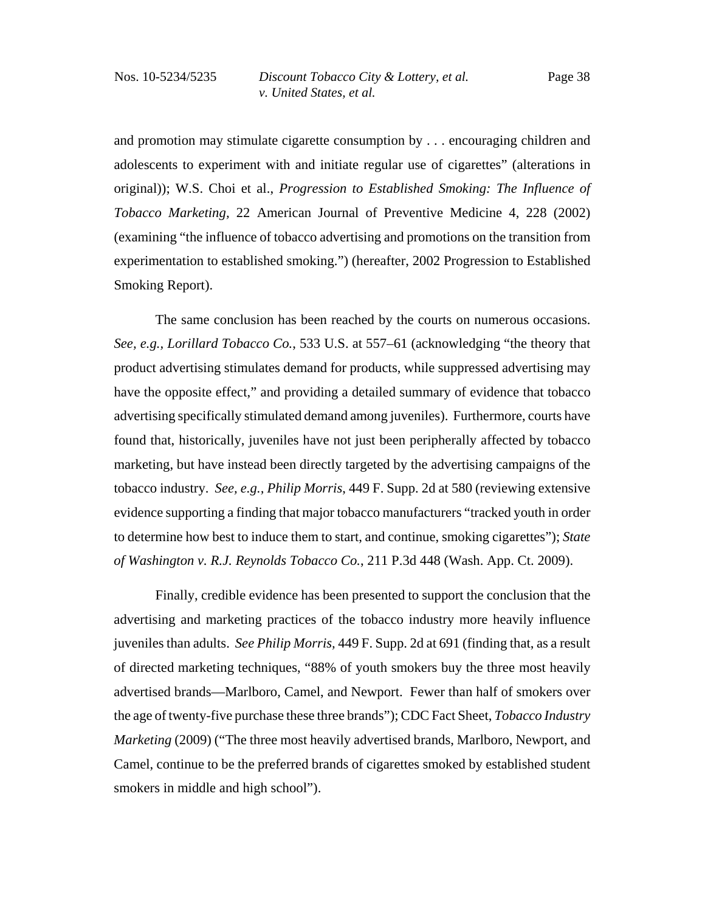and promotion may stimulate cigarette consumption by . . . encouraging children and adolescents to experiment with and initiate regular use of cigarettes" (alterations in original)); W.S. Choi et al., *Progression to Established Smoking: The Influence of Tobacco Marketing*, 22 American Journal of Preventive Medicine 4, 228 (2002) (examining "the influence of tobacco advertising and promotions on the transition from experimentation to established smoking.") (hereafter, 2002 Progression to Established Smoking Report).

The same conclusion has been reached by the courts on numerous occasions. *See, e.g., Lorillard Tobacco Co.*, 533 U.S. at 557–61 (acknowledging "the theory that product advertising stimulates demand for products, while suppressed advertising may have the opposite effect," and providing a detailed summary of evidence that tobacco advertising specifically stimulated demand among juveniles). Furthermore, courts have found that, historically, juveniles have not just been peripherally affected by tobacco marketing, but have instead been directly targeted by the advertising campaigns of the tobacco industry. *See, e.g., Philip Morris*, 449 F. Supp. 2d at 580 (reviewing extensive evidence supporting a finding that major tobacco manufacturers "tracked youth in order to determine how best to induce them to start, and continue, smoking cigarettes"); *State of Washington v. R.J. Reynolds Tobacco Co.*, 211 P.3d 448 (Wash. App. Ct. 2009).

Finally, credible evidence has been presented to support the conclusion that the advertising and marketing practices of the tobacco industry more heavily influence juveniles than adults. *See Philip Morris*, 449 F. Supp. 2d at 691 (finding that, as a result of directed marketing techniques, "88% of youth smokers buy the three most heavily advertised brands—Marlboro, Camel, and Newport. Fewer than half of smokers over the age of twenty-five purchase these three brands"); CDC Fact Sheet, *Tobacco Industry Marketing* (2009) ("The three most heavily advertised brands, Marlboro, Newport, and Camel, continue to be the preferred brands of cigarettes smoked by established student smokers in middle and high school").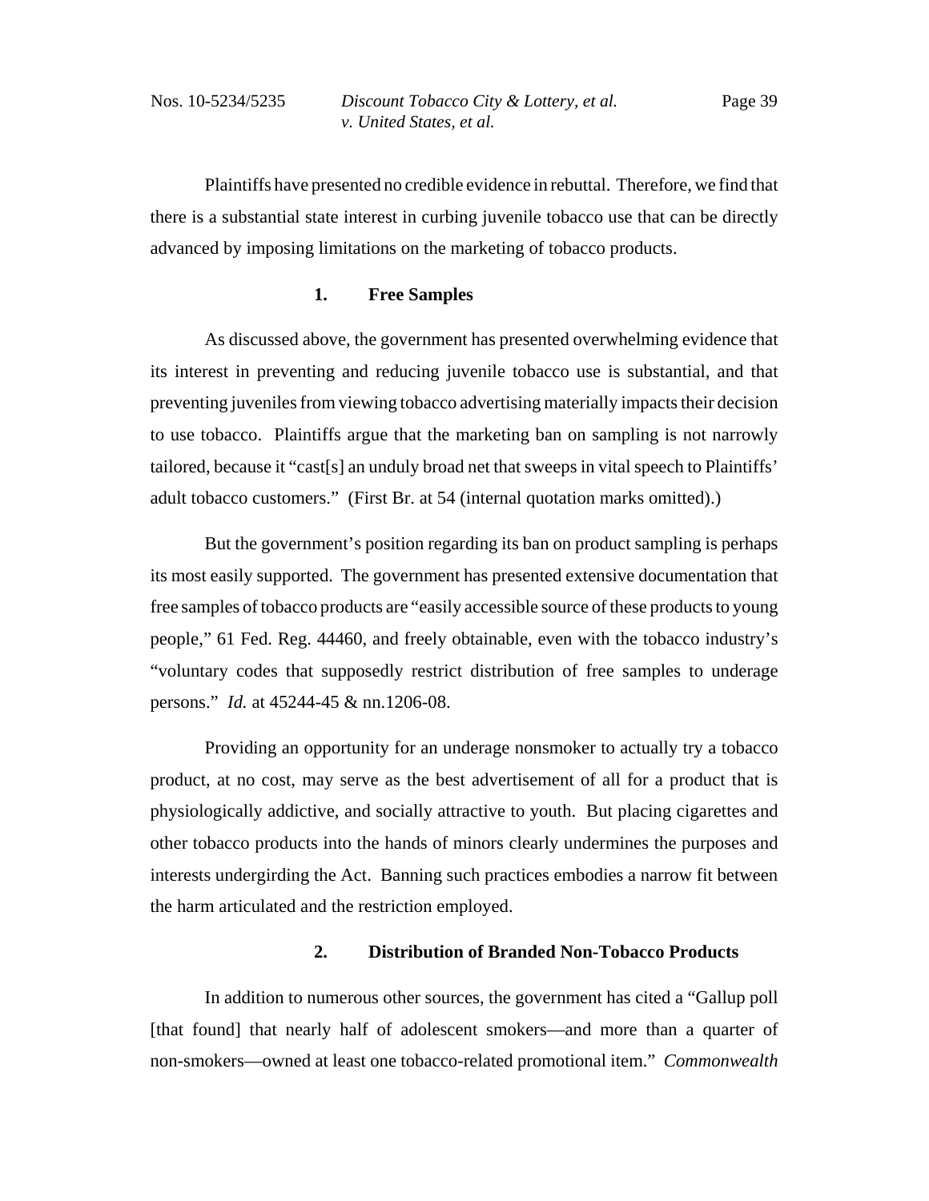Plaintiffs have presented no credible evidence in rebuttal. Therefore, we find that there is a substantial state interest in curbing juvenile tobacco use that can be directly advanced by imposing limitations on the marketing of tobacco products.

### 1. Free Samples

As discussed above, the government has presented overwhelming evidence that its interest in preventing and reducing juvenile tobacco use is substantial, and that preventing juveniles from viewing tobacco advertising materially impacts their decision to use tobacco. Plaintiffs argue that the marketing ban on sampling is not narrowly tailored, because it "cast[s] an unduly broad net that sweeps in vital speech to Plaintiffs' adult tobacco customers." (First Br. at 54 (internal quotation marks omitted).)

But the government's position regarding its ban on product sampling is perhaps its most easily supported. The government has presented extensive documentation that free samples of tobacco products are "easily accessible source of these products to young people," 61 Fed. Reg. 44460, and freely obtainable, even with the tobacco industry's "voluntary codes that supposedly restrict distribution of free samples to underage persons." *Id.* at 45244-45 & nn.1206-08.

Providing an opportunity for an underage nonsmoker to actually try a tobacco product, at no cost, may serve as the best advertisement of all for a product that is physiologically addictive, and socially attractive to youth. But placing cigarettes and other tobacco products into the hands of minors clearly undermines the purposes and interests undergirding the Act. Banning such practices embodies a narrow fit between the harm articulated and the restriction employed.

### 2. Distribution of Branded Non-Tobacco Products

In addition to numerous other sources, the government has cited a "Gallup poll [that found] that nearly half of adolescent smokers—and more than a quarter of non-smokers—owned at least one tobacco-related promotional item." *Commonwealth*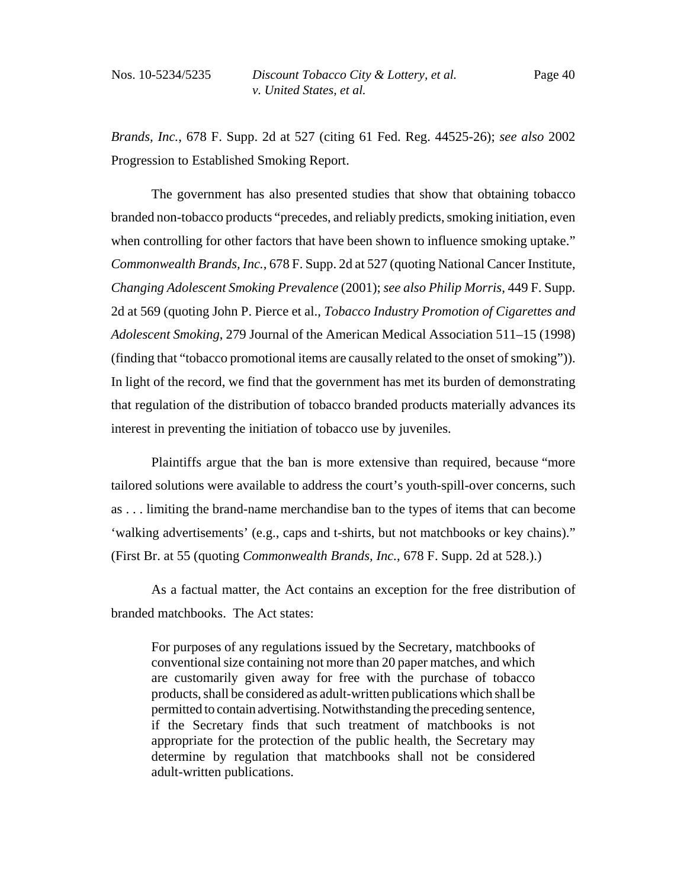*Brands, Inc.*, 678 F. Supp. 2d at 527 (citing 61 Fed. Reg. 44525-26); *see also* 2002 Progression to Established Smoking Report.

The government has also presented studies that show that obtaining tobacco branded non-tobacco products "precedes, and reliably predicts, smoking initiation, even when controlling for other factors that have been shown to influence smoking uptake." *Commonwealth Brands, Inc.*, 678 F. Supp. 2d at 527 (quoting National Cancer Institute, *Changing Adolescent Smoking Prevalence* (2001); *see also Philip Morris*, 449 F. Supp. 2d at 569 (quoting John P. Pierce et al., *Tobacco Industry Promotion of Cigarettes and Adolescent Smoking*, 279 Journal of the American Medical Association 511–15 (1998) (finding that "tobacco promotional items are causally related to the onset of smoking")). In light of the record, we find that the government has met its burden of demonstrating that regulation of the distribution of tobacco branded products materially advances its interest in preventing the initiation of tobacco use by juveniles.

Plaintiffs argue that the ban is more extensive than required, because "more tailored solutions were available to address the court's youth-spill-over concerns, such as . . . limiting the brand-name merchandise ban to the types of items that can become 'walking advertisements' (e.g., caps and t-shirts, but not matchbooks or key chains)." (First Br. at 55 (quoting *Commonwealth Brands, Inc.*, 678 F. Supp. 2d at 528.).)

As a factual matter, the Act contains an exception for the free distribution of branded matchbooks. The Act states:

> For purposes of any regulations issued by the Secretary, matchbooks of conventional size containing not more than 20 paper matches, and which are customarily given away for free with the purchase of tobacco products, shall be considered as adult-written publications which shall be permitted to contain advertising. Notwithstanding the preceding sentence, if the Secretary finds that such treatment of matchbooks is not appropriate for the protection of the public health, the Secretary may determine by regulation that matchbooks shall not be considered adult-written publications.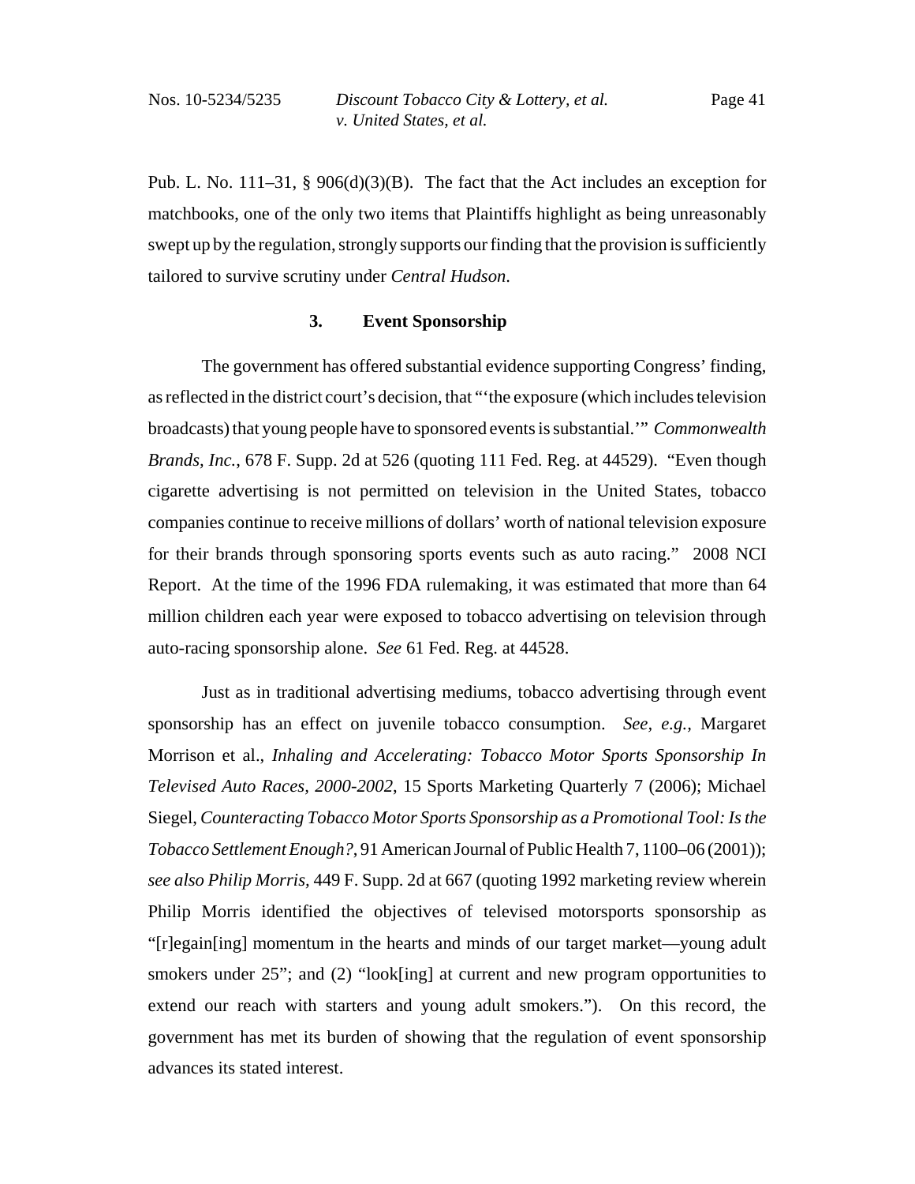Pub. L. No. 111–31, § 906(d)(3)(B). The fact that the Act includes an exception for matchbooks, one of the only two items that Plaintiffs highlight as being unreasonably swept up by the regulation, strongly supports our finding that the provision is sufficiently tailored to survive scrutiny under *Central Hudson*.

### 3. Event Sponsorship

The government has offered substantial evidence supporting Congress' finding, as reflected in the district court's decision, that "'the exposure (which includes television broadcasts) that young people have to sponsored events is substantial.'" *Commonwealth Brands, Inc.*, 678 F. Supp. 2d at 526 (quoting 111 Fed. Reg. at 44529). "Even though cigarette advertising is not permitted on television in the United States, tobacco companies continue to receive millions of dollars' worth of national television exposure for their brands through sponsoring sports events such as auto racing." 2008 NCI Report. At the time of the 1996 FDA rulemaking, it was estimated that more than 64 million children each year were exposed to tobacco advertising on television through auto-racing sponsorship alone. *See* 61 Fed. Reg. at 44528.

Just as in traditional advertising mediums, tobacco advertising through event sponsorship has an effect on juvenile tobacco consumption. *See, e.g.*, Margaret Morrison et al., *Inhaling and Accelerating: Tobacco Motor Sports Sponsorship In Televised Auto Races, 2000-2002*, 15 Sports Marketing Quarterly 7 (2006); Michael Siegel, *Counteracting Tobacco Motor Sports Sponsorship as a Promotional Tool: Is the Tobacco Settlement Enough?*, 91 American Journal of Public Health 7, 1100–06 (2001)); *see also Philip Morris*, 449 F. Supp. 2d at 667 (quoting 1992 marketing review wherein Philip Morris identified the objectives of televised motorsports sponsorship as "[r]egain[ing] momentum in the hearts and minds of our target market—young adult smokers under 25"; and (2) "look[ing] at current and new program opportunities to extend our reach with starters and young adult smokers."). On this record, the government has met its burden of showing that the regulation of event sponsorship advances its stated interest.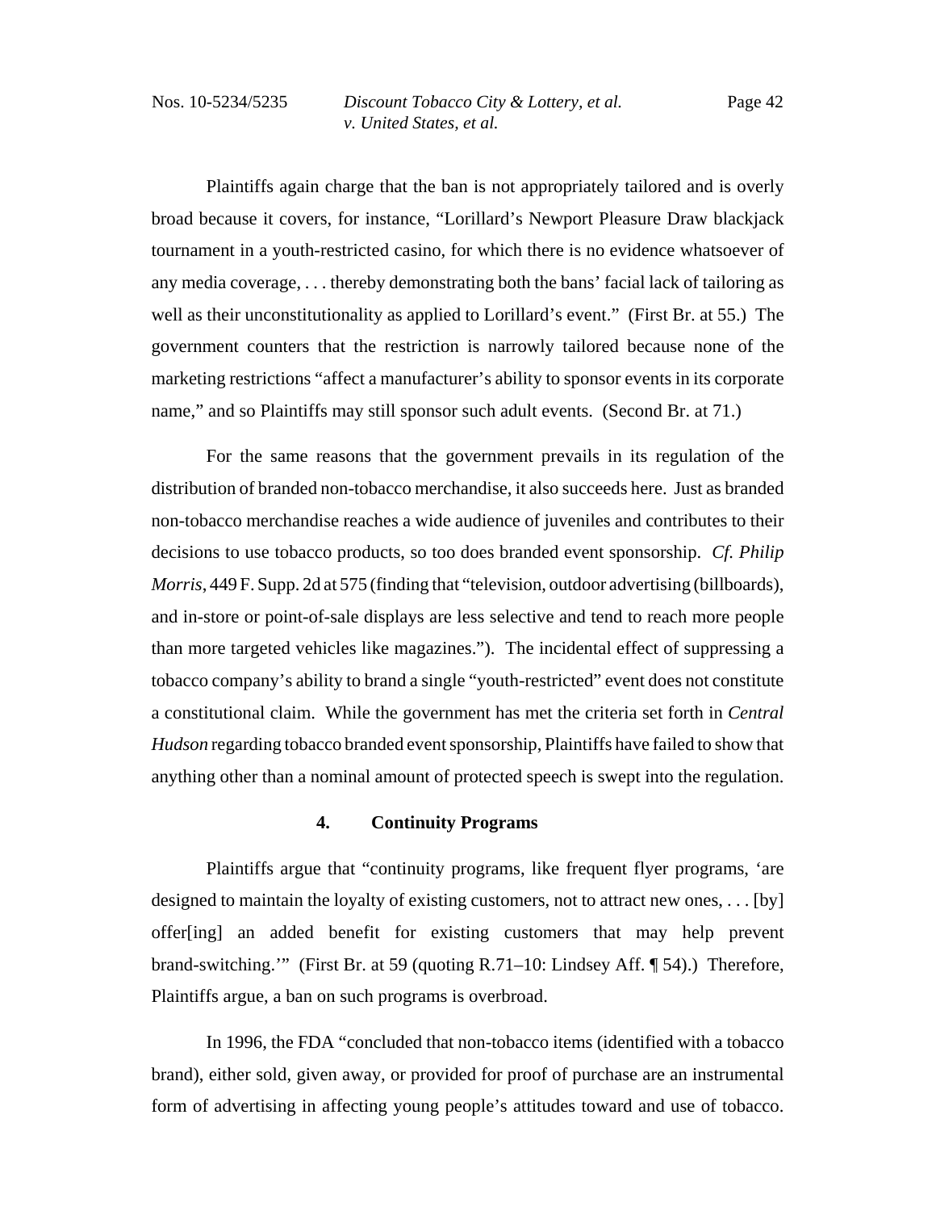Plaintiffs again charge that the ban is not appropriately tailored and is overly broad because it covers, for instance, "Lorillard's Newport Pleasure Draw blackjack tournament in a youth-restricted casino, for which there is no evidence whatsoever of any media coverage, . . . thereby demonstrating both the bans' facial lack of tailoring as well as their unconstitutionality as applied to Lorillard's event." (First Br. at 55.) The government counters that the restriction is narrowly tailored because none of the marketing restrictions "affect a manufacturer's ability to sponsor events in its corporate name," and so Plaintiffs may still sponsor such adult events. (Second Br. at 71.)

For the same reasons that the government prevails in its regulation of the distribution of branded non-tobacco merchandise, it also succeeds here. Just as branded non-tobacco merchandise reaches a wide audience of juveniles and contributes to their decisions to use tobacco products, so too does branded event sponsorship. *Cf. Philip Morris*, 449 F. Supp. 2d at 575 (finding that "television, outdoor advertising (billboards), and in-store or point-of-sale displays are less selective and tend to reach more people than more targeted vehicles like magazines."). The incidental effect of suppressing a tobacco company's ability to brand a single "youth-restricted" event does not constitute a constitutional claim. While the government has met the criteria set forth in *Central Hudson* regarding tobacco branded event sponsorship, Plaintiffs have failed to show that anything other than a nominal amount of protected speech is swept into the regulation.

#### 4. Continuity Programs

Plaintiffs argue that "continuity programs, like frequent flyer programs, 'are designed to maintain the loyalty of existing customers, not to attract new ones, . . . [by] offer[ing] an added benefit for existing customers that may help prevent brand-switching.'" (First Br. at 59 (quoting R.71–10: Lindsey Aff. ¶ 54).) Therefore, Plaintiffs argue, a ban on such programs is overbroad.

In 1996, the FDA "concluded that non-tobacco items (identified with a tobacco brand), either sold, given away, or provided for proof of purchase are an instrumental form of advertising in affecting young people's attitudes toward and use of tobacco.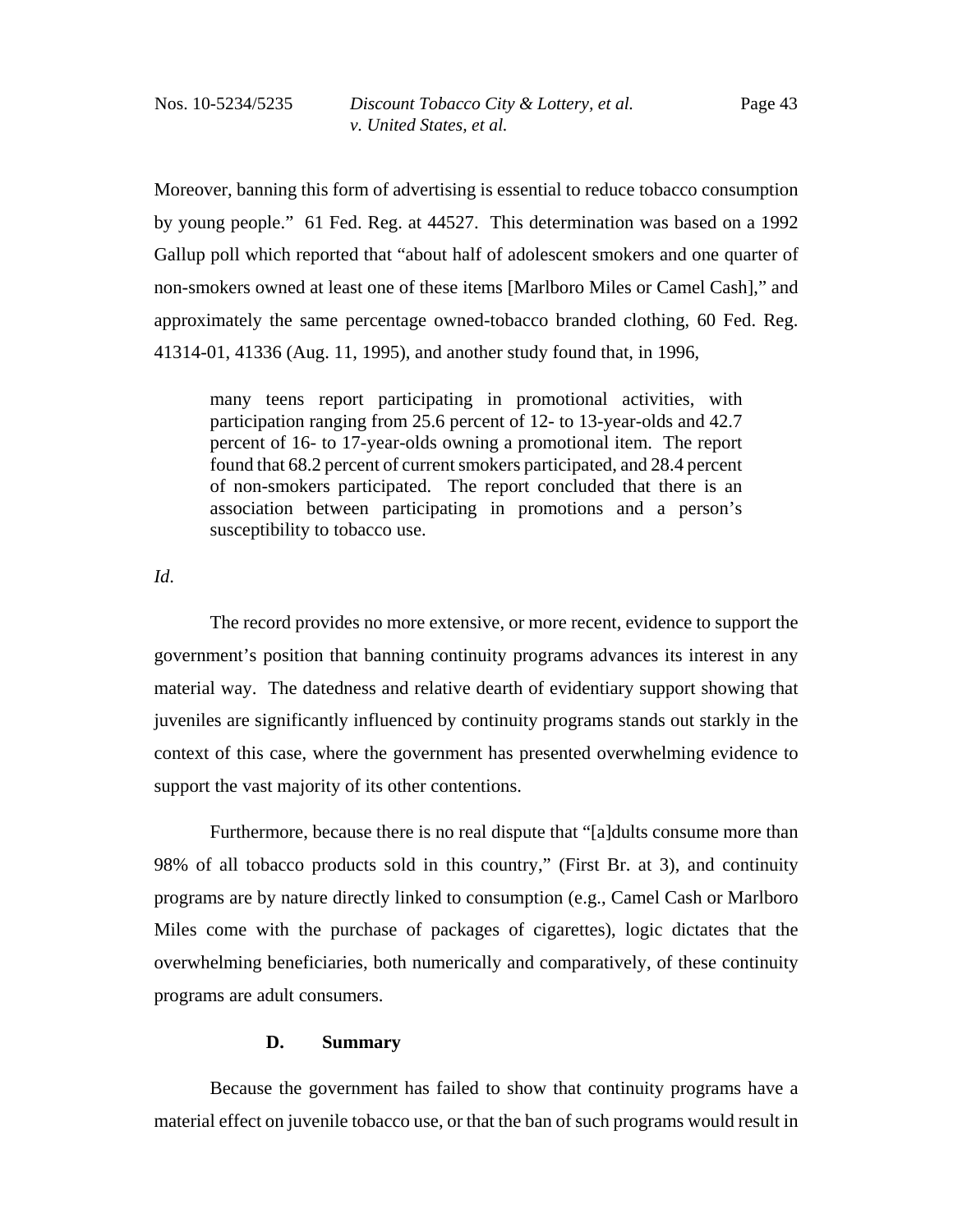Moreover, banning this form of advertising is essential to reduce tobacco consumption by young people." 61 Fed. Reg. at 44527. This determination was based on a 1992 Gallup poll which reported that "about half of adolescent smokers and one quarter of non-smokers owned at least one of these items [Marlboro Miles or Camel Cash]," and approximately the same percentage owned-tobacco branded clothing, 60 Fed. Reg. 41314-01, 41336 (Aug. 11, 1995), and another study found that, in 1996,

> many teens report participating in promotional activities, with participation ranging from 25.6 percent of 12- to 13-year-olds and 42.7 percent of 16- to 17-year-olds owning a promotional item. The report found that 68.2 percent of current smokers participated, and 28.4 percent of non-smokers participated. The report concluded that there is an association between participating in promotions and a person's susceptibility to tobacco use.

*Id.*

The record provides no more extensive, or more recent, evidence to support the government's position that banning continuity programs advances its interest in any material way. The datedness and relative dearth of evidentiary support showing that juveniles are significantly influenced by continuity programs stands out starkly in the context of this case, where the government has presented overwhelming evidence to support the vast majority of its other contentions.

Furthermore, because there is no real dispute that "[a]dults consume more than 98% of all tobacco products sold in this country," (First Br. at 3), and continuity programs are by nature directly linked to consumption (e.g., Camel Cash or Marlboro Miles come with the purchase of packages of cigarettes), logic dictates that the overwhelming beneficiaries, both numerically and comparatively, of these continuity programs are adult consumers.

### D. Summary

Because the government has failed to show that continuity programs have a material effect on juvenile tobacco use, or that the ban of such programs would result in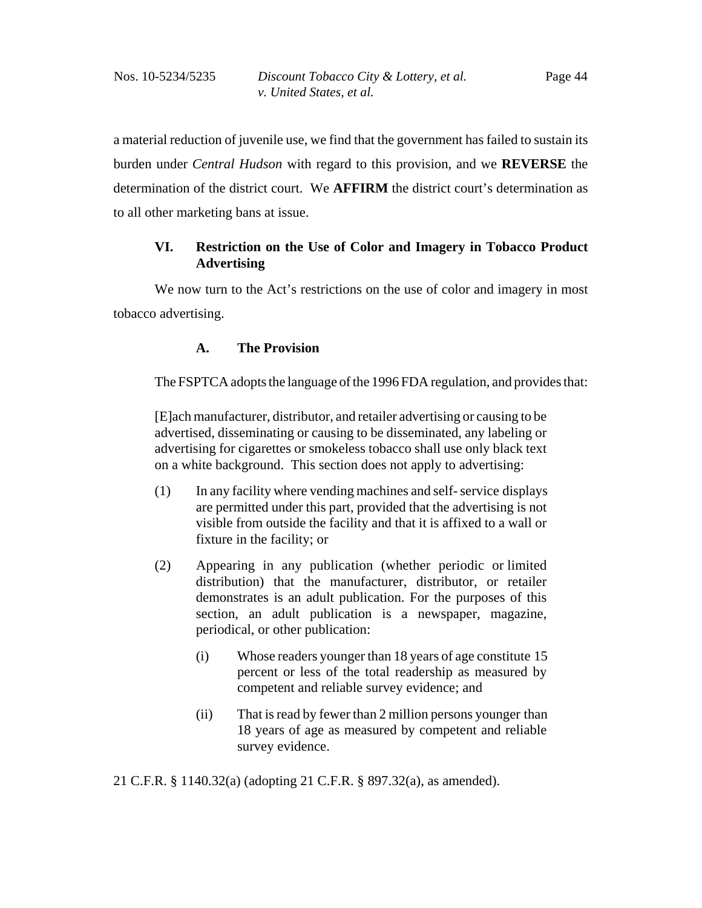a material reduction of juvenile use, we find that the government has failed to sustain its burden under *Central Hudson* with regard to this provision, and we **REVERSE** the determination of the district court. We **AFFIRM** the district court's determination as to all other marketing bans at issue.

## VI. Restriction on the Use of Color and Imagery in Tobacco Product Advertising

We now turn to the Act's restrictions on the use of color and imagery in most tobacco advertising.

### A. The Provision

The FSPTCA adopts the language of the 1996 FDA regulation, and provides that:

> [E]ach manufacturer, distributor, and retailer advertising or causing to be advertised, disseminating or causing to be disseminated, any labeling or advertising for cigarettes or smokeless tobacco shall use only black text on a white background. This section does not apply to advertising:
>
> (1) In any facility where vending machines and self- service displays are permitted under this part, provided that the advertising is not visible from outside the facility and that it is affixed to a wall or fixture in the facility; or
>
> (2) Appearing in any publication (whether periodic or limited distribution) that the manufacturer, distributor, or retailer demonstrates is an adult publication. For the purposes of this section, an adult publication is a newspaper, magazine, periodical, or other publication:
>
> (i) Whose readers younger than 18 years of age constitute 15 percent or less of the total readership as measured by competent and reliable survey evidence; and
>
> (ii) That is read by fewer than 2 million persons younger than 18 years of age as measured by competent and reliable survey evidence.

21 C.F.R. § 1140.32(a) (adopting 21 C.F.R. § 897.32(a), as amended).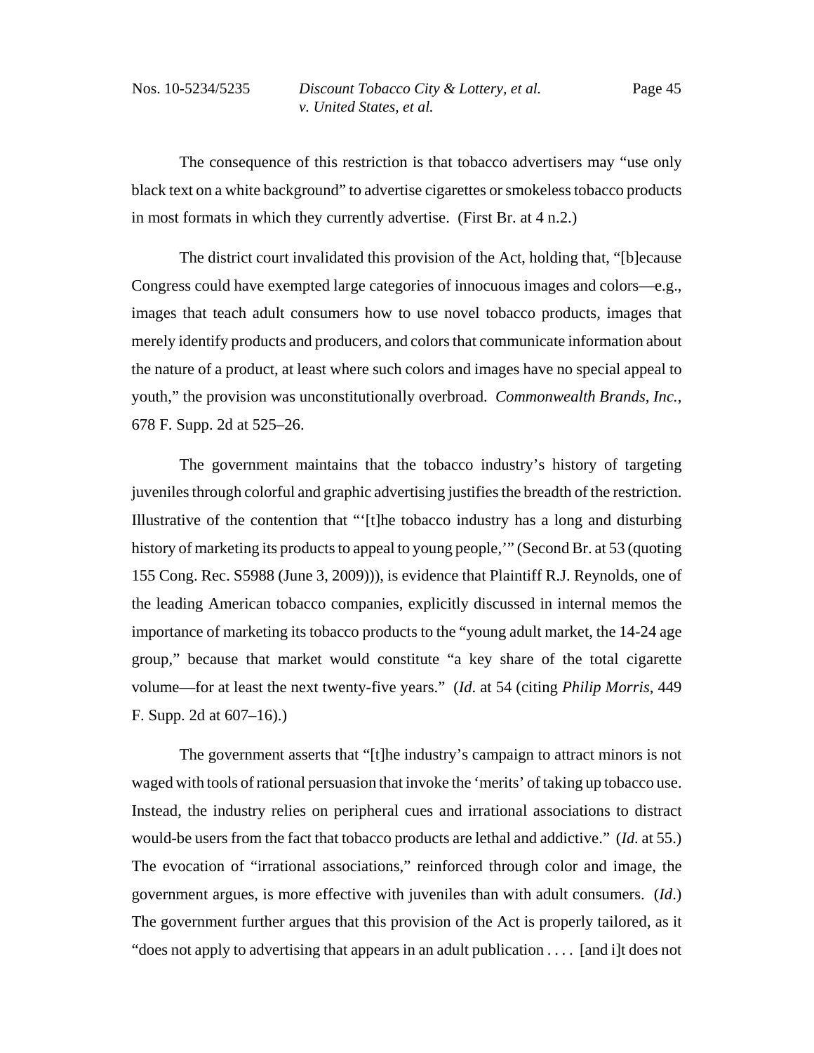The consequence of this restriction is that tobacco advertisers may "use only black text on a white background" to advertise cigarettes or smokeless tobacco products in most formats in which they currently advertise. (First Br. at 4 n.2.)

The district court invalidated this provision of the Act, holding that, "[b]ecause Congress could have exempted large categories of innocuous images and colors—e.g., images that teach adult consumers how to use novel tobacco products, images that merely identify products and producers, and colors that communicate information about the nature of a product, at least where such colors and images have no special appeal to youth," the provision was unconstitutionally overbroad. *Commonwealth Brands, Inc.*, 678 F. Supp. 2d at 525–26.

The government maintains that the tobacco industry's history of targeting juveniles through colorful and graphic advertising justifies the breadth of the restriction. Illustrative of the contention that "'[t]he tobacco industry has a long and disturbing history of marketing its products to appeal to young people,'" (Second Br. at 53 (quoting 155 Cong. Rec. S5988 (June 3, 2009))), is evidence that Plaintiff R.J. Reynolds, one of the leading American tobacco companies, explicitly discussed in internal memos the importance of marketing its tobacco products to the "young adult market, the 14-24 age group," because that market would constitute "a key share of the total cigarette volume—for at least the next twenty-five years." (*Id.* at 54 (citing *Philip Morris*, 449 F. Supp. 2d at 607–16).)

The government asserts that "[t]he industry's campaign to attract minors is not waged with tools of rational persuasion that invoke the 'merits' of taking up tobacco use. Instead, the industry relies on peripheral cues and irrational associations to distract would-be users from the fact that tobacco products are lethal and addictive." (*Id.* at 55.) The evocation of "irrational associations," reinforced through color and image, the government argues, is more effective with juveniles than with adult consumers. (*Id*.) The government further argues that this provision of the Act is properly tailored, as it "does not apply to advertising that appears in an adult publication . . . . [and i]t does not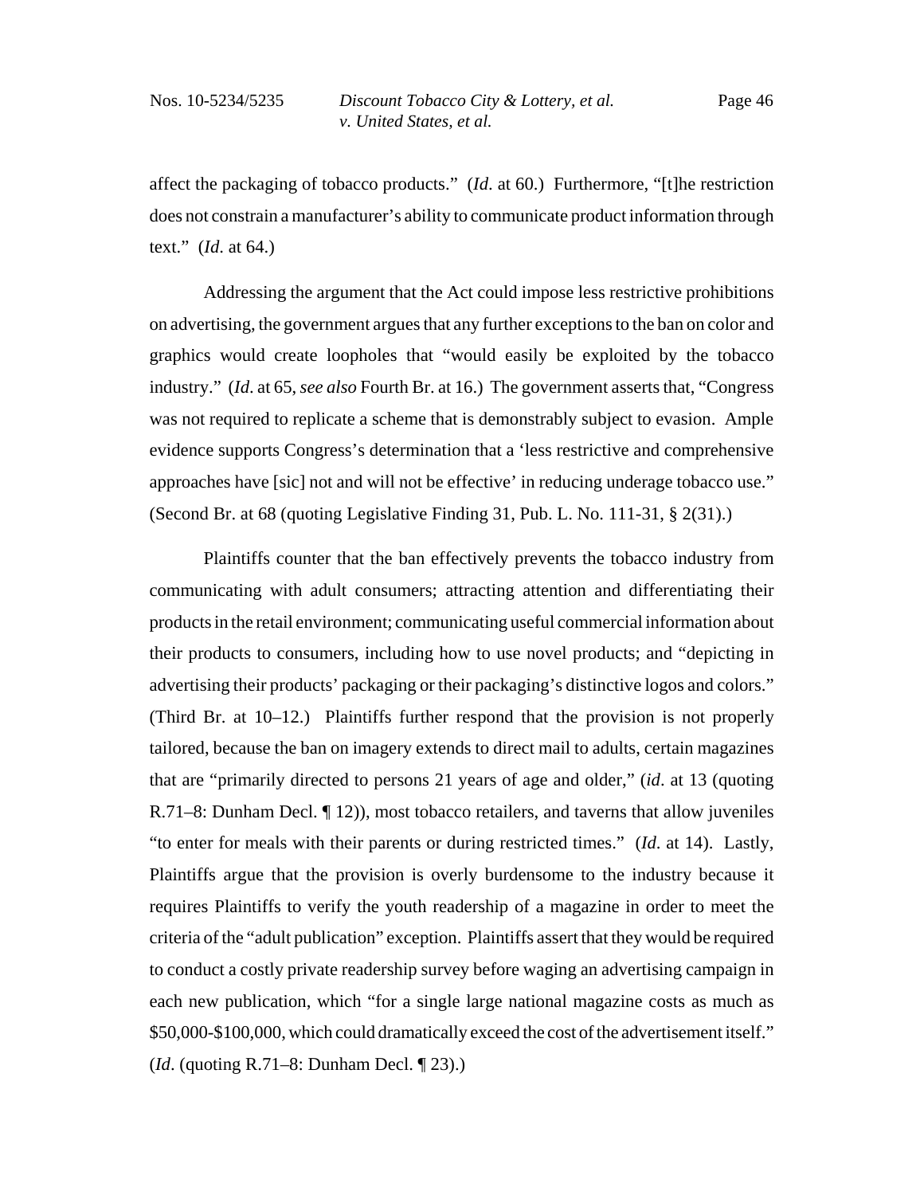affect the packaging of tobacco products." (*Id*. at 60.) Furthermore, "[t]he restriction does not constrain a manufacturer's ability to communicate product information through text." (*Id*. at 64.)

Addressing the argument that the Act could impose less restrictive prohibitions on advertising, the government argues that any further exceptions to the ban on color and graphics would create loopholes that "would easily be exploited by the tobacco industry." (*Id*. at 65, *see also* Fourth Br. at 16.) The government asserts that, "Congress was not required to replicate a scheme that is demonstrably subject to evasion. Ample evidence supports Congress's determination that a 'less restrictive and comprehensive approaches have [sic] not and will not be effective' in reducing underage tobacco use." (Second Br. at 68 (quoting Legislative Finding 31, Pub. L. No. 111-31, § 2(31).)

Plaintiffs counter that the ban effectively prevents the tobacco industry from communicating with adult consumers; attracting attention and differentiating their products in the retail environment; communicating useful commercial information about their products to consumers, including how to use novel products; and "depicting in advertising their products' packaging or their packaging's distinctive logos and colors." (Third Br. at 10–12.) Plaintiffs further respond that the provision is not properly tailored, because the ban on imagery extends to direct mail to adults, certain magazines that are "primarily directed to persons 21 years of age and older," (*id*. at 13 (quoting R.71–8: Dunham Decl. ¶ 12)), most tobacco retailers, and taverns that allow juveniles "to enter for meals with their parents or during restricted times." (*Id*. at 14). Lastly, Plaintiffs argue that the provision is overly burdensome to the industry because it requires Plaintiffs to verify the youth readership of a magazine in order to meet the criteria of the "adult publication" exception. Plaintiffs assert that they would be required to conduct a costly private readership survey before waging an advertising campaign in each new publication, which "for a single large national magazine costs as much as $50,000-$100,000, which could dramatically exceed the cost of the advertisement itself." (*Id*. (quoting R.71–8: Dunham Decl. ¶ 23).)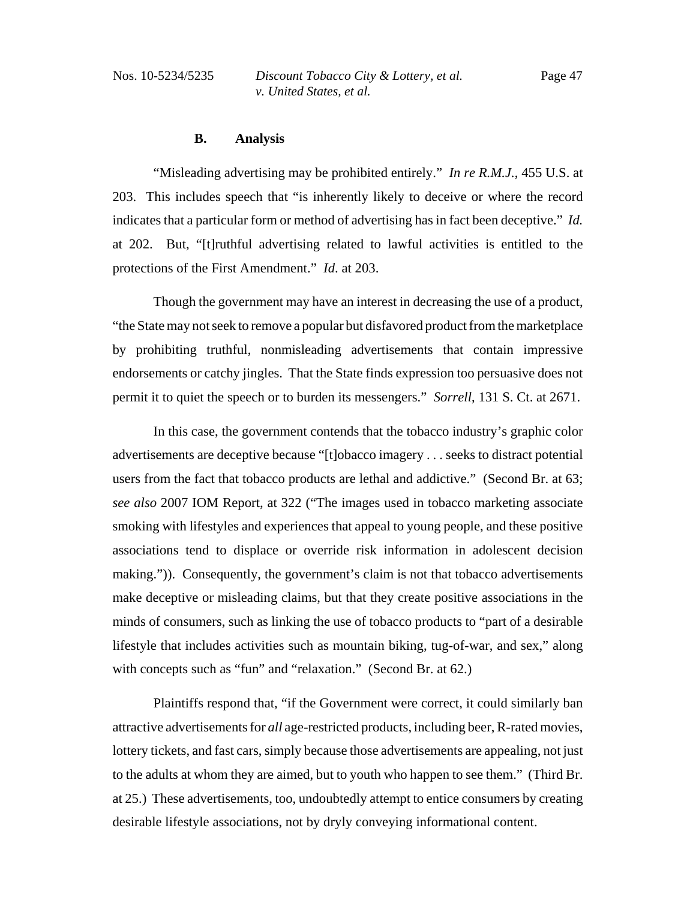### B. Analysis

"Misleading advertising may be prohibited entirely." *In re R.M.J.*, 455 U.S. at 203. This includes speech that "is inherently likely to deceive or where the record indicates that a particular form or method of advertising has in fact been deceptive." *Id.* at 202. But, "[t]ruthful advertising related to lawful activities is entitled to the protections of the First Amendment." *Id*. at 203.

Though the government may have an interest in decreasing the use of a product, "the State may not seek to remove a popular but disfavored product from the marketplace by prohibiting truthful, nonmisleading advertisements that contain impressive endorsements or catchy jingles. That the State finds expression too persuasive does not permit it to quiet the speech or to burden its messengers." *Sorrell*, 131 S. Ct. at 2671.

In this case, the government contends that the tobacco industry's graphic color advertisements are deceptive because "[t]obacco imagery . . . seeks to distract potential users from the fact that tobacco products are lethal and addictive." (Second Br. at 63; *see also* 2007 IOM Report, at 322 ("The images used in tobacco marketing associate smoking with lifestyles and experiences that appeal to young people, and these positive associations tend to displace or override risk information in adolescent decision making.")). Consequently, the government's claim is not that tobacco advertisements make deceptive or misleading claims, but that they create positive associations in the minds of consumers, such as linking the use of tobacco products to "part of a desirable lifestyle that includes activities such as mountain biking, tug-of-war, and sex," along with concepts such as "fun" and "relaxation." (Second Br. at 62.)

Plaintiffs respond that, "if the Government were correct, it could similarly ban attractive advertisements for *all* age-restricted products, including beer, R-rated movies, lottery tickets, and fast cars, simply because those advertisements are appealing, not just to the adults at whom they are aimed, but to youth who happen to see them." (Third Br. at 25.) These advertisements, too, undoubtedly attempt to entice consumers by creating desirable lifestyle associations, not by dryly conveying informational content.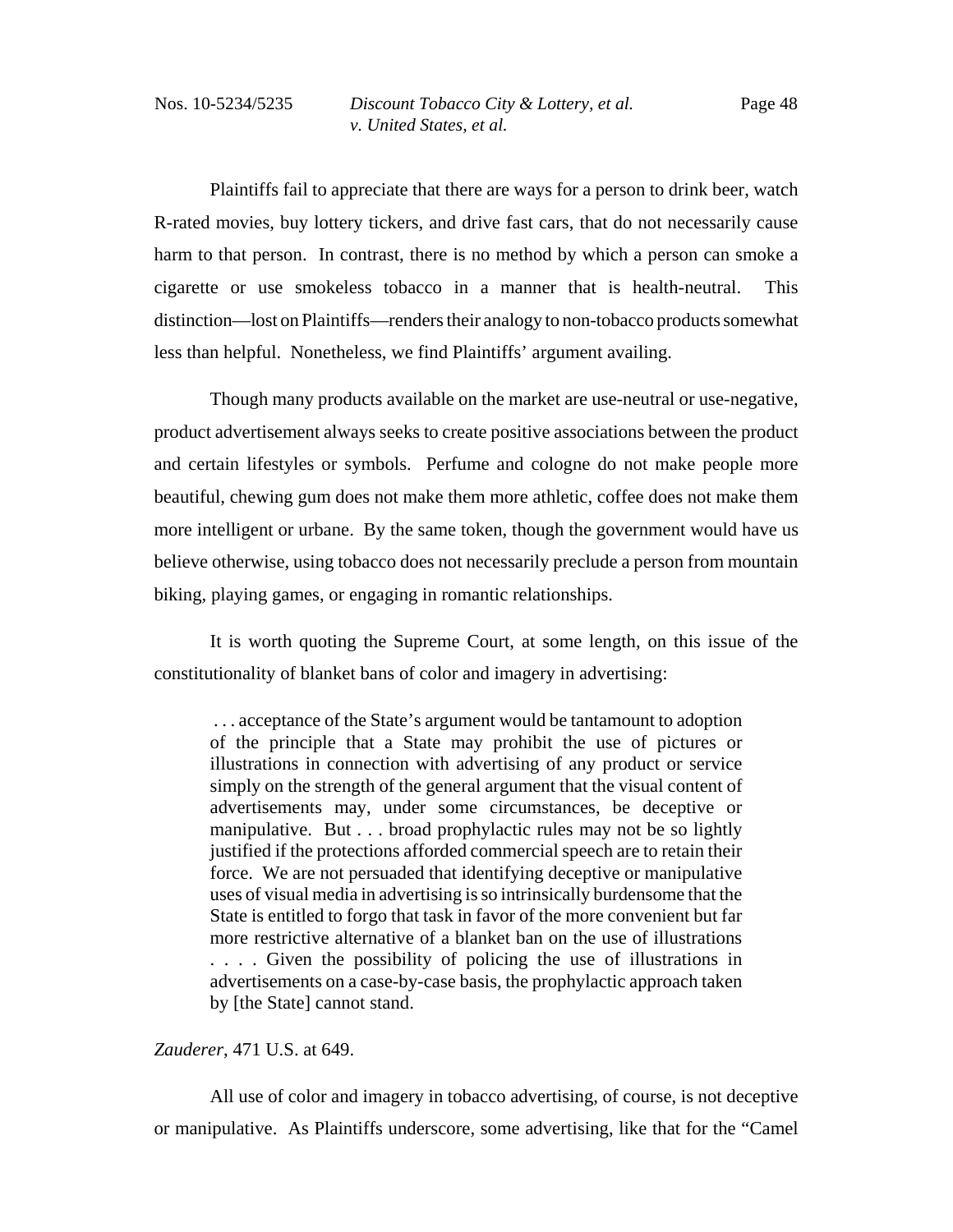Plaintiffs fail to appreciate that there are ways for a person to drink beer, watch R-rated movies, buy lottery tickers, and drive fast cars, that do not necessarily cause harm to that person. In contrast, there is no method by which a person can smoke a cigarette or use smokeless tobacco in a manner that is health-neutral. This distinction—lost on Plaintiffs—renders their analogy to non-tobacco products somewhat less than helpful. Nonetheless, we find Plaintiffs' argument availing.

Though many products available on the market are use-neutral or use-negative, product advertisement always seeks to create positive associations between the product and certain lifestyles or symbols. Perfume and cologne do not make people more beautiful, chewing gum does not make them more athletic, coffee does not make them more intelligent or urbane. By the same token, though the government would have us believe otherwise, using tobacco does not necessarily preclude a person from mountain biking, playing games, or engaging in romantic relationships.

It is worth quoting the Supreme Court, at some length, on this issue of the constitutionality of blanket bans of color and imagery in advertising:

> . . . acceptance of the State's argument would be tantamount to adoption of the principle that a State may prohibit the use of pictures or illustrations in connection with advertising of any product or service simply on the strength of the general argument that the visual content of advertisements may, under some circumstances, be deceptive or manipulative. But . . . broad prophylactic rules may not be so lightly justified if the protections afforded commercial speech are to retain their force. We are not persuaded that identifying deceptive or manipulative uses of visual media in advertising is so intrinsically burdensome that the State is entitled to forgo that task in favor of the more convenient but far more restrictive alternative of a blanket ban on the use of illustrations . . . . Given the possibility of policing the use of illustrations in advertisements on a case-by-case basis, the prophylactic approach taken by [the State] cannot stand.

*Zauderer*, 471 U.S. at 649.

All use of color and imagery in tobacco advertising, of course, is not deceptive or manipulative. As Plaintiffs underscore, some advertising, like that for the "Camel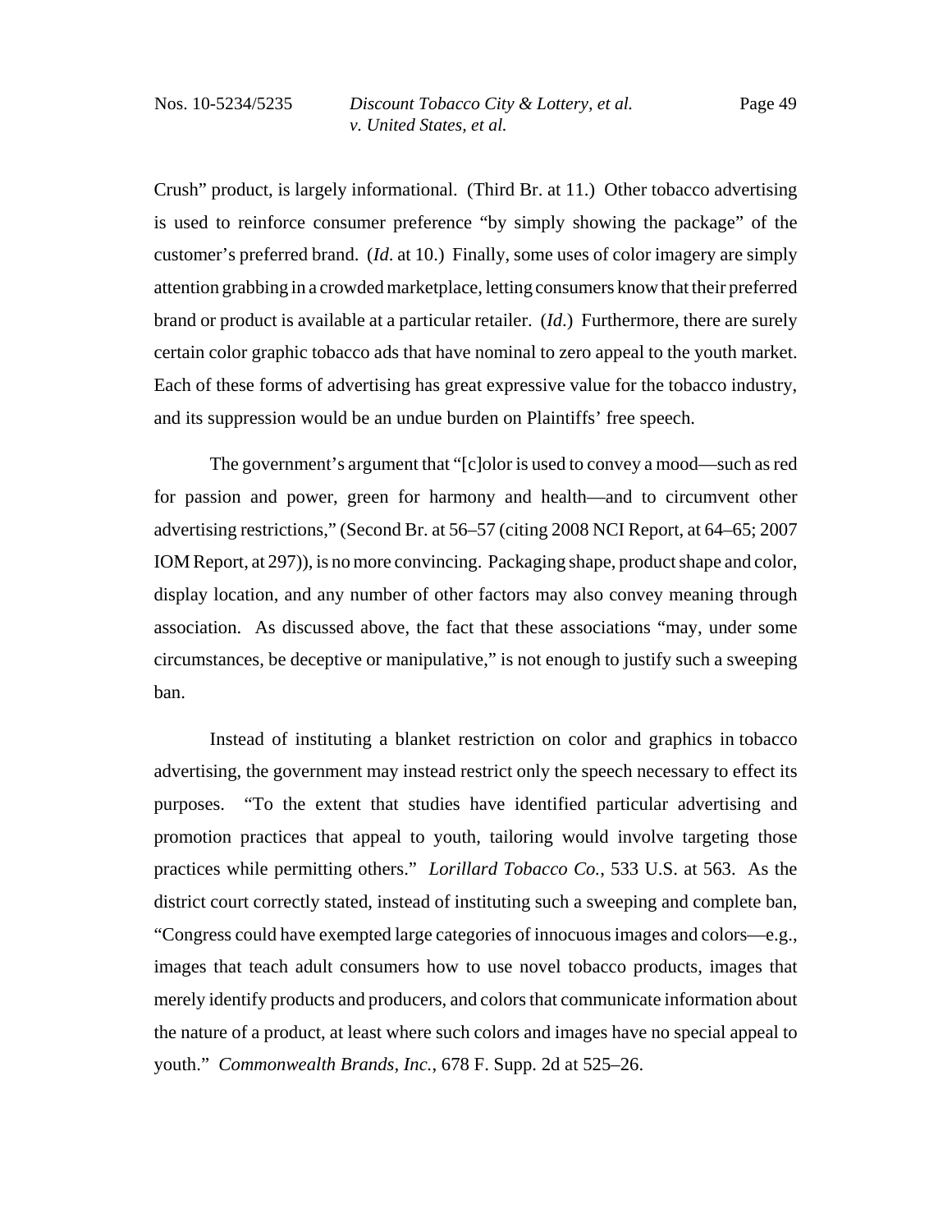Crush" product, is largely informational. (Third Br. at 11.) Other tobacco advertising is used to reinforce consumer preference "by simply showing the package" of the customer's preferred brand. (*Id*. at 10.) Finally, some uses of color imagery are simply attention grabbing in a crowded marketplace, letting consumers know that their preferred brand or product is available at a particular retailer. (*Id*.) Furthermore, there are surely certain color graphic tobacco ads that have nominal to zero appeal to the youth market. Each of these forms of advertising has great expressive value for the tobacco industry, and its suppression would be an undue burden on Plaintiffs' free speech.

The government's argument that "[c]olor is used to convey a mood—such as red for passion and power, green for harmony and health—and to circumvent other advertising restrictions," (Second Br. at 56–57 (citing 2008 NCI Report, at 64–65; 2007 IOM Report, at 297)), is no more convincing. Packaging shape, product shape and color, display location, and any number of other factors may also convey meaning through association. As discussed above, the fact that these associations "may, under some circumstances, be deceptive or manipulative," is not enough to justify such a sweeping ban.

Instead of instituting a blanket restriction on color and graphics in tobacco advertising, the government may instead restrict only the speech necessary to effect its purposes. "To the extent that studies have identified particular advertising and promotion practices that appeal to youth, tailoring would involve targeting those practices while permitting others." *Lorillard Tobacco Co.*, 533 U.S. at 563. As the district court correctly stated, instead of instituting such a sweeping and complete ban, "Congress could have exempted large categories of innocuous images and colors—e.g., images that teach adult consumers how to use novel tobacco products, images that merely identify products and producers, and colors that communicate information about the nature of a product, at least where such colors and images have no special appeal to youth." *Commonwealth Brands, Inc.*, 678 F. Supp. 2d at 525–26.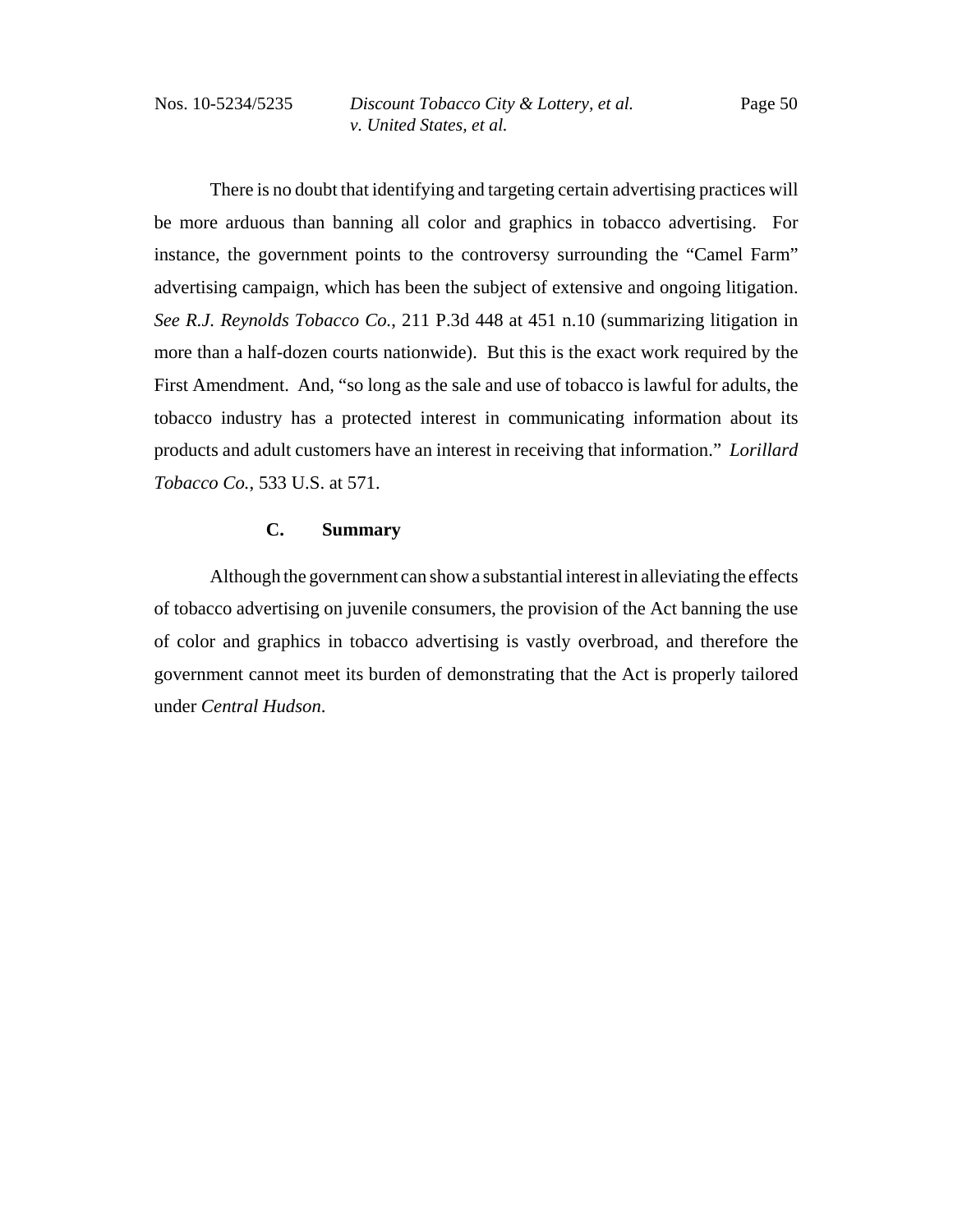There is no doubt that identifying and targeting certain advertising practices will be more arduous than banning all color and graphics in tobacco advertising. For instance, the government points to the controversy surrounding the "Camel Farm" advertising campaign, which has been the subject of extensive and ongoing litigation. *See R.J. Reynolds Tobacco Co.*, 211 P.3d 448 at 451 n.10 (summarizing litigation in more than a half-dozen courts nationwide). But this is the exact work required by the First Amendment. And, "so long as the sale and use of tobacco is lawful for adults, the tobacco industry has a protected interest in communicating information about its products and adult customers have an interest in receiving that information." *Lorillard Tobacco Co.*, 533 U.S. at 571.

### C. Summary

Although the government can show a substantial interest in alleviating the effects of tobacco advertising on juvenile consumers, the provision of the Act banning the use of color and graphics in tobacco advertising is vastly overbroad, and therefore the government cannot meet its burden of demonstrating that the Act is properly tailored under *Central Hudson*.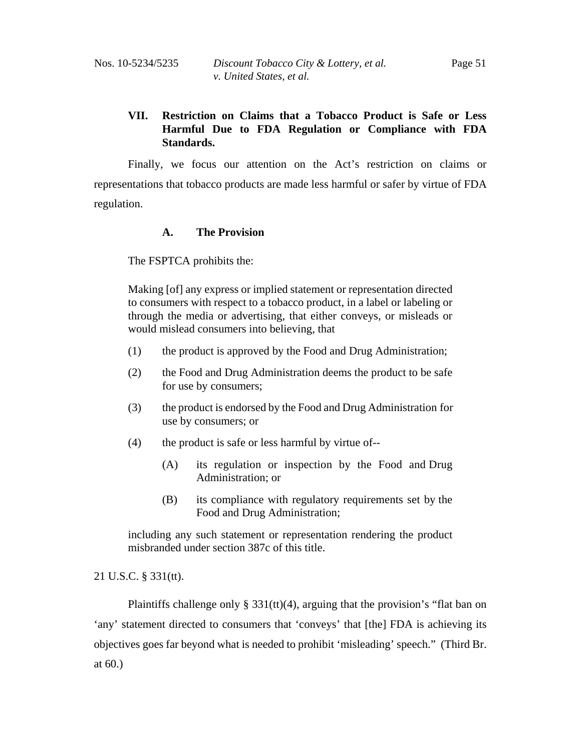## VII. Restriction on Claims that a Tobacco Product is Safe or Less Harmful Due to FDA Regulation or Compliance with FDA Standards.

Finally, we focus our attention on the Act's restriction on claims or representations that tobacco products are made less harmful or safer by virtue of FDA regulation.

### A. The Provision

The FSPTCA prohibits the:

> Making [of] any express or implied statement or representation directed to consumers with respect to a tobacco product, in a label or labeling or through the media or advertising, that either conveys, or misleads or would mislead consumers into believing, that
>
> (1) the product is approved by the Food and Drug Administration;
>
> (2) the Food and Drug Administration deems the product to be safe for use by consumers;
>
> (3) the product is endorsed by the Food and Drug Administration for use by consumers; or
>
> (4) the product is safe or less harmful by virtue of--
>
> (A) its regulation or inspection by the Food and Drug Administration; or
>
> (B) its compliance with regulatory requirements set by the Food and Drug Administration;
>
> including any such statement or representation rendering the product misbranded under section 387c of this title.

21 U.S.C. § 331(tt).

Plaintiffs challenge only § 331(tt)(4), arguing that the provision's "flat ban on 'any' statement directed to consumers that 'conveys' that [the] FDA is achieving its objectives goes far beyond what is needed to prohibit 'misleading' speech." (Third Br. at 60.)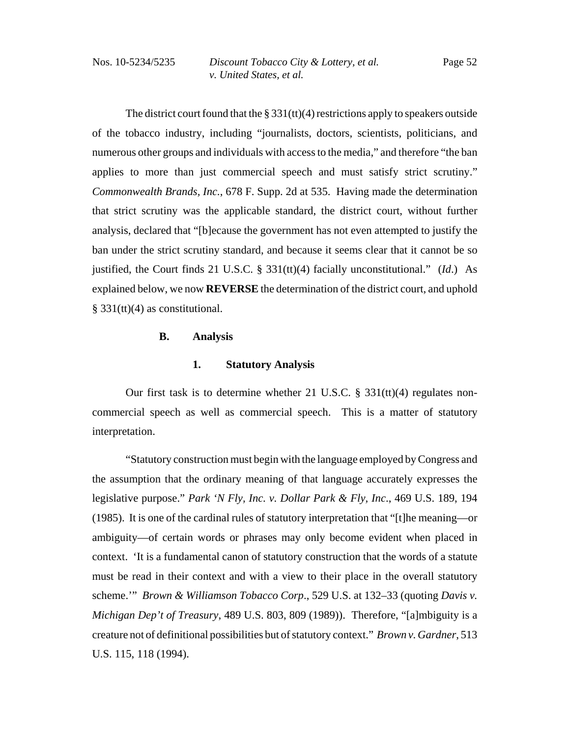The district court found that the § 331(tt)(4) restrictions apply to speakers outside of the tobacco industry, including "journalists, doctors, scientists, politicians, and numerous other groups and individuals with access to the media," and therefore "the ban applies to more than just commercial speech and must satisfy strict scrutiny." *Commonwealth Brands, Inc.*, 678 F. Supp. 2d at 535. Having made the determination that strict scrutiny was the applicable standard, the district court, without further analysis, declared that "[b]ecause the government has not even attempted to justify the ban under the strict scrutiny standard, and because it seems clear that it cannot be so justified, the Court finds 21 U.S.C. § 331(tt)(4) facially unconstitutional." (*Id*.) As explained below, we now **REVERSE** the determination of the district court, and uphold § 331(tt)(4) as constitutional.

### B. Analysis

#### 1. Statutory Analysis

Our first task is to determine whether 21 U.S.C. § 331(tt)(4) regulates non-commercial speech as well as commercial speech. This is a matter of statutory interpretation.

"Statutory construction must begin with the language employed by Congress and the assumption that the ordinary meaning of that language accurately expresses the legislative purpose." *Park 'N Fly, Inc. v. Dollar Park & Fly, Inc.*, 469 U.S. 189, 194 (1985). It is one of the cardinal rules of statutory interpretation that "[t]he meaning—or ambiguity—of certain words or phrases may only become evident when placed in context. 'It is a fundamental canon of statutory construction that the words of a statute must be read in their context and with a view to their place in the overall statutory scheme.'" *Brown & Williamson Tobacco Corp*., 529 U.S. at 132–33 (quoting *Davis v. Michigan Dep't of Treasury*, 489 U.S. 803, 809 (1989)). Therefore, "[a]mbiguity is a creature not of definitional possibilities but of statutory context." *Brown v. Gardner*, 513 U.S. 115, 118 (1994).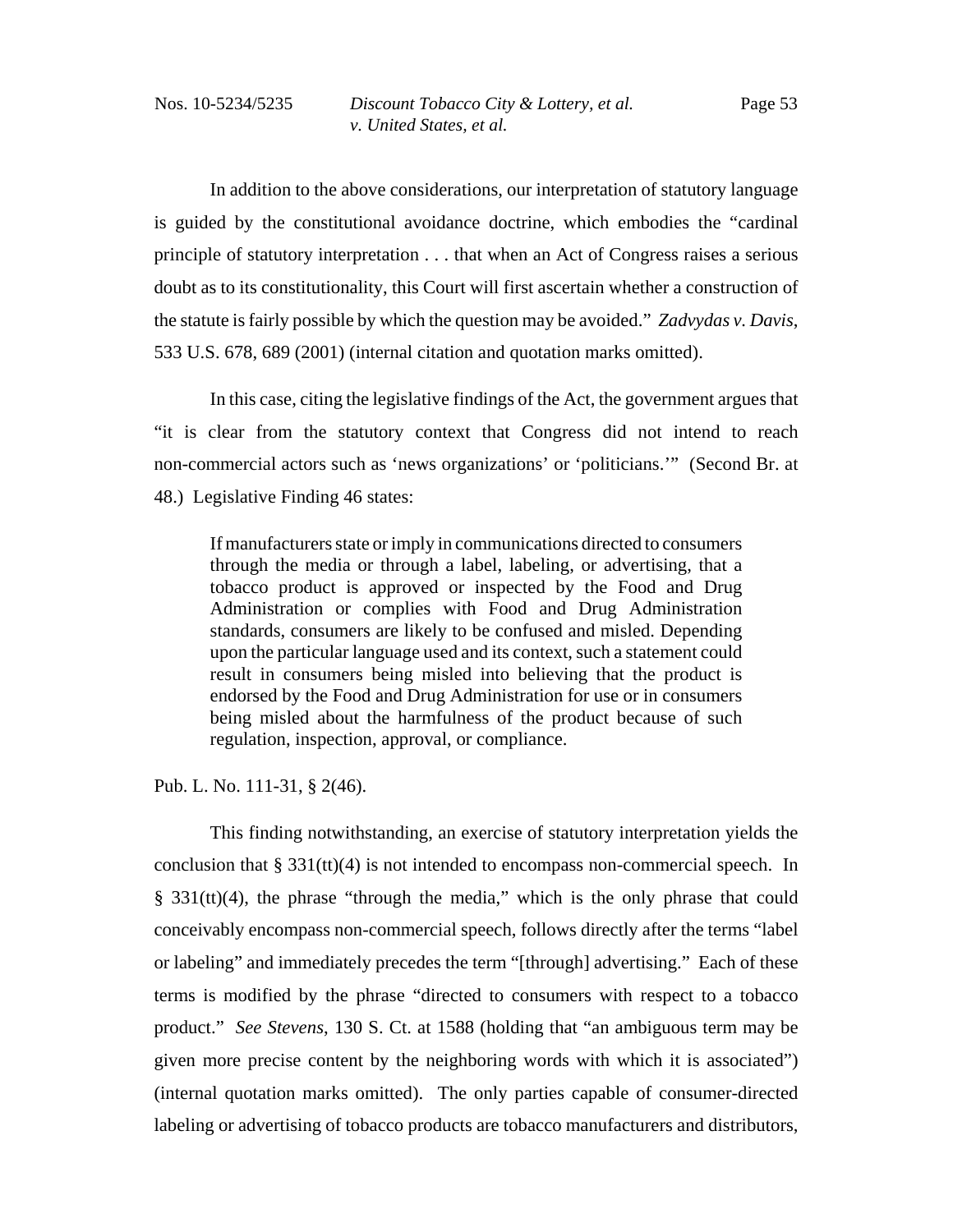In addition to the above considerations, our interpretation of statutory language is guided by the constitutional avoidance doctrine, which embodies the "cardinal principle of statutory interpretation . . . that when an Act of Congress raises a serious doubt as to its constitutionality, this Court will first ascertain whether a construction of the statute is fairly possible by which the question may be avoided." *Zadvydas v. Davis*, 533 U.S. 678, 689 (2001) (internal citation and quotation marks omitted).

In this case, citing the legislative findings of the Act, the government argues that "it is clear from the statutory context that Congress did not intend to reach non-commercial actors such as 'news organizations' or 'politicians.'" (Second Br. at 48.) Legislative Finding 46 states:

> If manufacturers state or imply in communications directed to consumers through the media or through a label, labeling, or advertising, that a tobacco product is approved or inspected by the Food and Drug Administration or complies with Food and Drug Administration standards, consumers are likely to be confused and misled. Depending upon the particular language used and its context, such a statement could result in consumers being misled into believing that the product is endorsed by the Food and Drug Administration for use or in consumers being misled about the harmfulness of the product because of such regulation, inspection, approval, or compliance.

Pub. L. No. 111-31, § 2(46).

This finding notwithstanding, an exercise of statutory interpretation yields the conclusion that § 331(tt)(4) is not intended to encompass non-commercial speech. In § 331(tt)(4), the phrase "through the media," which is the only phrase that could conceivably encompass non-commercial speech, follows directly after the terms "label or labeling" and immediately precedes the term "[through] advertising." Each of these terms is modified by the phrase "directed to consumers with respect to a tobacco product." *See Stevens*, 130 S. Ct. at 1588 (holding that "an ambiguous term may be given more precise content by the neighboring words with which it is associated") (internal quotation marks omitted). The only parties capable of consumer-directed labeling or advertising of tobacco products are tobacco manufacturers and distributors,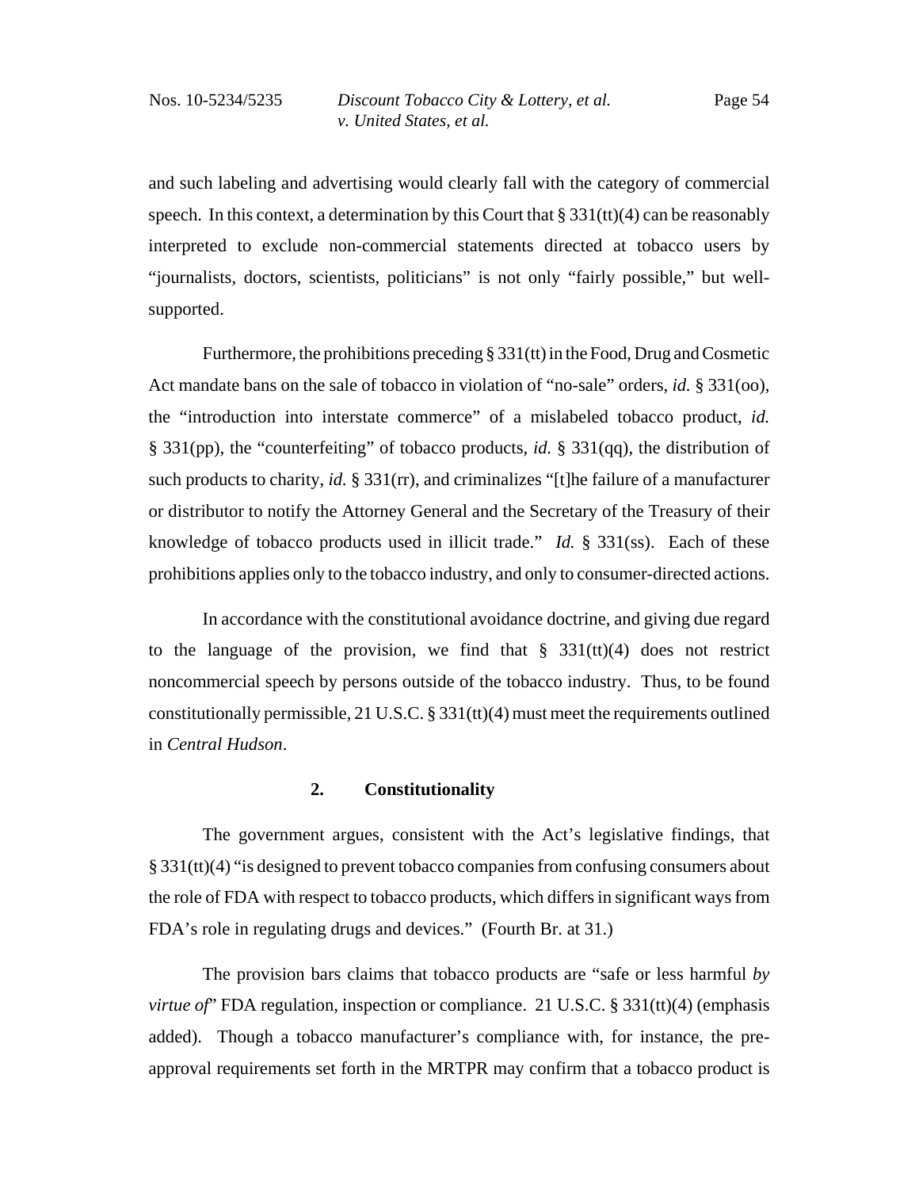and such labeling and advertising would clearly fall with the category of commercial speech. In this context, a determination by this Court that § 331(tt)(4) can be reasonably interpreted to exclude non-commercial statements directed at tobacco users by "journalists, doctors, scientists, politicians" is not only "fairly possible," but well-supported.

Furthermore, the prohibitions preceding § 331(tt) in the Food, Drug and Cosmetic Act mandate bans on the sale of tobacco in violation of "no-sale" orders, *id.* § 331(oo), the "introduction into interstate commerce" of a mislabeled tobacco product, *id.* § 331(pp), the "counterfeiting" of tobacco products, *id.* § 331(qq), the distribution of such products to charity, *id.* § 331(rr), and criminalizes "[t]he failure of a manufacturer or distributor to notify the Attorney General and the Secretary of the Treasury of their knowledge of tobacco products used in illicit trade." *Id.* § 331(ss). Each of these prohibitions applies only to the tobacco industry, and only to consumer-directed actions.

In accordance with the constitutional avoidance doctrine, and giving due regard to the language of the provision, we find that § 331(tt)(4) does not restrict noncommercial speech by persons outside of the tobacco industry. Thus, to be found constitutionally permissible, 21 U.S.C. § 331(tt)(4) must meet the requirements outlined in *Central Hudson*.

### 2. Constitutionality

The government argues, consistent with the Act's legislative findings, that § 331(tt)(4) "is designed to prevent tobacco companies from confusing consumers about the role of FDA with respect to tobacco products, which differs in significant ways from FDA's role in regulating drugs and devices." (Fourth Br. at 31.)

The provision bars claims that tobacco products are "safe or less harmful *by virtue of*" FDA regulation, inspection or compliance. 21 U.S.C. § 331(tt)(4) (emphasis added). Though a tobacco manufacturer's compliance with, for instance, the pre-approval requirements set forth in the MRTPR may confirm that a tobacco product is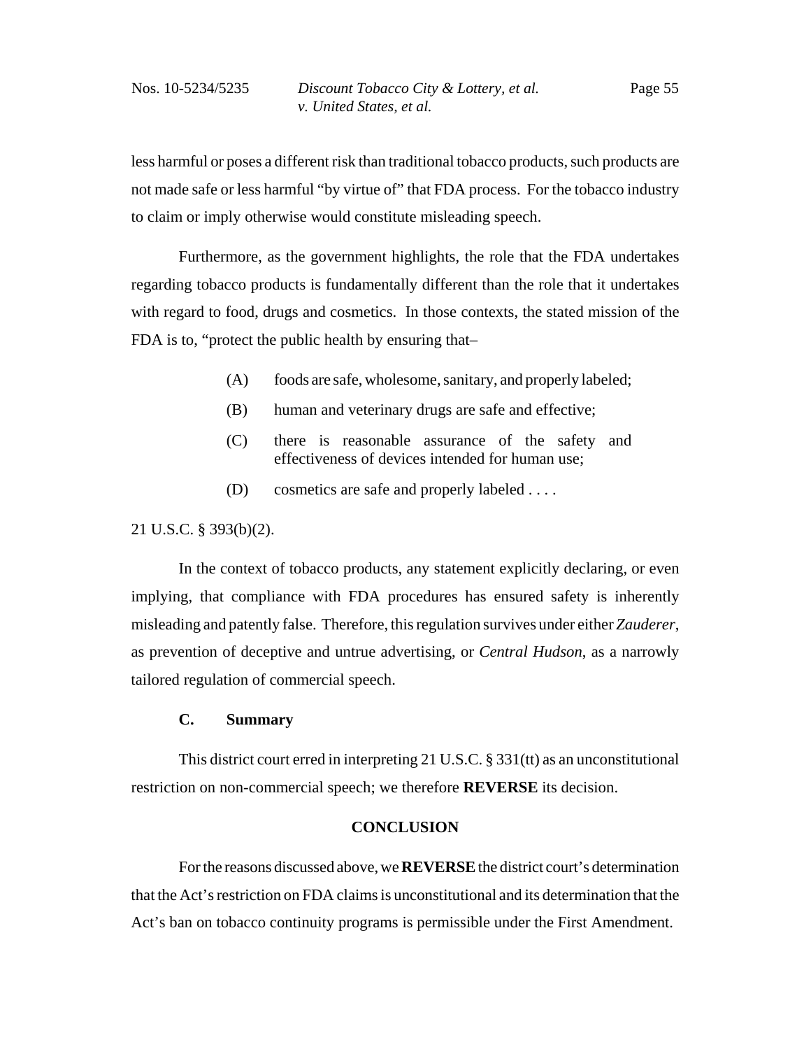less harmful or poses a different risk than traditional tobacco products, such products are not made safe or less harmful "by virtue of" that FDA process. For the tobacco industry to claim or imply otherwise would constitute misleading speech.

Furthermore, as the government highlights, the role that the FDA undertakes regarding tobacco products is fundamentally different than the role that it undertakes with regard to food, drugs and cosmetics. In those contexts, the stated mission of the FDA is to, "protect the public health by ensuring that–

> (A) foods are safe, wholesome, sanitary, and properly labeled;
>
> (B) human and veterinary drugs are safe and effective;
>
> (C) there is reasonable assurance of the safety and effectiveness of devices intended for human use;
>
> (D) cosmetics are safe and properly labeled . . . .

21 U.S.C. § 393(b)(2).

In the context of tobacco products, any statement explicitly declaring, or even implying, that compliance with FDA procedures has ensured safety is inherently misleading and patently false. Therefore, this regulation survives under either *Zauderer*, as prevention of deceptive and untrue advertising, or *Central Hudson*, as a narrowly tailored regulation of commercial speech.

### C. Summary

This district court erred in interpreting 21 U.S.C. § 331(tt) as an unconstitutional restriction on non-commercial speech; we therefore **REVERSE** its decision.

## CONCLUSION

For the reasons discussed above, we **REVERSE** the district court's determination that the Act's restriction on FDA claims is unconstitutional and its determination that the Act's ban on tobacco continuity programs is permissible under the First Amendment.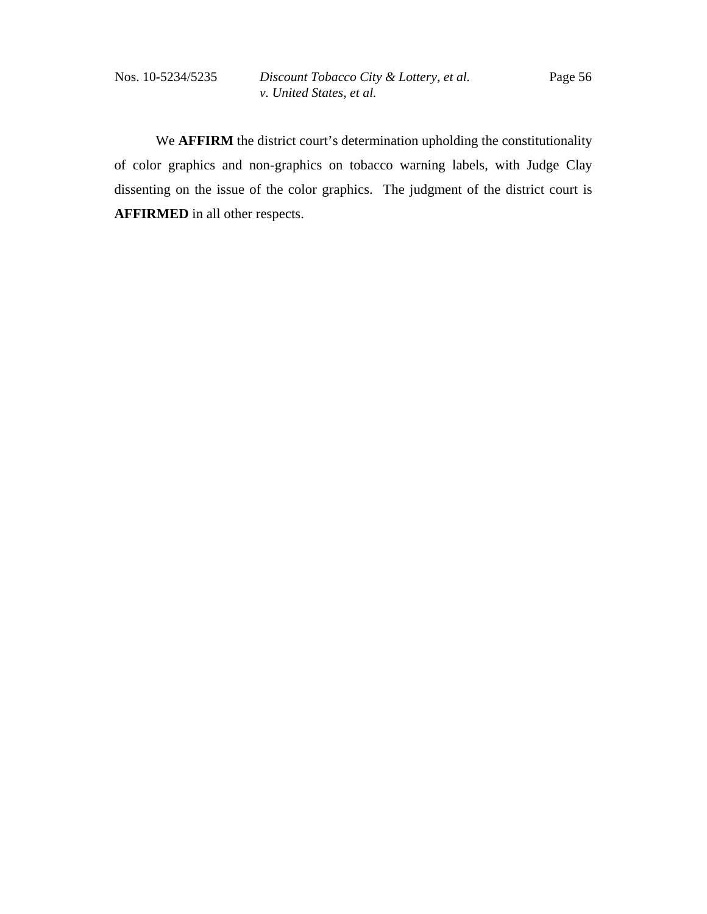We **AFFIRM** the district court's determination upholding the constitutionality of color graphics and non-graphics on tobacco warning labels, with Judge Clay dissenting on the issue of the color graphics. The judgment of the district court is **AFFIRMED** in all other respects.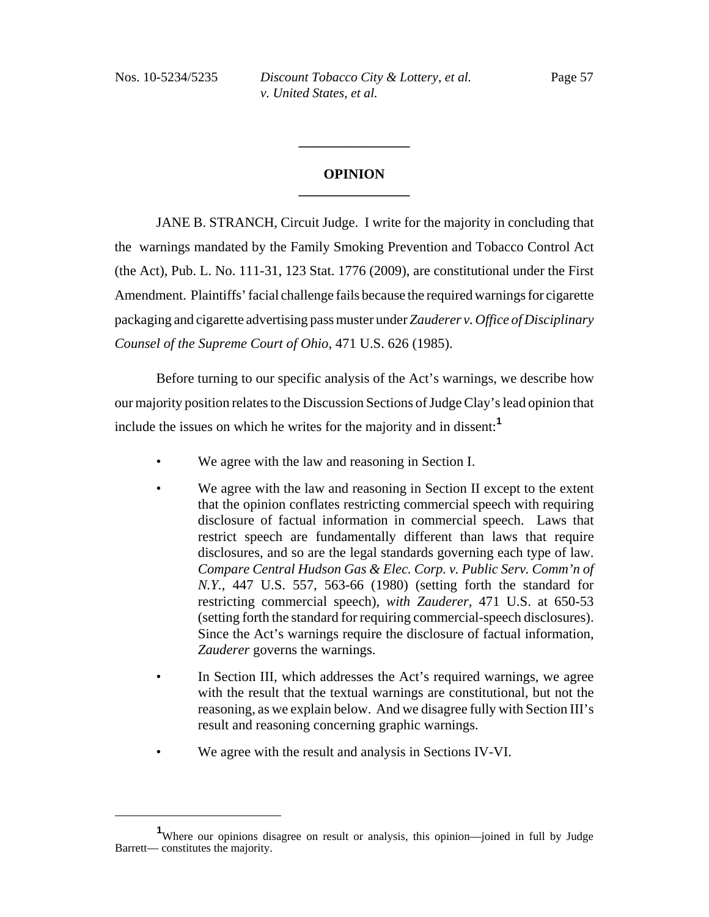## OPINION

JANE B. STRANCH, Circuit Judge. I write for the majority in concluding that the warnings mandated by the Family Smoking Prevention and Tobacco Control Act (the Act), Pub. L. No. 111-31, 123 Stat. 1776 (2009), are constitutional under the First Amendment. Plaintiffs' facial challenge fails because the required warnings for cigarette packaging and cigarette advertising pass muster under *Zauderer v. Office of Disciplinary Counsel of the Supreme Court of Ohio*, 471 U.S. 626 (1985).

Before turning to our specific analysis of the Act's warnings, we describe how our majority position relates to the Discussion Sections of Judge Clay's lead opinion that include the issues on which he writes for the majority and in dissent:[1]

- We agree with the law and reasoning in Section I.
- We agree with the law and reasoning in Section II except to the extent that the opinion conflates restricting commercial speech with requiring disclosure of factual information in commercial speech. Laws that restrict speech are fundamentally different than laws that require disclosures, and so are the legal standards governing each type of law. *Compare Central Hudson Gas & Elec. Corp. v. Public Serv. Comm'n of N.Y.*, 447 U.S. 557, 563-66 (1980) (setting forth the standard for restricting commercial speech), *with Zauderer*, 471 U.S. at 650-53 (setting forth the standard for requiring commercial-speech disclosures). Since the Act's warnings require the disclosure of factual information, *Zauderer* governs the warnings.
- In Section III, which addresses the Act's required warnings, we agree with the result that the textual warnings are constitutional, but not the reasoning, as we explain below. And we disagree fully with Section III's result and reasoning concerning graphic warnings.
- We agree with the result and analysis in Sections IV-VI.

[1] Where our opinions disagree on result or analysis, this opinion—joined in full by Judge Barrett— constitutes the majority.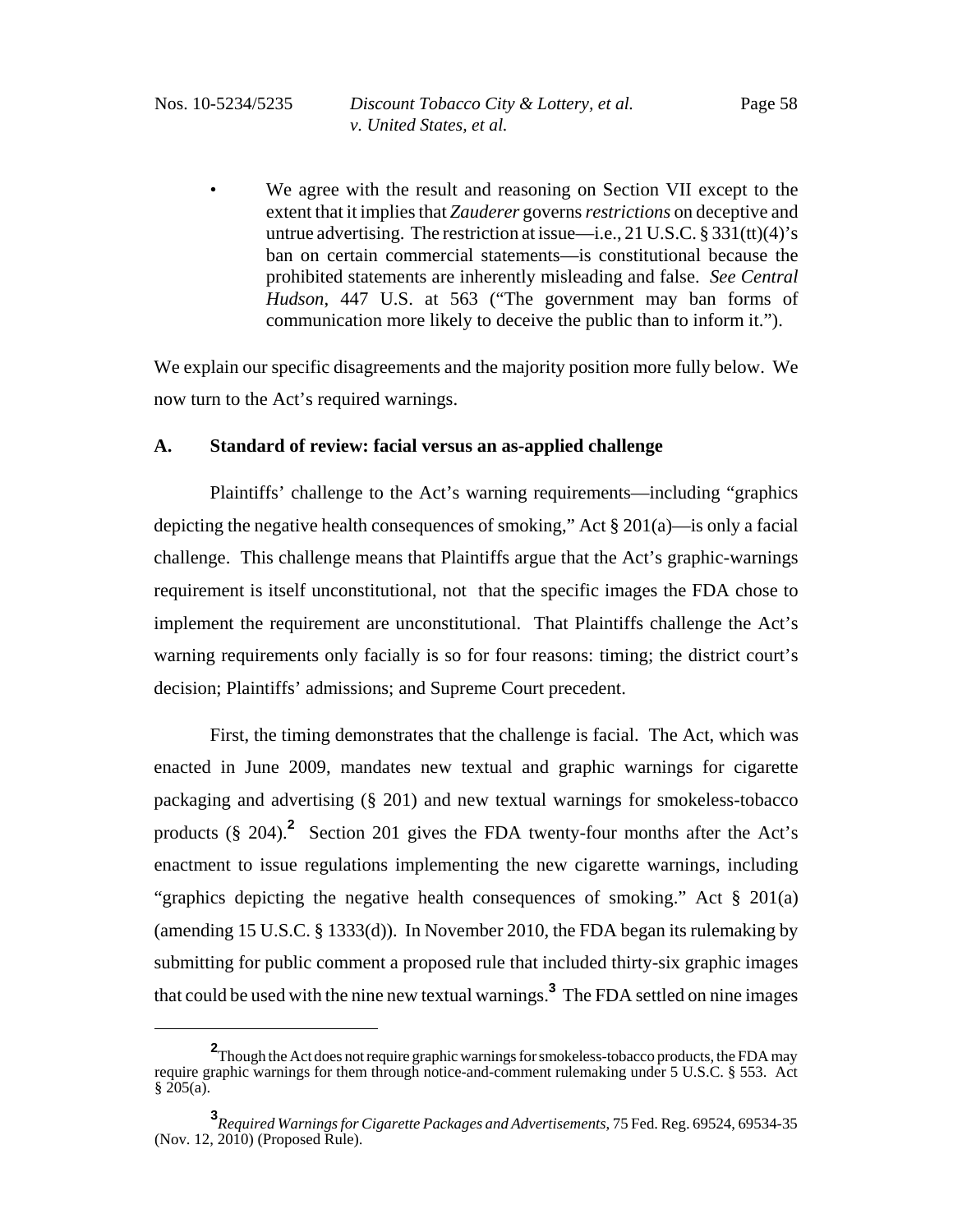- We agree with the result and reasoning on Section VII except to the extent that it implies that *Zauderer* governs *restrictions* on deceptive and untrue advertising. The restriction at issue—i.e., 21 U.S.C. § 331(tt)(4)'s ban on certain commercial statements—is constitutional because the prohibited statements are inherently misleading and false. *See Central Hudson*, 447 U.S. at 563 ("The government may ban forms of communication more likely to deceive the public than to inform it.").

We explain our specific disagreements and the majority position more fully below. We now turn to the Act's required warnings.

### A. Standard of review: facial versus an as-applied challenge

Plaintiffs' challenge to the Act's warning requirements—including "graphics depicting the negative health consequences of smoking," Act § 201(a)—is only a facial challenge. This challenge means that Plaintiffs argue that the Act's graphic-warnings requirement is itself unconstitutional, not that the specific images the FDA chose to implement the requirement are unconstitutional. That Plaintiffs challenge the Act's warning requirements only facially is so for four reasons: timing; the district court's decision; Plaintiffs' admissions; and Supreme Court precedent.

First, the timing demonstrates that the challenge is facial. The Act, which was enacted in June 2009, mandates new textual and graphic warnings for cigarette packaging and advertising (§ 201) and new textual warnings for smokeless-tobacco products (§ 204).[2] Section 201 gives the FDA twenty-four months after the Act's enactment to issue regulations implementing the new cigarette warnings, including "graphics depicting the negative health consequences of smoking." Act § 201(a) (amending 15 U.S.C. § 1333(d)). In November 2010, the FDA began its rulemaking by submitting for public comment a proposed rule that included thirty-six graphic images that could be used with the nine new textual warnings.[3] The FDA settled on nine images

[2] Though the Act does not require graphic warnings for smokeless-tobacco products, the FDA may require graphic warnings for them through notice-and-comment rulemaking under 5 U.S.C. § 553. Act § 205(a).

[3] *Required Warnings for Cigarette Packages and Advertisements*, 75 Fed. Reg. 69524, 69534-35 (Nov. 12, 2010) (Proposed Rule).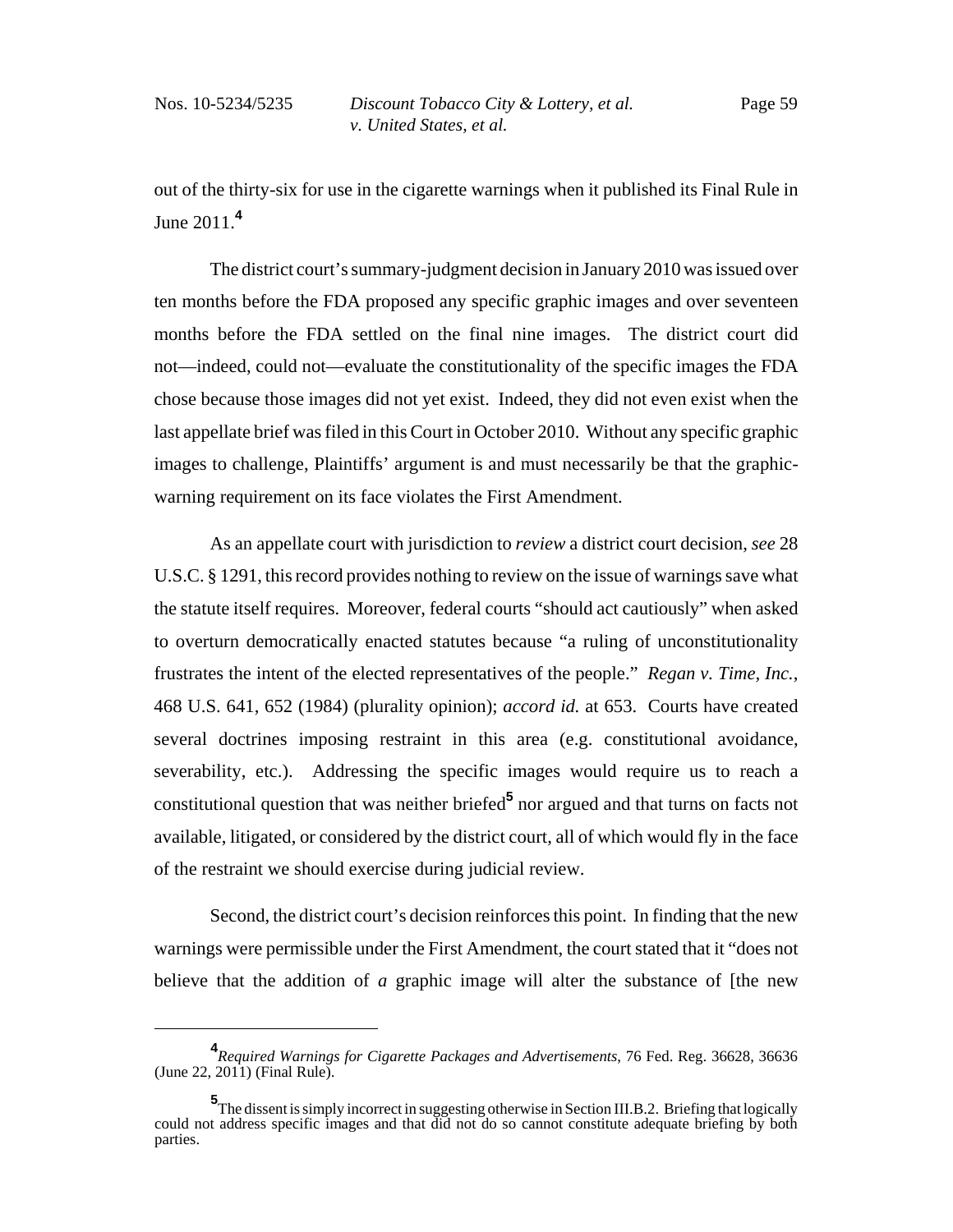out of the thirty-six for use in the cigarette warnings when it published its Final Rule in June 2011.[4]

The district court's summary-judgment decision in January 2010 was issued over ten months before the FDA proposed any specific graphic images and over seventeen months before the FDA settled on the final nine images. The district court did not—indeed, could not—evaluate the constitutionality of the specific images the FDA chose because those images did not yet exist. Indeed, they did not even exist when the last appellate brief was filed in this Court in October 2010. Without any specific graphic images to challenge, Plaintiffs' argument is and must necessarily be that the graphic-warning requirement on its face violates the First Amendment.

As an appellate court with jurisdiction to *review* a district court decision, *see* 28 U.S.C. § 1291, this record provides nothing to review on the issue of warnings save what the statute itself requires. Moreover, federal courts "should act cautiously" when asked to overturn democratically enacted statutes because "a ruling of unconstitutionality frustrates the intent of the elected representatives of the people." *Regan v. Time, Inc.*, 468 U.S. 641, 652 (1984) (plurality opinion); *accord id.* at 653. Courts have created several doctrines imposing restraint in this area (e.g. constitutional avoidance, severability, etc.). Addressing the specific images would require us to reach a constitutional question that was neither briefed[5] nor argued and that turns on facts not available, litigated, or considered by the district court, all of which would fly in the face of the restraint we should exercise during judicial review.

Second, the district court's decision reinforces this point. In finding that the new warnings were permissible under the First Amendment, the court stated that it "does not believe that the addition of *a* graphic image will alter the substance of [the new

---

[4] *Required Warnings for Cigarette Packages and Advertisements*, 76 Fed. Reg. 36628, 36636 (June 22, 2011) (Final Rule).

[5] The dissent is simply incorrect in suggesting otherwise in Section III.B.2. Briefing that logically could not address specific images and that did not do so cannot constitute adequate briefing by both parties.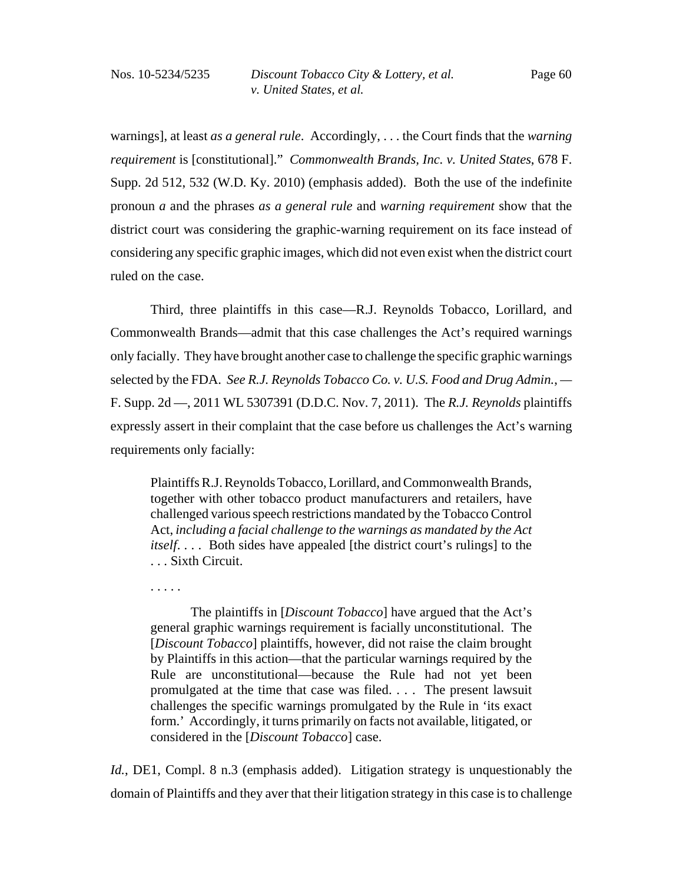warnings], at least *as a general rule*. Accordingly, . . . the Court finds that the *warning requirement* is [constitutional]." *Commonwealth Brands, Inc. v. United States*, 678 F. Supp. 2d 512, 532 (W.D. Ky. 2010) (emphasis added). Both the use of the indefinite pronoun *a* and the phrases *as a general rule* and *warning requirement* show that the district court was considering the graphic-warning requirement on its face instead of considering any specific graphic images, which did not even exist when the district court ruled on the case.

Third, three plaintiffs in this case—R.J. Reynolds Tobacco, Lorillard, and Commonwealth Brands—admit that this case challenges the Act's required warnings only facially. They have brought another case to challenge the specific graphic warnings selected by the FDA. *See R.J. Reynolds Tobacco Co. v. U.S. Food and Drug Admin.*, — F. Supp. 2d —, 2011 WL 5307391 (D.D.C. Nov. 7, 2011). The *R.J. Reynolds* plaintiffs expressly assert in their complaint that the case before us challenges the Act's warning requirements only facially:

> Plaintiffs R.J. Reynolds Tobacco, Lorillard, and Commonwealth Brands, together with other tobacco product manufacturers and retailers, have challenged various speech restrictions mandated by the Tobacco Control Act, *including a facial challenge to the warnings as mandated by the Act itself*. . . . Both sides have appealed [the district court's rulings] to the . . . Sixth Circuit.
>
> . . . . .
>
> The plaintiffs in [*Discount Tobacco*] have argued that the Act's general graphic warnings requirement is facially unconstitutional. The [*Discount Tobacco*] plaintiffs, however, did not raise the claim brought by Plaintiffs in this action—that the particular warnings required by the Rule are unconstitutional—because the Rule had not yet been promulgated at the time that case was filed. . . . The present lawsuit challenges the specific warnings promulgated by the Rule in 'its exact form.' Accordingly, it turns primarily on facts not available, litigated, or considered in the [*Discount Tobacco*] case.

*Id.*, DE1, Compl. 8 n.3 (emphasis added). Litigation strategy is unquestionably the domain of Plaintiffs and they aver that their litigation strategy in this case is to challenge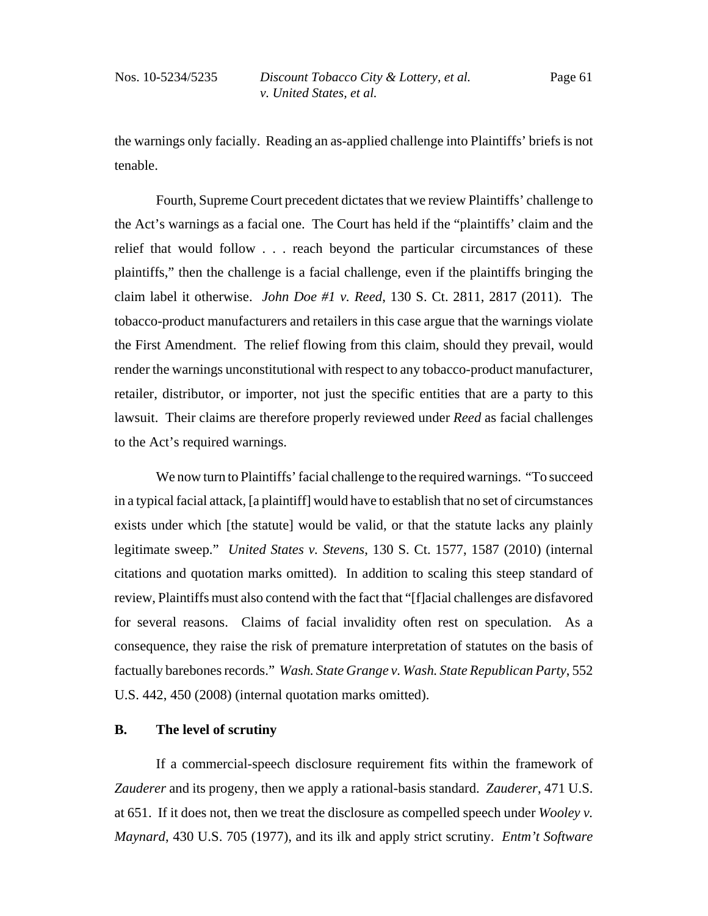the warnings only facially. Reading an as-applied challenge into Plaintiffs' briefs is not tenable.

Fourth, Supreme Court precedent dictates that we review Plaintiffs' challenge to the Act's warnings as a facial one. The Court has held if the "plaintiffs' claim and the relief that would follow . . . reach beyond the particular circumstances of these plaintiffs," then the challenge is a facial challenge, even if the plaintiffs bringing the claim label it otherwise. *John Doe #1 v. Reed*, 130 S. Ct. 2811, 2817 (2011). The tobacco-product manufacturers and retailers in this case argue that the warnings violate the First Amendment. The relief flowing from this claim, should they prevail, would render the warnings unconstitutional with respect to any tobacco-product manufacturer, retailer, distributor, or importer, not just the specific entities that are a party to this lawsuit. Their claims are therefore properly reviewed under *Reed* as facial challenges to the Act's required warnings.

We now turn to Plaintiffs' facial challenge to the required warnings. "To succeed in a typical facial attack, [a plaintiff] would have to establish that no set of circumstances exists under which [the statute] would be valid, or that the statute lacks any plainly legitimate sweep." *United States v. Stevens*, 130 S. Ct. 1577, 1587 (2010) (internal citations and quotation marks omitted). In addition to scaling this steep standard of review, Plaintiffs must also contend with the fact that "[f]acial challenges are disfavored for several reasons. Claims of facial invalidity often rest on speculation. As a consequence, they raise the risk of premature interpretation of statutes on the basis of factually barebones records." *Wash. State Grange v. Wash. State Republican Party*, 552 U.S. 442, 450 (2008) (internal quotation marks omitted).

**B. The level of scrutiny**

If a commercial-speech disclosure requirement fits within the framework of *Zauderer* and its progeny, then we apply a rational-basis standard. *Zauderer*, 471 U.S. at 651. If it does not, then we treat the disclosure as compelled speech under *Wooley v. Maynard*, 430 U.S. 705 (1977), and its ilk and apply strict scrutiny. *Entm't Software*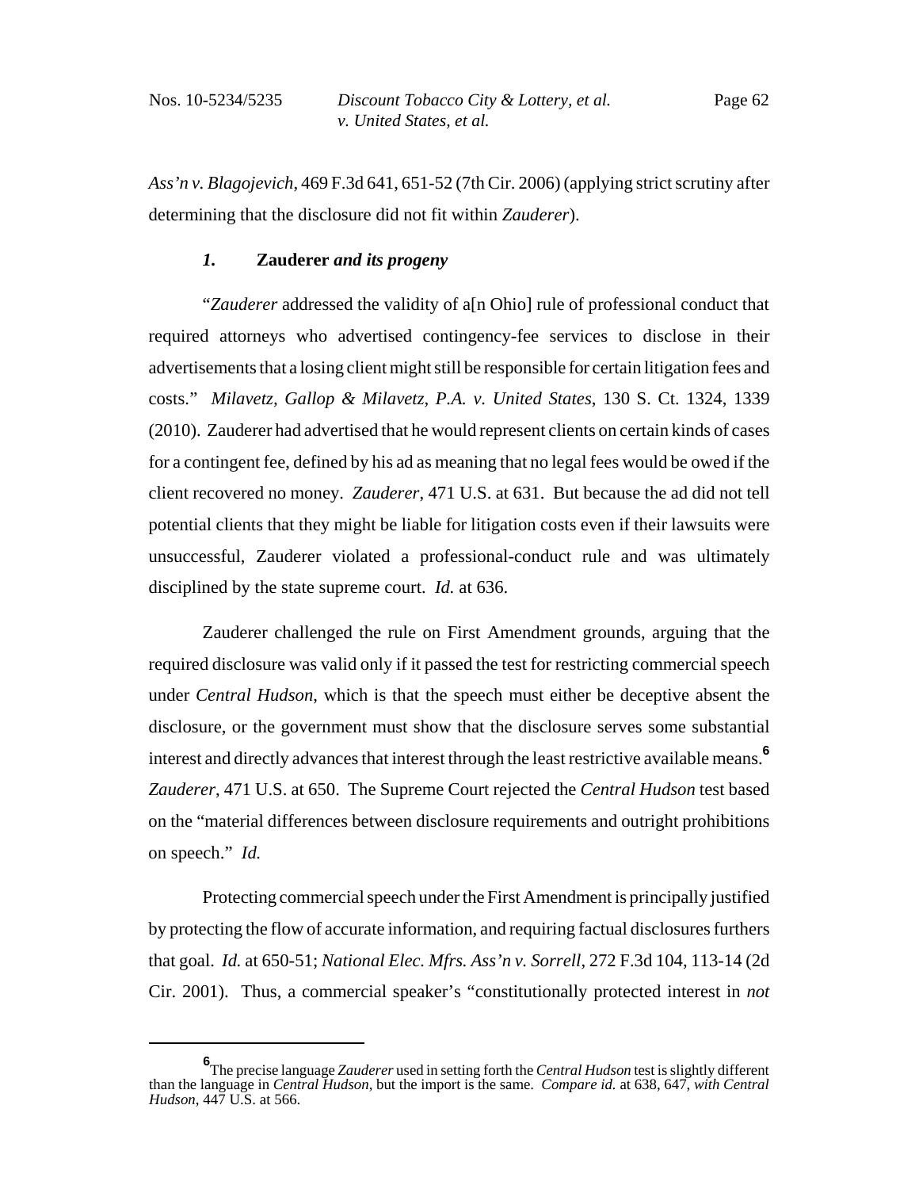*Ass'n v. Blagojevich*, 469 F.3d 641, 651-52 (7th Cir. 2006) (applying strict scrutiny after determining that the disclosure did not fit within *Zauderer*).

### *1.* **Zauderer** *and its progeny*

"*Zauderer* addressed the validity of a[n Ohio] rule of professional conduct that required attorneys who advertised contingency-fee services to disclose in their advertisements that a losing client might still be responsible for certain litigation fees and costs." *Milavetz, Gallop & Milavetz, P.A. v. United States*, 130 S. Ct. 1324, 1339 (2010). Zauderer had advertised that he would represent clients on certain kinds of cases for a contingent fee, defined by his ad as meaning that no legal fees would be owed if the client recovered no money. *Zauderer*, 471 U.S. at 631. But because the ad did not tell potential clients that they might be liable for litigation costs even if their lawsuits were unsuccessful, Zauderer violated a professional-conduct rule and was ultimately disciplined by the state supreme court. *Id.* at 636.

Zauderer challenged the rule on First Amendment grounds, arguing that the required disclosure was valid only if it passed the test for restricting commercial speech under *Central Hudson*, which is that the speech must either be deceptive absent the disclosure, or the government must show that the disclosure serves some substantial interest and directly advances that interest through the least restrictive available means.[6] *Zauderer*, 471 U.S. at 650. The Supreme Court rejected the *Central Hudson* test based on the "material differences between disclosure requirements and outright prohibitions on speech." *Id.*

Protecting commercial speech under the First Amendment is principally justified by protecting the flow of accurate information, and requiring factual disclosures furthers that goal. *Id.* at 650-51; *National Elec. Mfrs. Ass'n v. Sorrell*, 272 F.3d 104, 113-14 (2d Cir. 2001). Thus, a commercial speaker's "constitutionally protected interest in *not*

---

[6] The precise language *Zauderer* used in setting forth the *Central Hudson* test is slightly different than the language in *Central Hudson*, but the import is the same. *Compare id.* at 638, 647, *with Central Hudson*, 447 U.S. at 566.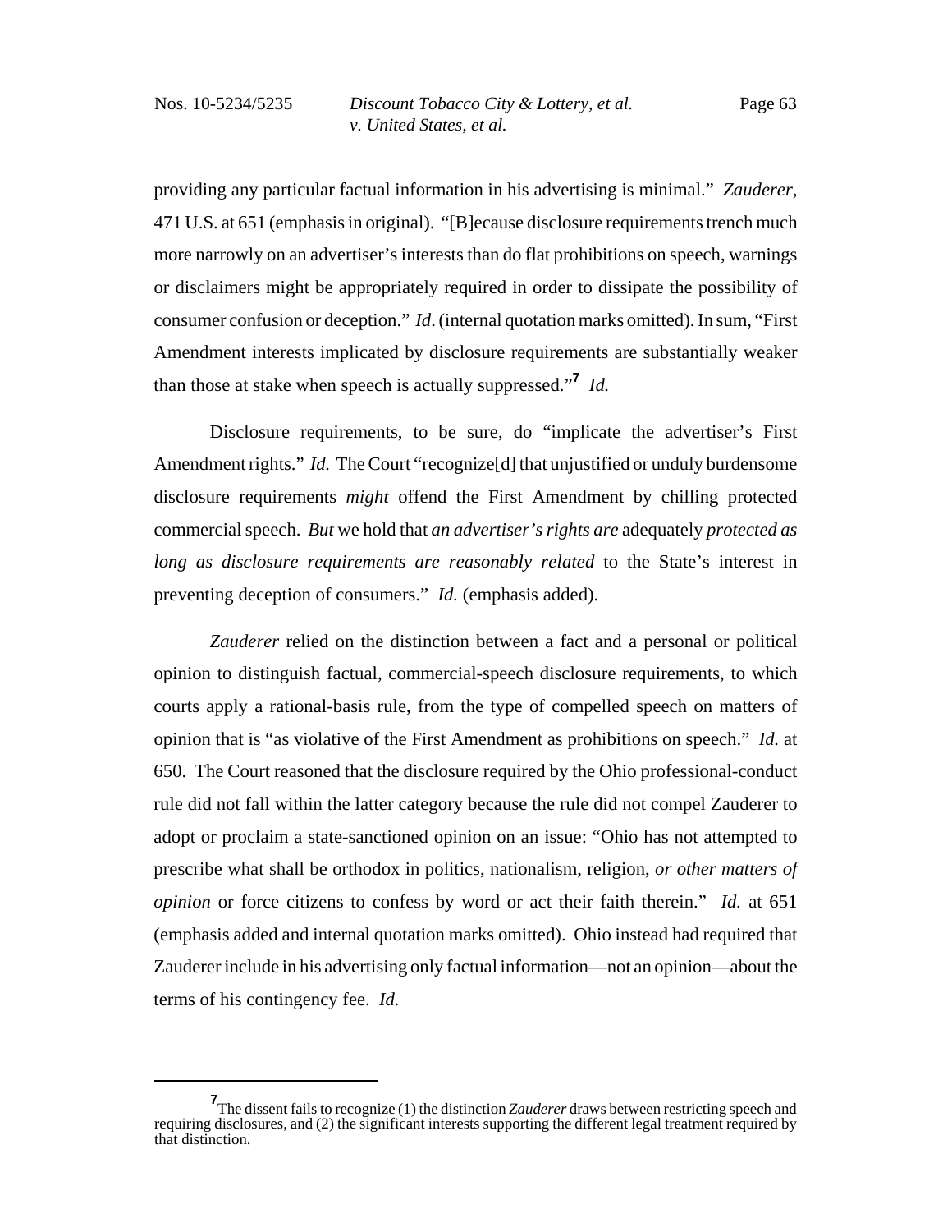providing any particular factual information in his advertising is minimal." *Zauderer*, 471 U.S. at 651 (emphasis in original). "[B]ecause disclosure requirements trench much more narrowly on an advertiser's interests than do flat prohibitions on speech, warnings or disclaimers might be appropriately required in order to dissipate the possibility of consumer confusion or deception." *Id*. (internal quotation marks omitted). In sum, "First Amendment interests implicated by disclosure requirements are substantially weaker than those at stake when speech is actually suppressed."[7] *Id.*

Disclosure requirements, to be sure, do "implicate the advertiser's First Amendment rights." *Id.* The Court "recognize[d] that unjustified or unduly burdensome disclosure requirements *might* offend the First Amendment by chilling protected commercial speech. *But* we hold that *an advertiser's rights are* adequately *protected as long as disclosure requirements are reasonably related* to the State's interest in preventing deception of consumers." *Id.* (emphasis added).

*Zauderer* relied on the distinction between a fact and a personal or political opinion to distinguish factual, commercial-speech disclosure requirements, to which courts apply a rational-basis rule, from the type of compelled speech on matters of opinion that is "as violative of the First Amendment as prohibitions on speech." *Id.* at 650. The Court reasoned that the disclosure required by the Ohio professional-conduct rule did not fall within the latter category because the rule did not compel Zauderer to adopt or proclaim a state-sanctioned opinion on an issue: "Ohio has not attempted to prescribe what shall be orthodox in politics, nationalism, religion, *or other matters of opinion* or force citizens to confess by word or act their faith therein." *Id.* at 651 (emphasis added and internal quotation marks omitted). Ohio instead had required that Zauderer include in his advertising only factual information—not an opinion—about the terms of his contingency fee. *Id.*

---

[7] The dissent fails to recognize (1) the distinction *Zauderer* draws between restricting speech and requiring disclosures, and (2) the significant interests supporting the different legal treatment required by that distinction.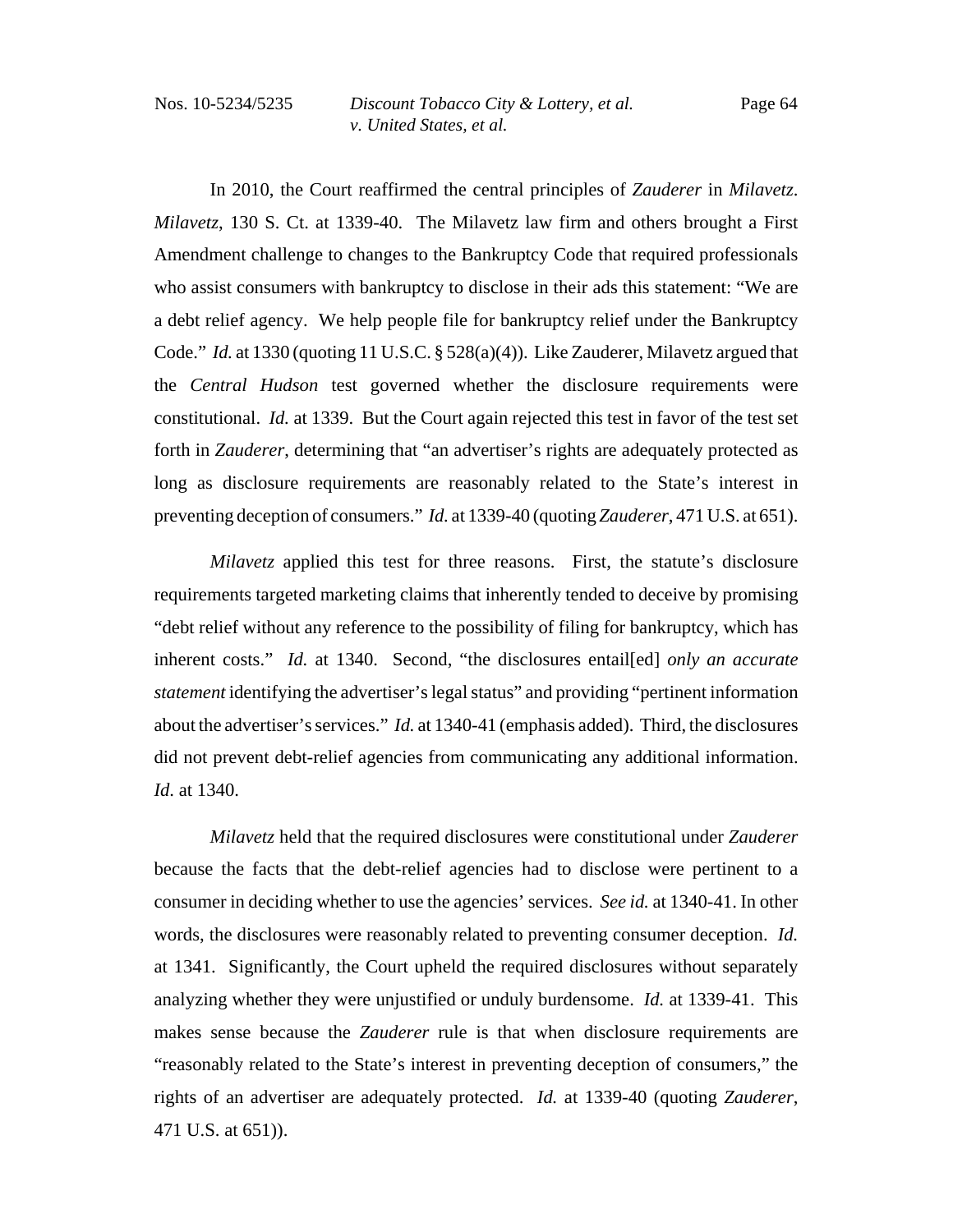In 2010, the Court reaffirmed the central principles of *Zauderer* in *Milavetz*. *Milavetz*, 130 S. Ct. at 1339-40. The Milavetz law firm and others brought a First Amendment challenge to changes to the Bankruptcy Code that required professionals who assist consumers with bankruptcy to disclose in their ads this statement: "We are a debt relief agency. We help people file for bankruptcy relief under the Bankruptcy Code." *Id.* at 1330 (quoting 11 U.S.C. § 528(a)(4)). Like Zauderer, Milavetz argued that the *Central Hudson* test governed whether the disclosure requirements were constitutional. *Id.* at 1339. But the Court again rejected this test in favor of the test set forth in *Zauderer*, determining that "an advertiser's rights are adequately protected as long as disclosure requirements are reasonably related to the State's interest in preventing deception of consumers." *Id.* at 1339-40 (quoting *Zauderer*, 471 U.S. at 651).

*Milavetz* applied this test for three reasons. First, the statute's disclosure requirements targeted marketing claims that inherently tended to deceive by promising "debt relief without any reference to the possibility of filing for bankruptcy, which has inherent costs." *Id.* at 1340. Second, "the disclosures entail[ed] *only an accurate statement* identifying the advertiser's legal status" and providing "pertinent information about the advertiser's services." *Id.* at 1340-41 (emphasis added). Third, the disclosures did not prevent debt-relief agencies from communicating any additional information. *Id*. at 1340.

*Milavetz* held that the required disclosures were constitutional under *Zauderer* because the facts that the debt-relief agencies had to disclose were pertinent to a consumer in deciding whether to use the agencies' services. *See id.* at 1340-41. In other words, the disclosures were reasonably related to preventing consumer deception. *Id.* at 1341. Significantly, the Court upheld the required disclosures without separately analyzing whether they were unjustified or unduly burdensome. *Id.* at 1339-41. This makes sense because the *Zauderer* rule is that when disclosure requirements are "reasonably related to the State's interest in preventing deception of consumers," the rights of an advertiser are adequately protected. *Id.* at 1339-40 (quoting *Zauderer*, 471 U.S. at 651)).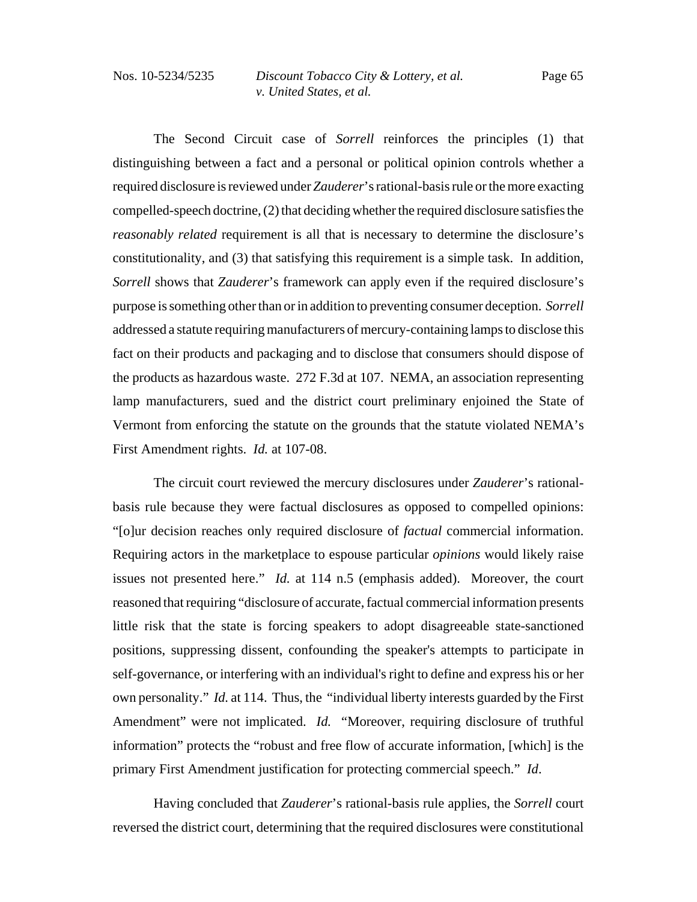The Second Circuit case of *Sorrell* reinforces the principles (1) that distinguishing between a fact and a personal or political opinion controls whether a required disclosure is reviewed under *Zauderer*'s rational-basis rule or the more exacting compelled-speech doctrine, (2) that deciding whether the required disclosure satisfies the *reasonably related* requirement is all that is necessary to determine the disclosure's constitutionality, and (3) that satisfying this requirement is a simple task. In addition, *Sorrell* shows that *Zauderer*'s framework can apply even if the required disclosure's purpose is something other than or in addition to preventing consumer deception. *Sorrell* addressed a statute requiring manufacturers of mercury-containing lamps to disclose this fact on their products and packaging and to disclose that consumers should dispose of the products as hazardous waste. 272 F.3d at 107. NEMA, an association representing lamp manufacturers, sued and the district court preliminary enjoined the State of Vermont from enforcing the statute on the grounds that the statute violated NEMA's First Amendment rights. *Id.* at 107-08.

The circuit court reviewed the mercury disclosures under *Zauderer*'s rational-basis rule because they were factual disclosures as opposed to compelled opinions: "[o]ur decision reaches only required disclosure of *factual* commercial information. Requiring actors in the marketplace to espouse particular *opinions* would likely raise issues not presented here." *Id.* at 114 n.5 (emphasis added). Moreover, the court reasoned that requiring "disclosure of accurate, factual commercial information presents little risk that the state is forcing speakers to adopt disagreeable state-sanctioned positions, suppressing dissent, confounding the speaker's attempts to participate in self-governance, or interfering with an individual's right to define and express his or her own personality." *Id.* at 114. Thus, the "individual liberty interests guarded by the First Amendment" were not implicated. *Id.* "Moreover, requiring disclosure of truthful information" protects the "robust and free flow of accurate information, [which] is the primary First Amendment justification for protecting commercial speech." *Id*.

Having concluded that *Zauderer*'s rational-basis rule applies, the *Sorrell* court reversed the district court, determining that the required disclosures were constitutional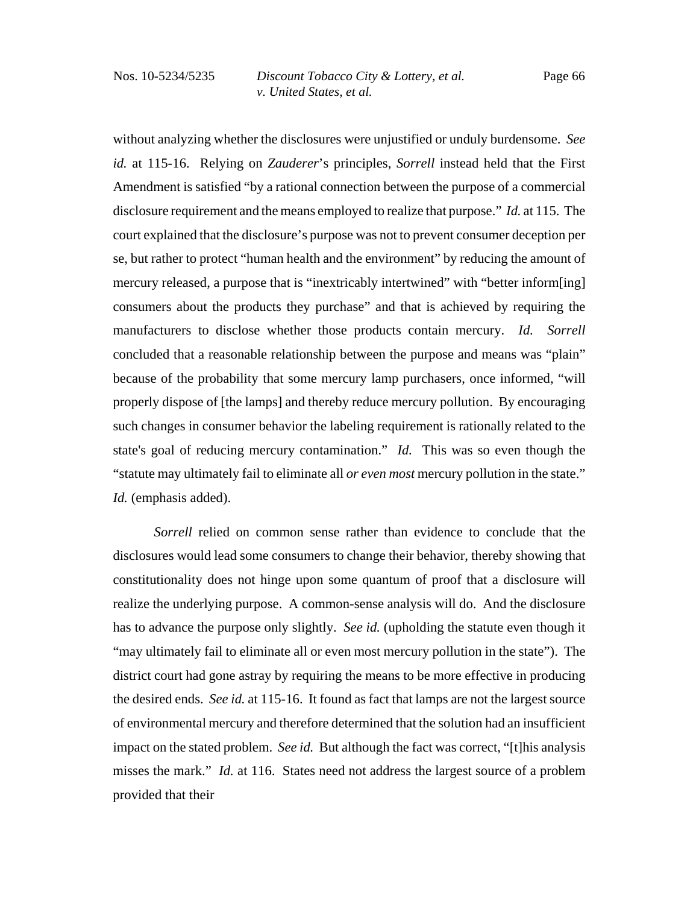without analyzing whether the disclosures were unjustified or unduly burdensome. *See id.* at 115-16. Relying on *Zauderer*'s principles, *Sorrell* instead held that the First Amendment is satisfied "by a rational connection between the purpose of a commercial disclosure requirement and the means employed to realize that purpose." *Id.* at 115. The court explained that the disclosure's purpose was not to prevent consumer deception per se, but rather to protect "human health and the environment" by reducing the amount of mercury released, a purpose that is "inextricably intertwined" with "better inform[ing] consumers about the products they purchase" and that is achieved by requiring the manufacturers to disclose whether those products contain mercury. *Id.* *Sorrell* concluded that a reasonable relationship between the purpose and means was "plain" because of the probability that some mercury lamp purchasers, once informed, "will properly dispose of [the lamps] and thereby reduce mercury pollution. By encouraging such changes in consumer behavior the labeling requirement is rationally related to the state's goal of reducing mercury contamination." *Id.* This was so even though the "statute may ultimately fail to eliminate all *or even most* mercury pollution in the state." *Id.* (emphasis added).

*Sorrell* relied on common sense rather than evidence to conclude that the disclosures would lead some consumers to change their behavior, thereby showing that constitutionality does not hinge upon some quantum of proof that a disclosure will realize the underlying purpose. A common-sense analysis will do. And the disclosure has to advance the purpose only slightly. *See id.* (upholding the statute even though it "may ultimately fail to eliminate all or even most mercury pollution in the state"). The district court had gone astray by requiring the means to be more effective in producing the desired ends. *See id.* at 115-16. It found as fact that lamps are not the largest source of environmental mercury and therefore determined that the solution had an insufficient impact on the stated problem. *See id.* But although the fact was correct, "[t]his analysis misses the mark." *Id.* at 116. States need not address the largest source of a problem provided that their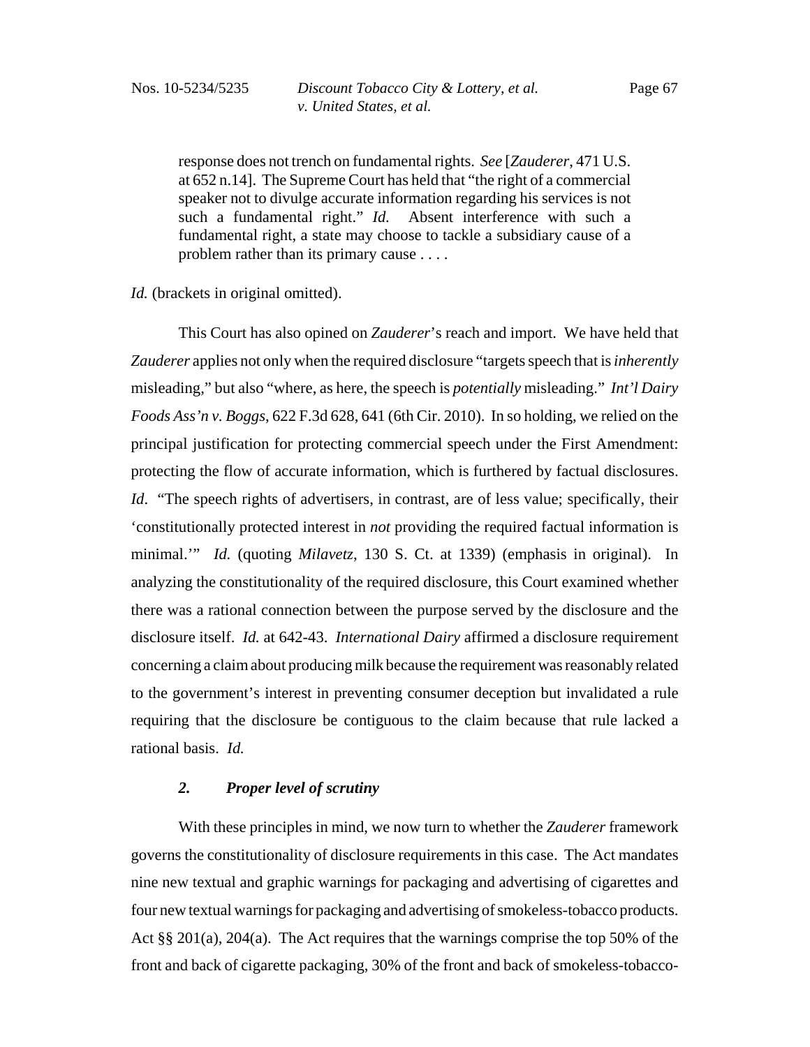> response does not trench on fundamental rights. *See* [*Zauderer*, 471 U.S. at 652 n.14]. The Supreme Court has held that "the right of a commercial speaker not to divulge accurate information regarding his services is not such a fundamental right." *Id.* Absent interference with such a fundamental right, a state may choose to tackle a subsidiary cause of a problem rather than its primary cause . . . .

*Id.* (brackets in original omitted).

This Court has also opined on *Zauderer*'s reach and import. We have held that *Zauderer* applies not only when the required disclosure "targets speech that is *inherently* misleading," but also "where, as here, the speech is *potentially* misleading." *Int'l Dairy Foods Ass'n v. Boggs*, 622 F.3d 628, 641 (6th Cir. 2010). In so holding, we relied on the principal justification for protecting commercial speech under the First Amendment: protecting the flow of accurate information, which is furthered by factual disclosures. *Id*. "The speech rights of advertisers, in contrast, are of less value; specifically, their 'constitutionally protected interest in *not* providing the required factual information is minimal.'" *Id.* (quoting *Milavetz*, 130 S. Ct. at 1339) (emphasis in original). In analyzing the constitutionality of the required disclosure, this Court examined whether there was a rational connection between the purpose served by the disclosure and the disclosure itself. *Id.* at 642-43. *International Dairy* affirmed a disclosure requirement concerning a claim about producing milk because the requirement was reasonably related to the government's interest in preventing consumer deception but invalidated a rule requiring that the disclosure be contiguous to the claim because that rule lacked a rational basis. *Id.*

### *2. Proper level of scrutiny*

With these principles in mind, we now turn to whether the *Zauderer* framework governs the constitutionality of disclosure requirements in this case. The Act mandates nine new textual and graphic warnings for packaging and advertising of cigarettes and four new textual warnings for packaging and advertising of smokeless-tobacco products. Act §§ 201(a), 204(a). The Act requires that the warnings comprise the top 50% of the front and back of cigarette packaging, 30% of the front and back of smokeless-tobacco-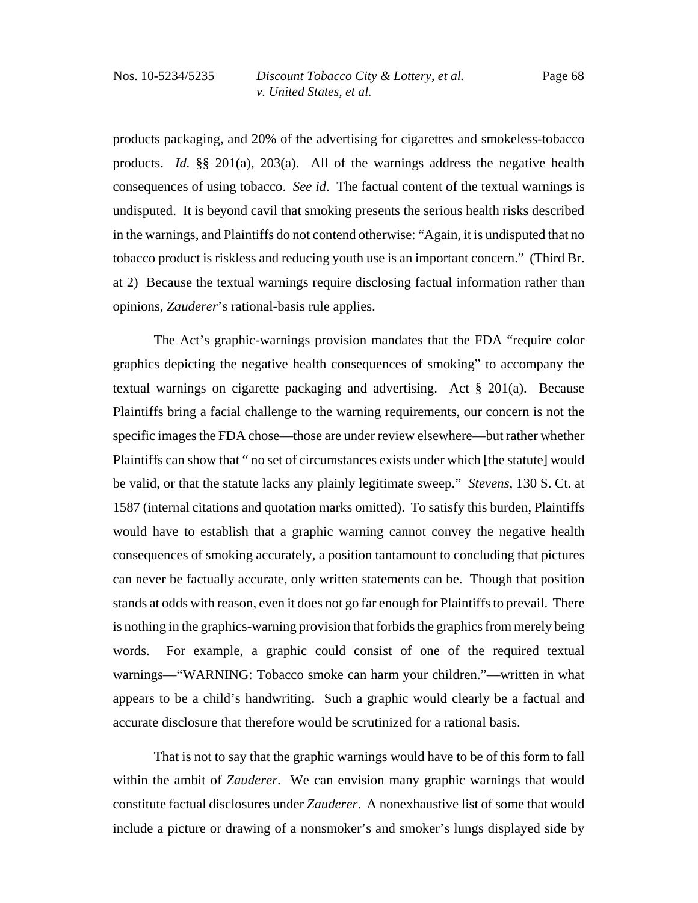products packaging, and 20% of the advertising for cigarettes and smokeless-tobacco products. *Id.* §§ 201(a), 203(a). All of the warnings address the negative health consequences of using tobacco. *See id*. The factual content of the textual warnings is undisputed. It is beyond cavil that smoking presents the serious health risks described in the warnings, and Plaintiffs do not contend otherwise: "Again, it is undisputed that no tobacco product is riskless and reducing youth use is an important concern." (Third Br. at 2) Because the textual warnings require disclosing factual information rather than opinions, *Zauderer*'s rational-basis rule applies.

The Act's graphic-warnings provision mandates that the FDA "require color graphics depicting the negative health consequences of smoking" to accompany the textual warnings on cigarette packaging and advertising. Act § 201(a). Because Plaintiffs bring a facial challenge to the warning requirements, our concern is not the specific images the FDA chose—those are under review elsewhere—but rather whether Plaintiffs can show that " no set of circumstances exists under which [the statute] would be valid, or that the statute lacks any plainly legitimate sweep." *Stevens*, 130 S. Ct. at 1587 (internal citations and quotation marks omitted). To satisfy this burden, Plaintiffs would have to establish that a graphic warning cannot convey the negative health consequences of smoking accurately, a position tantamount to concluding that pictures can never be factually accurate, only written statements can be. Though that position stands at odds with reason, even it does not go far enough for Plaintiffs to prevail. There is nothing in the graphics-warning provision that forbids the graphics from merely being words. For example, a graphic could consist of one of the required textual warnings—"WARNING: Tobacco smoke can harm your children."—written in what appears to be a child's handwriting. Such a graphic would clearly be a factual and accurate disclosure that therefore would be scrutinized for a rational basis.

That is not to say that the graphic warnings would have to be of this form to fall within the ambit of *Zauderer*. We can envision many graphic warnings that would constitute factual disclosures under *Zauderer*. A nonexhaustive list of some that would include a picture or drawing of a nonsmoker's and smoker's lungs displayed side by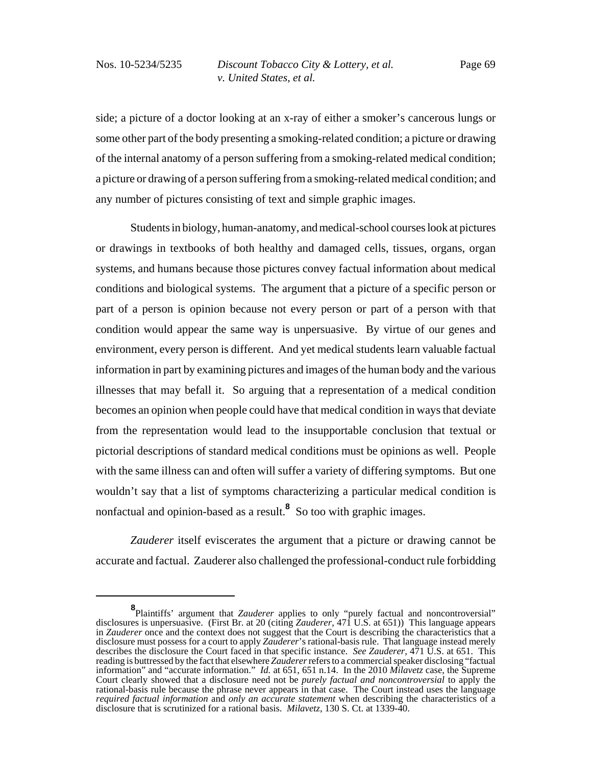side; a picture of a doctor looking at an x-ray of either a smoker's cancerous lungs or some other part of the body presenting a smoking-related condition; a picture or drawing of the internal anatomy of a person suffering from a smoking-related medical condition; a picture or drawing of a person suffering from a smoking-related medical condition; and any number of pictures consisting of text and simple graphic images.

Students in biology, human-anatomy, and medical-school courses look at pictures or drawings in textbooks of both healthy and damaged cells, tissues, organs, organ systems, and humans because those pictures convey factual information about medical conditions and biological systems. The argument that a picture of a specific person or part of a person is opinion because not every person or part of a person with that condition would appear the same way is unpersuasive. By virtue of our genes and environment, every person is different. And yet medical students learn valuable factual information in part by examining pictures and images of the human body and the various illnesses that may befall it. So arguing that a representation of a medical condition becomes an opinion when people could have that medical condition in ways that deviate from the representation would lead to the insupportable conclusion that textual or pictorial descriptions of standard medical conditions must be opinions as well. People with the same illness can and often will suffer a variety of differing symptoms. But one wouldn't say that a list of symptoms characterizing a particular medical condition is nonfactual and opinion-based as a result.[8] So too with graphic images.

*Zauderer* itself eviscerates the argument that a picture or drawing cannot be accurate and factual. Zauderer also challenged the professional-conduct rule forbidding

---

[8] Plaintiffs' argument that *Zauderer* applies to only "purely factual and noncontroversial" disclosures is unpersuasive. (First Br. at 20 (citing *Zauderer*, 471 U.S. at 651)) This language appears in *Zauderer* once and the context does not suggest that the Court is describing the characteristics that a disclosure must possess for a court to apply *Zauderer*'s rational-basis rule. That language instead merely describes the disclosure the Court faced in that specific instance. *See Zauderer*, 471 U.S. at 651. This reading is buttressed by the fact that elsewhere *Zauderer* refers to a commercial speaker disclosing "factual information" and "accurate information." *Id.* at 651, 651 n.14. In the 2010 *Milavetz* case, the Supreme Court clearly showed that a disclosure need not be *purely factual and noncontroversial* to apply the rational-basis rule because the phrase never appears in that case. The Court instead uses the language *required factual information* and *only an accurate statement* when describing the characteristics of a disclosure that is scrutinized for a rational basis. *Milavetz*, 130 S. Ct. at 1339-40.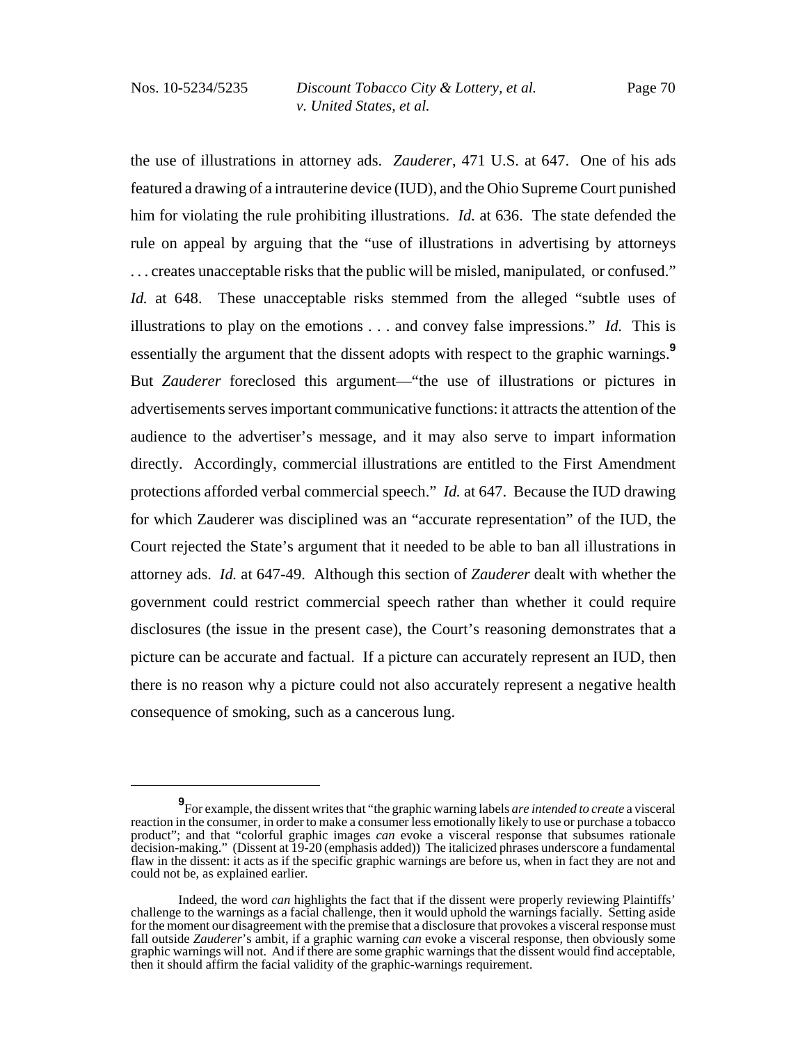the use of illustrations in attorney ads. *Zauderer*, 471 U.S. at 647. One of his ads featured a drawing of a intrauterine device (IUD), and the Ohio Supreme Court punished him for violating the rule prohibiting illustrations. *Id.* at 636. The state defended the rule on appeal by arguing that the "use of illustrations in advertising by attorneys . . . creates unacceptable risks that the public will be misled, manipulated, or confused." *Id.* at 648. These unacceptable risks stemmed from the alleged "subtle uses of illustrations to play on the emotions . . . and convey false impressions." *Id.* This is essentially the argument that the dissent adopts with respect to the graphic warnings.[9] But *Zauderer* foreclosed this argument—"the use of illustrations or pictures in advertisements serves important communicative functions: it attracts the attention of the audience to the advertiser's message, and it may also serve to impart information directly. Accordingly, commercial illustrations are entitled to the First Amendment protections afforded verbal commercial speech." *Id.* at 647. Because the IUD drawing for which Zauderer was disciplined was an "accurate representation" of the IUD, the Court rejected the State's argument that it needed to be able to ban all illustrations in attorney ads. *Id.* at 647-49. Although this section of *Zauderer* dealt with whether the government could restrict commercial speech rather than whether it could require disclosures (the issue in the present case), the Court's reasoning demonstrates that a picture can be accurate and factual. If a picture can accurately represent an IUD, then there is no reason why a picture could not also accurately represent a negative health consequence of smoking, such as a cancerous lung.

---

[9] For example, the dissent writes that "the graphic warning labels *are intended to create* a visceral reaction in the consumer, in order to make a consumer less emotionally likely to use or purchase a tobacco product"; and that "colorful graphic images *can* evoke a visceral response that subsumes rationale decision-making." (Dissent at 19-20 (emphasis added)) The italicized phrases underscore a fundamental flaw in the dissent: it acts as if the specific graphic warnings are before us, when in fact they are not and could not be, as explained earlier.

Indeed, the word *can* highlights the fact that if the dissent were properly reviewing Plaintiffs' challenge to the warnings as a facial challenge, then it would uphold the warnings facially. Setting aside for the moment our disagreement with the premise that a disclosure that provokes a visceral response must fall outside *Zauderer*'s ambit, if a graphic warning *can* evoke a visceral response, then obviously some graphic warnings will not. And if there are some graphic warnings that the dissent would find acceptable, then it should affirm the facial validity of the graphic-warnings requirement.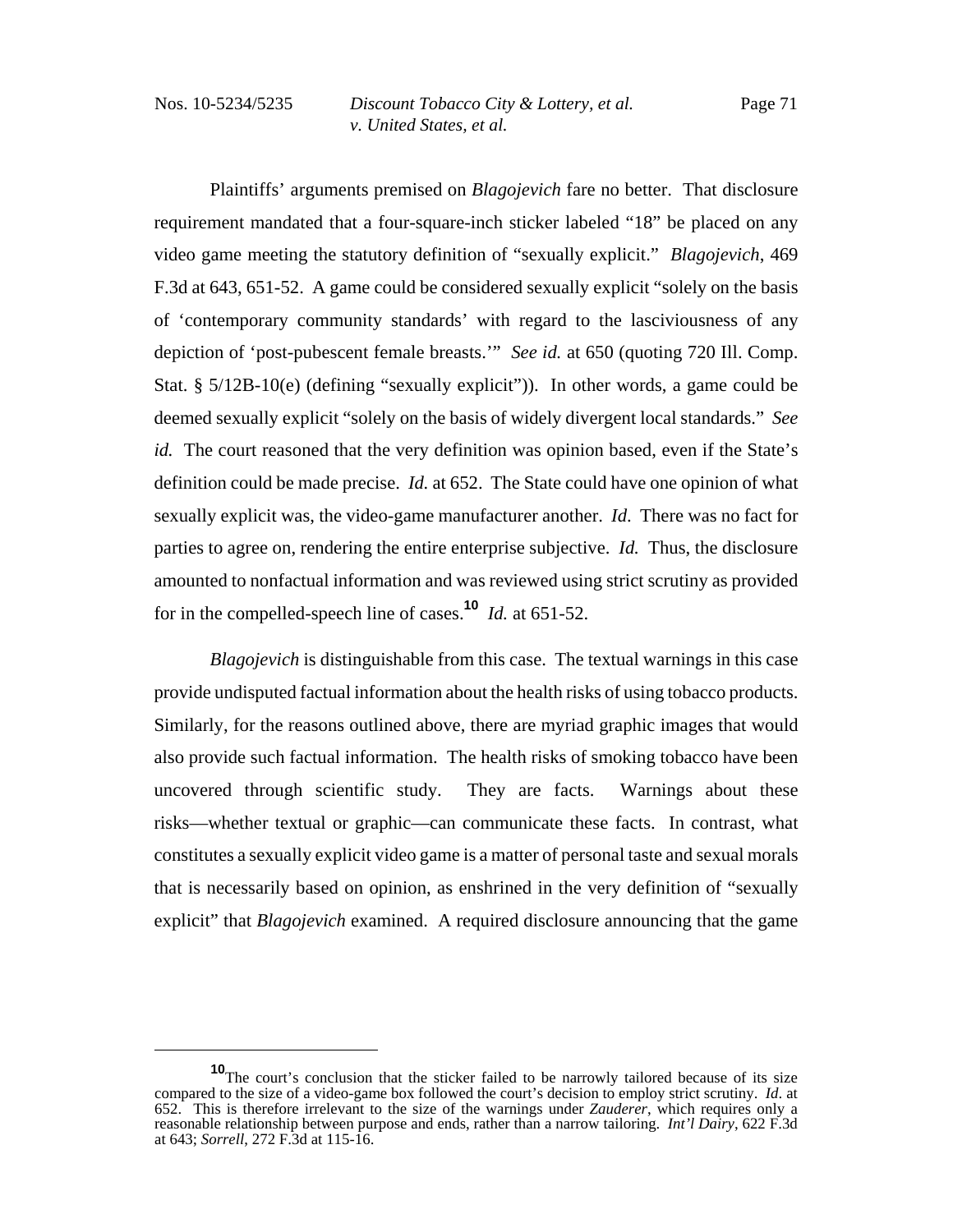Plaintiffs' arguments premised on *Blagojevich* fare no better. That disclosure requirement mandated that a four-square-inch sticker labeled "18" be placed on any video game meeting the statutory definition of "sexually explicit." *Blagojevich*, 469 F.3d at 643, 651-52. A game could be considered sexually explicit "solely on the basis of 'contemporary community standards' with regard to the lasciviousness of any depiction of 'post-pubescent female breasts.'" *See id.* at 650 (quoting 720 Ill. Comp. Stat. § 5/12B-10(e) (defining "sexually explicit")). In other words, a game could be deemed sexually explicit "solely on the basis of widely divergent local standards." *See id.* The court reasoned that the very definition was opinion based, even if the State's definition could be made precise. *Id.* at 652. The State could have one opinion of what sexually explicit was, the video-game manufacturer another. *Id*. There was no fact for parties to agree on, rendering the entire enterprise subjective. *Id.* Thus, the disclosure amounted to nonfactual information and was reviewed using strict scrutiny as provided for in the compelled-speech line of cases.[10] *Id.* at 651-52.

*Blagojevich* is distinguishable from this case. The textual warnings in this case provide undisputed factual information about the health risks of using tobacco products. Similarly, for the reasons outlined above, there are myriad graphic images that would also provide such factual information. The health risks of smoking tobacco have been uncovered through scientific study. They are facts. Warnings about these risks—whether textual or graphic—can communicate these facts. In contrast, what constitutes a sexually explicit video game is a matter of personal taste and sexual morals that is necessarily based on opinion, as enshrined in the very definition of "sexually explicit" that *Blagojevich* examined. A required disclosure announcing that the game

---

[10] The court's conclusion that the sticker failed to be narrowly tailored because of its size compared to the size of a video-game box followed the court's decision to employ strict scrutiny. *Id*. at 652. This is therefore irrelevant to the size of the warnings under *Zauderer*, which requires only a reasonable relationship between purpose and ends, rather than a narrow tailoring. *Int'l Dairy*, 622 F.3d at 643; *Sorrell*, 272 F.3d at 115-16.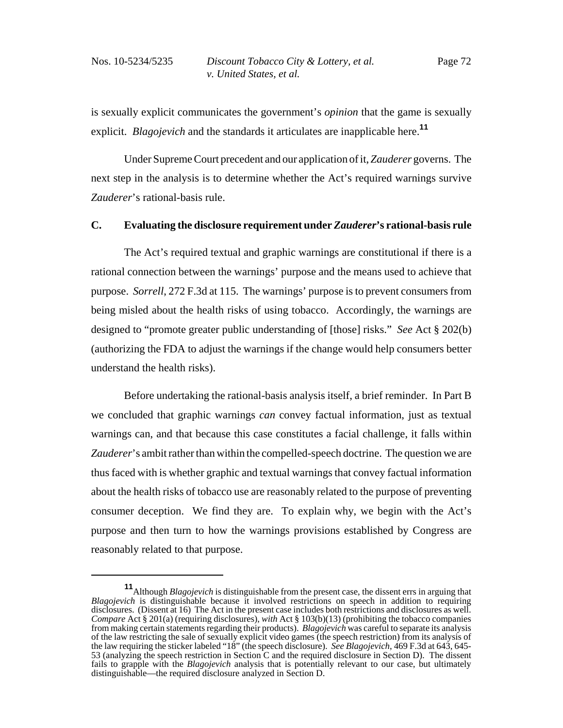is sexually explicit communicates the government's *opinion* that the game is sexually explicit. *Blagojevich* and the standards it articulates are inapplicable here.[11]

Under Supreme Court precedent and our application of it, *Zauderer* governs. The next step in the analysis is to determine whether the Act's required warnings survive *Zauderer*'s rational-basis rule.

### C. Evaluating the disclosure requirement under *Zauderer*'s rational-basis rule

The Act's required textual and graphic warnings are constitutional if there is a rational connection between the warnings' purpose and the means used to achieve that purpose. *Sorrell*, 272 F.3d at 115. The warnings' purpose is to prevent consumers from being misled about the health risks of using tobacco. Accordingly, the warnings are designed to "promote greater public understanding of [those] risks." *See* Act § 202(b) (authorizing the FDA to adjust the warnings if the change would help consumers better understand the health risks).

Before undertaking the rational-basis analysis itself, a brief reminder. In Part B we concluded that graphic warnings *can* convey factual information, just as textual warnings can, and that because this case constitutes a facial challenge, it falls within *Zauderer*'s ambit rather than within the compelled-speech doctrine. The question we are thus faced with is whether graphic and textual warnings that convey factual information about the health risks of tobacco use are reasonably related to the purpose of preventing consumer deception. We find they are. To explain why, we begin with the Act's purpose and then turn to how the warnings provisions established by Congress are reasonably related to that purpose.

---

[11] Although *Blagojevich* is distinguishable from the present case, the dissent errs in arguing that *Blagojevich* is distinguishable because it involved restrictions on speech in addition to requiring disclosures. (Dissent at 16) The Act in the present case includes both restrictions and disclosures as well. *Compare* Act § 201(a) (requiring disclosures), *with* Act § 103(b)(13) (prohibiting the tobacco companies from making certain statements regarding their products). *Blagojevich* was careful to separate its analysis of the law restricting the sale of sexually explicit video games (the speech restriction) from its analysis of the law requiring the sticker labeled "18" (the speech disclosure). *See Blagojevich*, 469 F.3d at 643, 645-53 (analyzing the speech restriction in Section C and the required disclosure in Section D). The dissent fails to grapple with the *Blagojevich* analysis that is potentially relevant to our case, but ultimately distinguishable—the required disclosure analyzed in Section D.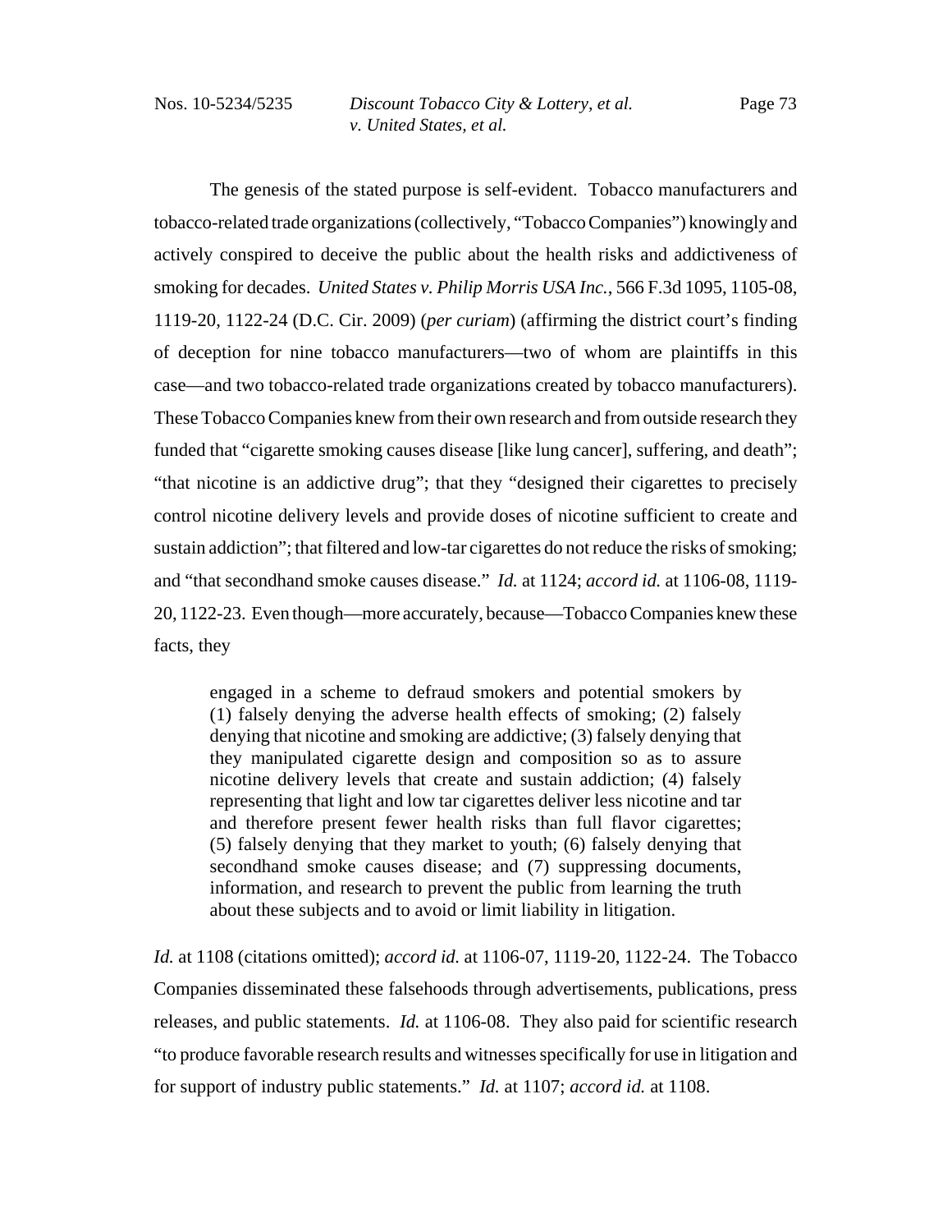The genesis of the stated purpose is self-evident. Tobacco manufacturers and tobacco-related trade organizations (collectively, "Tobacco Companies") knowingly and actively conspired to deceive the public about the health risks and addictiveness of smoking for decades. *United States v. Philip Morris USA Inc.*, 566 F.3d 1095, 1105-08, 1119-20, 1122-24 (D.C. Cir. 2009) (*per curiam*) (affirming the district court's finding of deception for nine tobacco manufacturers—two of whom are plaintiffs in this case—and two tobacco-related trade organizations created by tobacco manufacturers). These Tobacco Companies knew from their own research and from outside research they funded that "cigarette smoking causes disease [like lung cancer], suffering, and death"; "that nicotine is an addictive drug"; that they "designed their cigarettes to precisely control nicotine delivery levels and provide doses of nicotine sufficient to create and sustain addiction"; that filtered and low-tar cigarettes do not reduce the risks of smoking; and "that secondhand smoke causes disease." *Id.* at 1124; *accord id.* at 1106-08, 1119-20, 1122-23. Even though—more accurately, because—Tobacco Companies knew these facts, they

> engaged in a scheme to defraud smokers and potential smokers by (1) falsely denying the adverse health effects of smoking; (2) falsely denying that nicotine and smoking are addictive; (3) falsely denying that they manipulated cigarette design and composition so as to assure nicotine delivery levels that create and sustain addiction; (4) falsely representing that light and low tar cigarettes deliver less nicotine and tar and therefore present fewer health risks than full flavor cigarettes; (5) falsely denying that they market to youth; (6) falsely denying that secondhand smoke causes disease; and (7) suppressing documents, information, and research to prevent the public from learning the truth about these subjects and to avoid or limit liability in litigation.

*Id.* at 1108 (citations omitted); *accord id.* at 1106-07, 1119-20, 1122-24. The Tobacco Companies disseminated these falsehoods through advertisements, publications, press releases, and public statements. *Id.* at 1106-08. They also paid for scientific research "to produce favorable research results and witnesses specifically for use in litigation and for support of industry public statements." *Id.* at 1107; *accord id.* at 1108.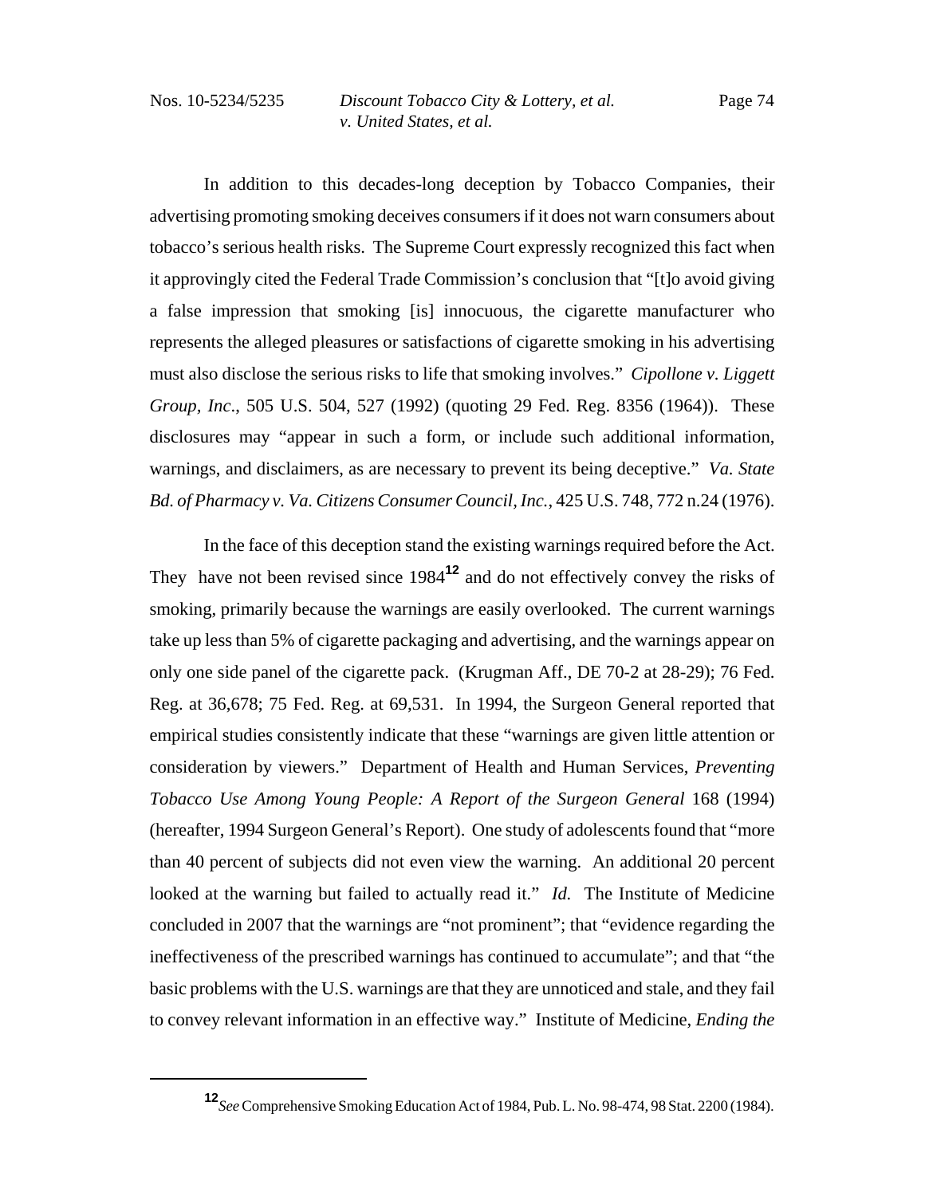In addition to this decades-long deception by Tobacco Companies, their advertising promoting smoking deceives consumers if it does not warn consumers about tobacco's serious health risks. The Supreme Court expressly recognized this fact when it approvingly cited the Federal Trade Commission's conclusion that "[t]o avoid giving a false impression that smoking [is] innocuous, the cigarette manufacturer who represents the alleged pleasures or satisfactions of cigarette smoking in his advertising must also disclose the serious risks to life that smoking involves." *Cipollone v. Liggett Group, Inc*., 505 U.S. 504, 527 (1992) (quoting 29 Fed. Reg. 8356 (1964)). These disclosures may "appear in such a form, or include such additional information, warnings, and disclaimers, as are necessary to prevent its being deceptive." *Va. State Bd. of Pharmacy v. Va. Citizens Consumer Council, Inc.*, 425 U.S. 748, 772 n.24 (1976).

In the face of this deception stand the existing warnings required before the Act. They have not been revised since 1984[12] and do not effectively convey the risks of smoking, primarily because the warnings are easily overlooked. The current warnings take up less than 5% of cigarette packaging and advertising, and the warnings appear on only one side panel of the cigarette pack. (Krugman Aff., DE 70-2 at 28-29); 76 Fed. Reg. at 36,678; 75 Fed. Reg. at 69,531. In 1994, the Surgeon General reported that empirical studies consistently indicate that these "warnings are given little attention or consideration by viewers." Department of Health and Human Services, *Preventing Tobacco Use Among Young People: A Report of the Surgeon General* 168 (1994) (hereafter, 1994 Surgeon General's Report). One study of adolescents found that "more than 40 percent of subjects did not even view the warning. An additional 20 percent looked at the warning but failed to actually read it." *Id.* The Institute of Medicine concluded in 2007 that the warnings are "not prominent"; that "evidence regarding the ineffectiveness of the prescribed warnings has continued to accumulate"; and that "the basic problems with the U.S. warnings are that they are unnoticed and stale, and they fail to convey relevant information in an effective way." Institute of Medicine, *Ending the*

---

[12] *See* Comprehensive Smoking Education Act of 1984, Pub. L. No. 98-474, 98 Stat. 2200 (1984).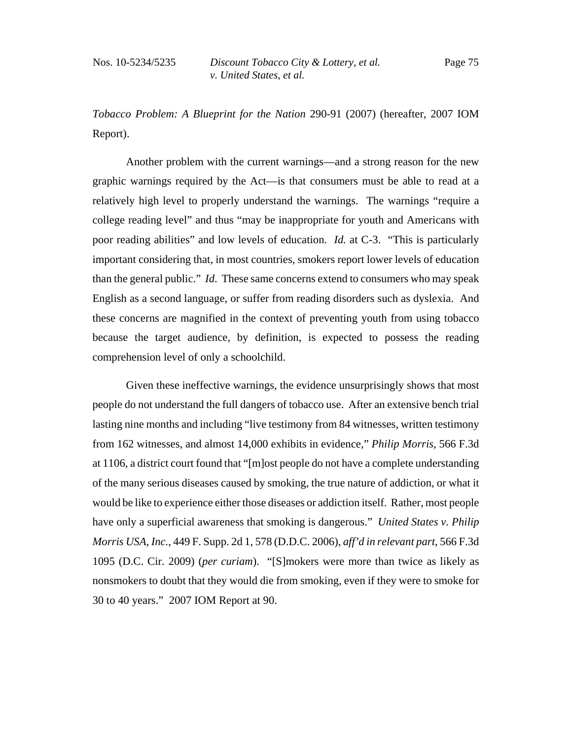*Tobacco Problem: A Blueprint for the Nation* 290-91 (2007) (hereafter, 2007 IOM Report).

Another problem with the current warnings—and a strong reason for the new graphic warnings required by the Act—is that consumers must be able to read at a relatively high level to properly understand the warnings. The warnings "require a college reading level" and thus "may be inappropriate for youth and Americans with poor reading abilities" and low levels of education. *Id.* at C-3. "This is particularly important considering that, in most countries, smokers report lower levels of education than the general public." *Id.* These same concerns extend to consumers who may speak English as a second language, or suffer from reading disorders such as dyslexia. And these concerns are magnified in the context of preventing youth from using tobacco because the target audience, by definition, is expected to possess the reading comprehension level of only a schoolchild.

Given these ineffective warnings, the evidence unsurprisingly shows that most people do not understand the full dangers of tobacco use. After an extensive bench trial lasting nine months and including "live testimony from 84 witnesses, written testimony from 162 witnesses, and almost 14,000 exhibits in evidence," *Philip Morris*, 566 F.3d at 1106, a district court found that "[m]ost people do not have a complete understanding of the many serious diseases caused by smoking, the true nature of addiction, or what it would be like to experience either those diseases or addiction itself. Rather, most people have only a superficial awareness that smoking is dangerous." *United States v. Philip Morris USA, Inc.*, 449 F. Supp. 2d 1, 578 (D.D.C. 2006), *aff'd in relevant part*, 566 F.3d 1095 (D.C. Cir. 2009) (*per curiam*). "[S]mokers were more than twice as likely as nonsmokers to doubt that they would die from smoking, even if they were to smoke for 30 to 40 years." 2007 IOM Report at 90.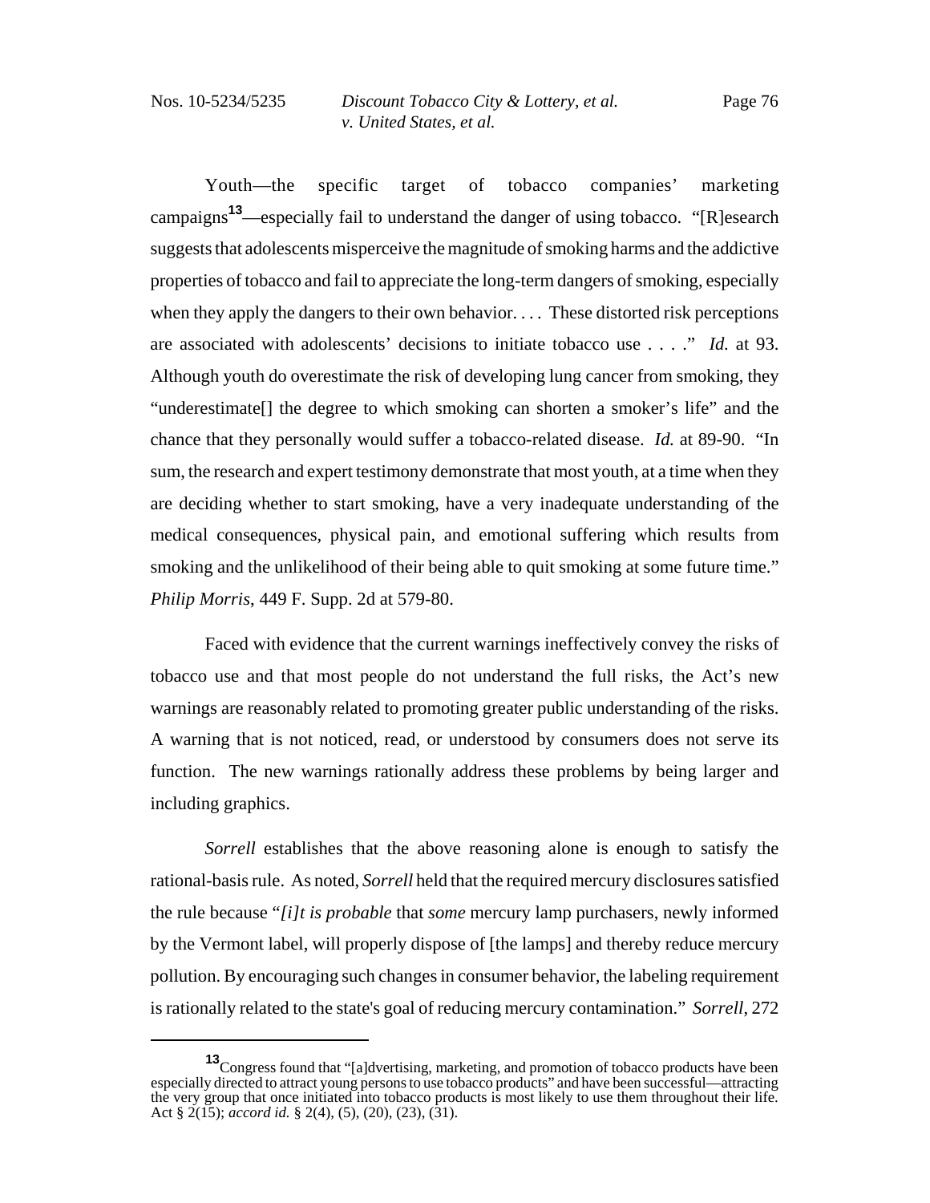Youth—the specific target of tobacco companies' marketing campaigns[13]—especially fail to understand the danger of using tobacco. "[R]esearch suggests that adolescents misperceive the magnitude of smoking harms and the addictive properties of tobacco and fail to appreciate the long-term dangers of smoking, especially when they apply the dangers to their own behavior. . . . These distorted risk perceptions are associated with adolescents' decisions to initiate tobacco use . . . ." *Id.* at 93. Although youth do overestimate the risk of developing lung cancer from smoking, they "underestimate[] the degree to which smoking can shorten a smoker's life" and the chance that they personally would suffer a tobacco-related disease. *Id.* at 89-90. "In sum, the research and expert testimony demonstrate that most youth, at a time when they are deciding whether to start smoking, have a very inadequate understanding of the medical consequences, physical pain, and emotional suffering which results from smoking and the unlikelihood of their being able to quit smoking at some future time." *Philip Morris*, 449 F. Supp. 2d at 579-80.

Faced with evidence that the current warnings ineffectively convey the risks of tobacco use and that most people do not understand the full risks, the Act's new warnings are reasonably related to promoting greater public understanding of the risks. A warning that is not noticed, read, or understood by consumers does not serve its function. The new warnings rationally address these problems by being larger and including graphics.

*Sorrell* establishes that the above reasoning alone is enough to satisfy the rational-basis rule. As noted, *Sorrell* held that the required mercury disclosures satisfied the rule because "*[i]t is probable* that *some* mercury lamp purchasers, newly informed by the Vermont label, will properly dispose of [the lamps] and thereby reduce mercury pollution. By encouraging such changes in consumer behavior, the labeling requirement is rationally related to the state's goal of reducing mercury contamination." *Sorrell*, 272

---

[13] Congress found that "[a]dvertising, marketing, and promotion of tobacco products have been especially directed to attract young persons to use tobacco products" and have been successful—attracting the very group that once initiated into tobacco products is most likely to use them throughout their life. Act § 2(15); *accord id.* § 2(4), (5), (20), (23), (31).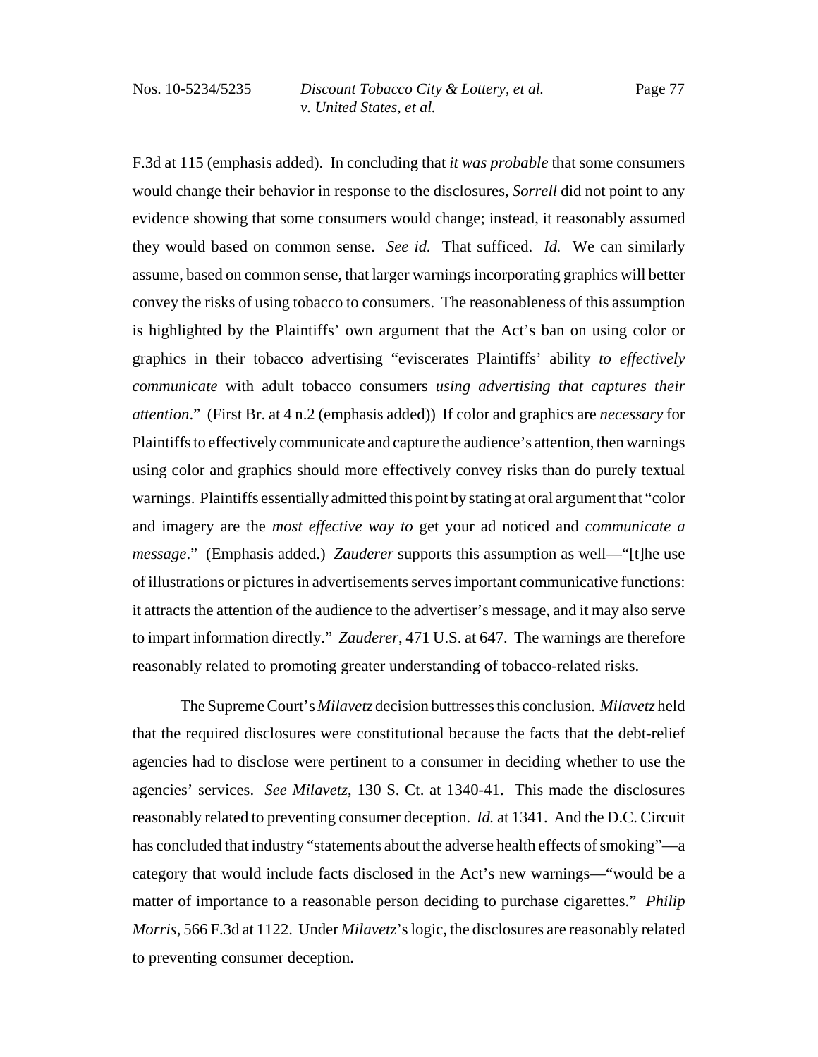F.3d at 115 (emphasis added). In concluding that *it was probable* that some consumers would change their behavior in response to the disclosures, *Sorrell* did not point to any evidence showing that some consumers would change; instead, it reasonably assumed they would based on common sense. *See id.* That sufficed. *Id.* We can similarly assume, based on common sense, that larger warnings incorporating graphics will better convey the risks of using tobacco to consumers. The reasonableness of this assumption is highlighted by the Plaintiffs' own argument that the Act's ban on using color or graphics in their tobacco advertising "eviscerates Plaintiffs' ability *to effectively communicate* with adult tobacco consumers *using advertising that captures their attention*." (First Br. at 4 n.2 (emphasis added)) If color and graphics are *necessary* for Plaintiffs to effectively communicate and capture the audience's attention, then warnings using color and graphics should more effectively convey risks than do purely textual warnings. Plaintiffs essentially admitted this point by stating at oral argument that "color and imagery are the *most effective way to* get your ad noticed and *communicate a message*." (Emphasis added.) *Zauderer* supports this assumption as well—"[t]he use of illustrations or pictures in advertisements serves important communicative functions: it attracts the attention of the audience to the advertiser's message, and it may also serve to impart information directly." *Zauderer*, 471 U.S. at 647. The warnings are therefore reasonably related to promoting greater understanding of tobacco-related risks.

The Supreme Court's *Milavetz* decision buttresses this conclusion. *Milavetz* held that the required disclosures were constitutional because the facts that the debt-relief agencies had to disclose were pertinent to a consumer in deciding whether to use the agencies' services. *See Milavetz*, 130 S. Ct. at 1340-41. This made the disclosures reasonably related to preventing consumer deception. *Id.* at 1341. And the D.C. Circuit has concluded that industry "statements about the adverse health effects of smoking"—a category that would include facts disclosed in the Act's new warnings—"would be a matter of importance to a reasonable person deciding to purchase cigarettes." *Philip Morris*, 566 F.3d at 1122. Under *Milavetz*'s logic, the disclosures are reasonably related to preventing consumer deception.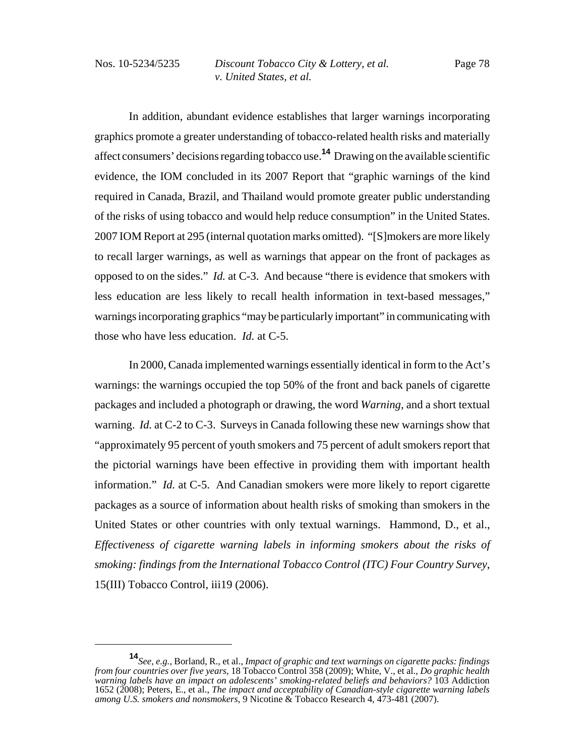In addition, abundant evidence establishes that larger warnings incorporating graphics promote a greater understanding of tobacco-related health risks and materially affect consumers' decisions regarding tobacco use.[14] Drawing on the available scientific evidence, the IOM concluded in its 2007 Report that "graphic warnings of the kind required in Canada, Brazil, and Thailand would promote greater public understanding of the risks of using tobacco and would help reduce consumption" in the United States. 2007 IOM Report at 295 (internal quotation marks omitted). "[S]mokers are more likely to recall larger warnings, as well as warnings that appear on the front of packages as opposed to on the sides." *Id.* at C-3. And because "there is evidence that smokers with less education are less likely to recall health information in text-based messages," warnings incorporating graphics "may be particularly important" in communicating with those who have less education. *Id.* at C-5.

In 2000, Canada implemented warnings essentially identical in form to the Act's warnings: the warnings occupied the top 50% of the front and back panels of cigarette packages and included a photograph or drawing, the word *Warning*, and a short textual warning. *Id.* at C-2 to C-3. Surveys in Canada following these new warnings show that "approximately 95 percent of youth smokers and 75 percent of adult smokers report that the pictorial warnings have been effective in providing them with important health information." *Id.* at C-5. And Canadian smokers were more likely to report cigarette packages as a source of information about health risks of smoking than smokers in the United States or other countries with only textual warnings. Hammond, D., et al., *Effectiveness of cigarette warning labels in informing smokers about the risks of smoking: findings from the International Tobacco Control (ITC) Four Country Survey*, 15(III) Tobacco Control, iii19 (2006).

---

[14] *See, e.g.*, Borland, R., et al., *Impact of graphic and text warnings on cigarette packs: findings from four countries over five years*, 18 Tobacco Control 358 (2009); White, V., et al., *Do graphic health warning labels have an impact on adolescents' smoking-related beliefs and behaviors?* 103 Addiction 1652 (2008); Peters, E., et al., *The impact and acceptability of Canadian-style cigarette warning labels among U.S. smokers and nonsmokers*, 9 Nicotine & Tobacco Research 4, 473-481 (2007).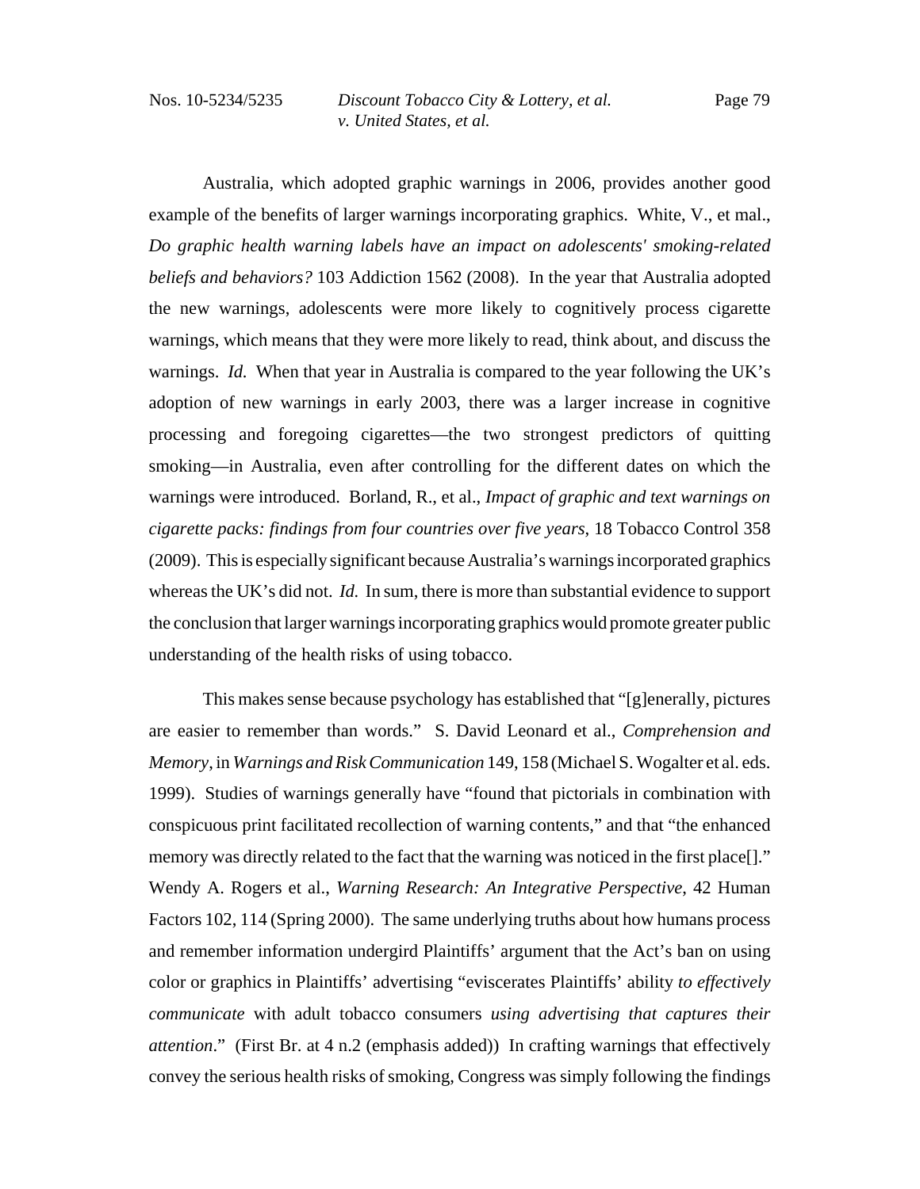Australia, which adopted graphic warnings in 2006, provides another good example of the benefits of larger warnings incorporating graphics. White, V., et mal., *Do graphic health warning labels have an impact on adolescents' smoking-related beliefs and behaviors?* 103 Addiction 1562 (2008). In the year that Australia adopted the new warnings, adolescents were more likely to cognitively process cigarette warnings, which means that they were more likely to read, think about, and discuss the warnings. *Id.* When that year in Australia is compared to the year following the UK's adoption of new warnings in early 2003, there was a larger increase in cognitive processing and foregoing cigarettes—the two strongest predictors of quitting smoking—in Australia, even after controlling for the different dates on which the warnings were introduced. Borland, R., et al., *Impact of graphic and text warnings on cigarette packs: findings from four countries over five years*, 18 Tobacco Control 358 (2009). This is especially significant because Australia's warnings incorporated graphics whereas the UK's did not. *Id.* In sum, there is more than substantial evidence to support the conclusion that larger warnings incorporating graphics would promote greater public understanding of the health risks of using tobacco.

This makes sense because psychology has established that "[g]enerally, pictures are easier to remember than words." S. David Leonard et al., *Comprehension and Memory*, in *Warnings and Risk Communication* 149, 158 (Michael S. Wogalter et al. eds. 1999). Studies of warnings generally have "found that pictorials in combination with conspicuous print facilitated recollection of warning contents," and that "the enhanced memory was directly related to the fact that the warning was noticed in the first place[]." Wendy A. Rogers et al., *Warning Research: An Integrative Perspective*, 42 Human Factors 102, 114 (Spring 2000). The same underlying truths about how humans process and remember information undergird Plaintiffs' argument that the Act's ban on using color or graphics in Plaintiffs' advertising "eviscerates Plaintiffs' ability *to effectively communicate* with adult tobacco consumers *using advertising that captures their attention*." (First Br. at 4 n.2 (emphasis added)) In crafting warnings that effectively convey the serious health risks of smoking, Congress was simply following the findings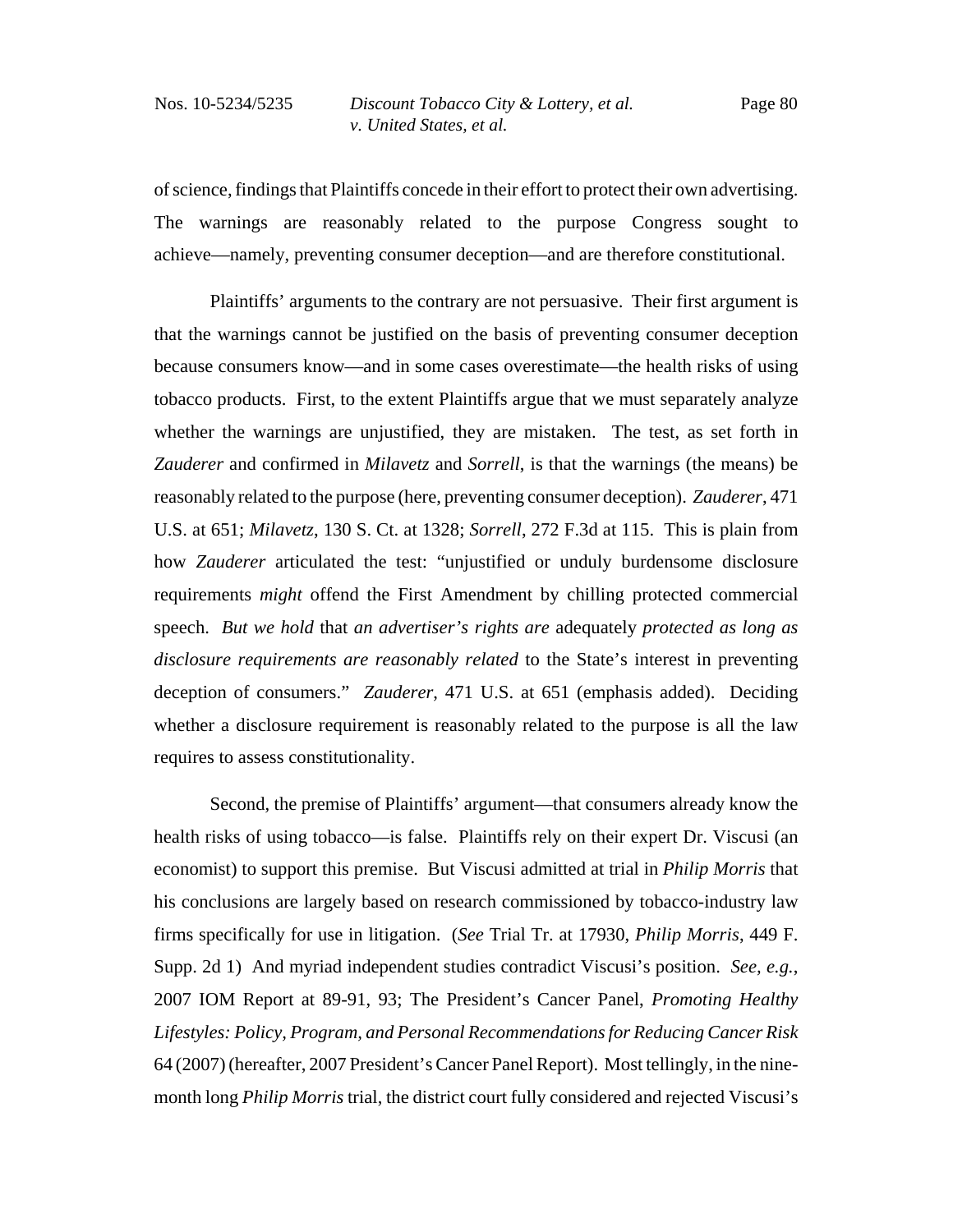of science, findings that Plaintiffs concede in their effort to protect their own advertising. The warnings are reasonably related to the purpose Congress sought to achieve—namely, preventing consumer deception—and are therefore constitutional.

Plaintiffs' arguments to the contrary are not persuasive. Their first argument is that the warnings cannot be justified on the basis of preventing consumer deception because consumers know—and in some cases overestimate—the health risks of using tobacco products. First, to the extent Plaintiffs argue that we must separately analyze whether the warnings are unjustified, they are mistaken. The test, as set forth in *Zauderer* and confirmed in *Milavetz* and *Sorrell*, is that the warnings (the means) be reasonably related to the purpose (here, preventing consumer deception). *Zauderer*, 471 U.S. at 651; *Milavetz*, 130 S. Ct. at 1328; *Sorrell*, 272 F.3d at 115. This is plain from how *Zauderer* articulated the test: "unjustified or unduly burdensome disclosure requirements *might* offend the First Amendment by chilling protected commercial speech. *But we hold* that *an advertiser's rights are* adequately *protected as long as disclosure requirements are reasonably related* to the State's interest in preventing deception of consumers." *Zauderer*, 471 U.S. at 651 (emphasis added). Deciding whether a disclosure requirement is reasonably related to the purpose is all the law requires to assess constitutionality.

Second, the premise of Plaintiffs' argument—that consumers already know the health risks of using tobacco—is false. Plaintiffs rely on their expert Dr. Viscusi (an economist) to support this premise. But Viscusi admitted at trial in *Philip Morris* that his conclusions are largely based on research commissioned by tobacco-industry law firms specifically for use in litigation. (*See* Trial Tr. at 17930, *Philip Morris*, 449 F. Supp. 2d 1) And myriad independent studies contradict Viscusi's position. *See, e.g.*, 2007 IOM Report at 89-91, 93; The President's Cancer Panel, *Promoting Healthy Lifestyles: Policy, Program, and Personal Recommendations for Reducing Cancer Risk* 64 (2007) (hereafter, 2007 President's Cancer Panel Report). Most tellingly, in the nine-month long *Philip Morris* trial, the district court fully considered and rejected Viscusi's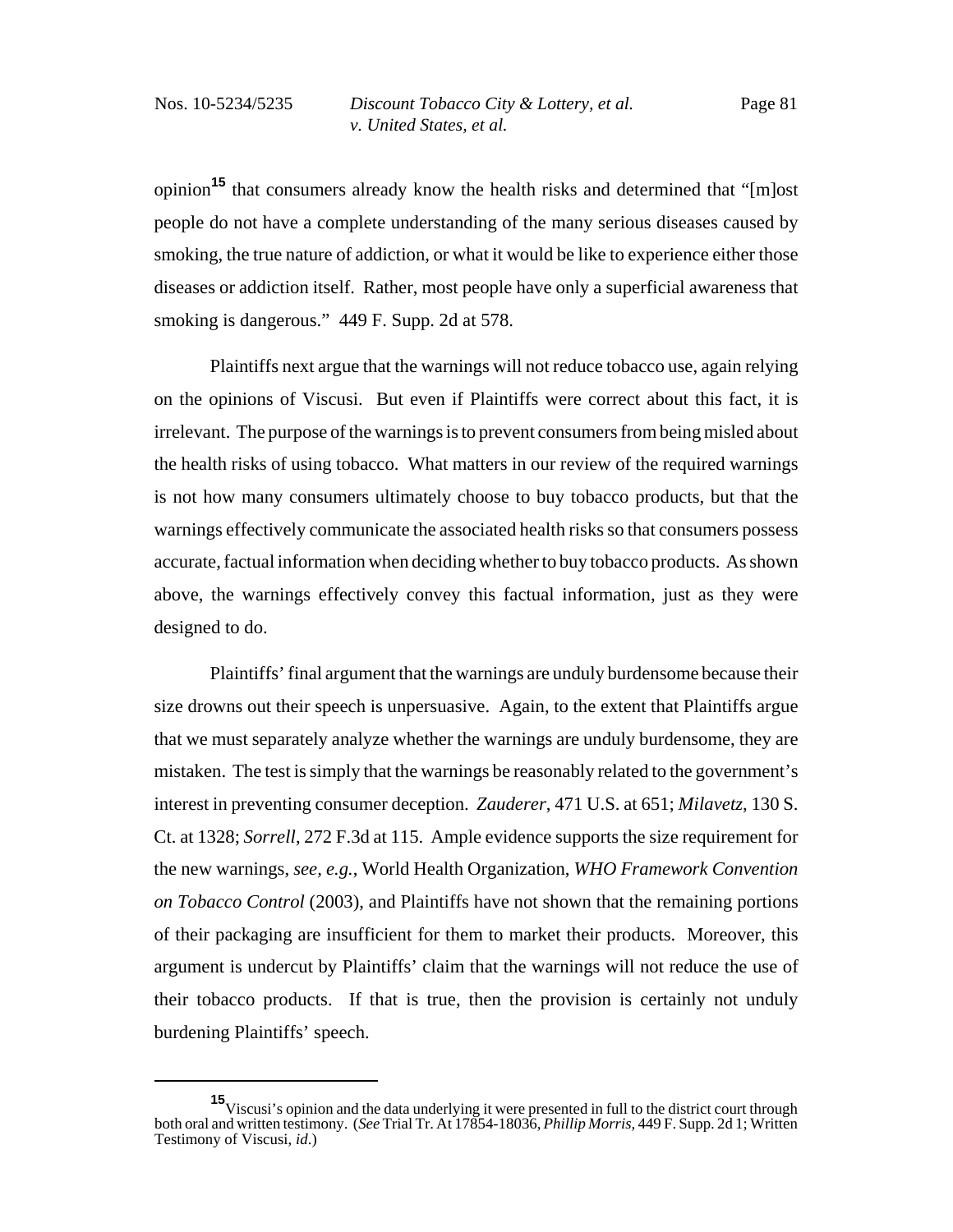opinion[15] that consumers already know the health risks and determined that "[m]ost people do not have a complete understanding of the many serious diseases caused by smoking, the true nature of addiction, or what it would be like to experience either those diseases or addiction itself. Rather, most people have only a superficial awareness that smoking is dangerous." 449 F. Supp. 2d at 578.

Plaintiffs next argue that the warnings will not reduce tobacco use, again relying on the opinions of Viscusi. But even if Plaintiffs were correct about this fact, it is irrelevant. The purpose of the warnings is to prevent consumers from being misled about the health risks of using tobacco. What matters in our review of the required warnings is not how many consumers ultimately choose to buy tobacco products, but that the warnings effectively communicate the associated health risks so that consumers possess accurate, factual information when deciding whether to buy tobacco products. As shown above, the warnings effectively convey this factual information, just as they were designed to do.

Plaintiffs' final argument that the warnings are unduly burdensome because their size drowns out their speech is unpersuasive. Again, to the extent that Plaintiffs argue that we must separately analyze whether the warnings are unduly burdensome, they are mistaken. The test is simply that the warnings be reasonably related to the government's interest in preventing consumer deception. *Zauderer*, 471 U.S. at 651; *Milavetz*, 130 S. Ct. at 1328; *Sorrell*, 272 F.3d at 115. Ample evidence supports the size requirement for the new warnings, *see, e.g.*, World Health Organization, *WHO Framework Convention on Tobacco Control* (2003), and Plaintiffs have not shown that the remaining portions of their packaging are insufficient for them to market their products. Moreover, this argument is undercut by Plaintiffs' claim that the warnings will not reduce the use of their tobacco products. If that is true, then the provision is certainly not unduly burdening Plaintiffs' speech.

---

[15] Viscusi's opinion and the data underlying it were presented in full to the district court through both oral and written testimony. (*See* Trial Tr. At 17854-18036, *Phillip Morris*, 449 F. Supp. 2d 1; Written Testimony of Viscusi, *id*.)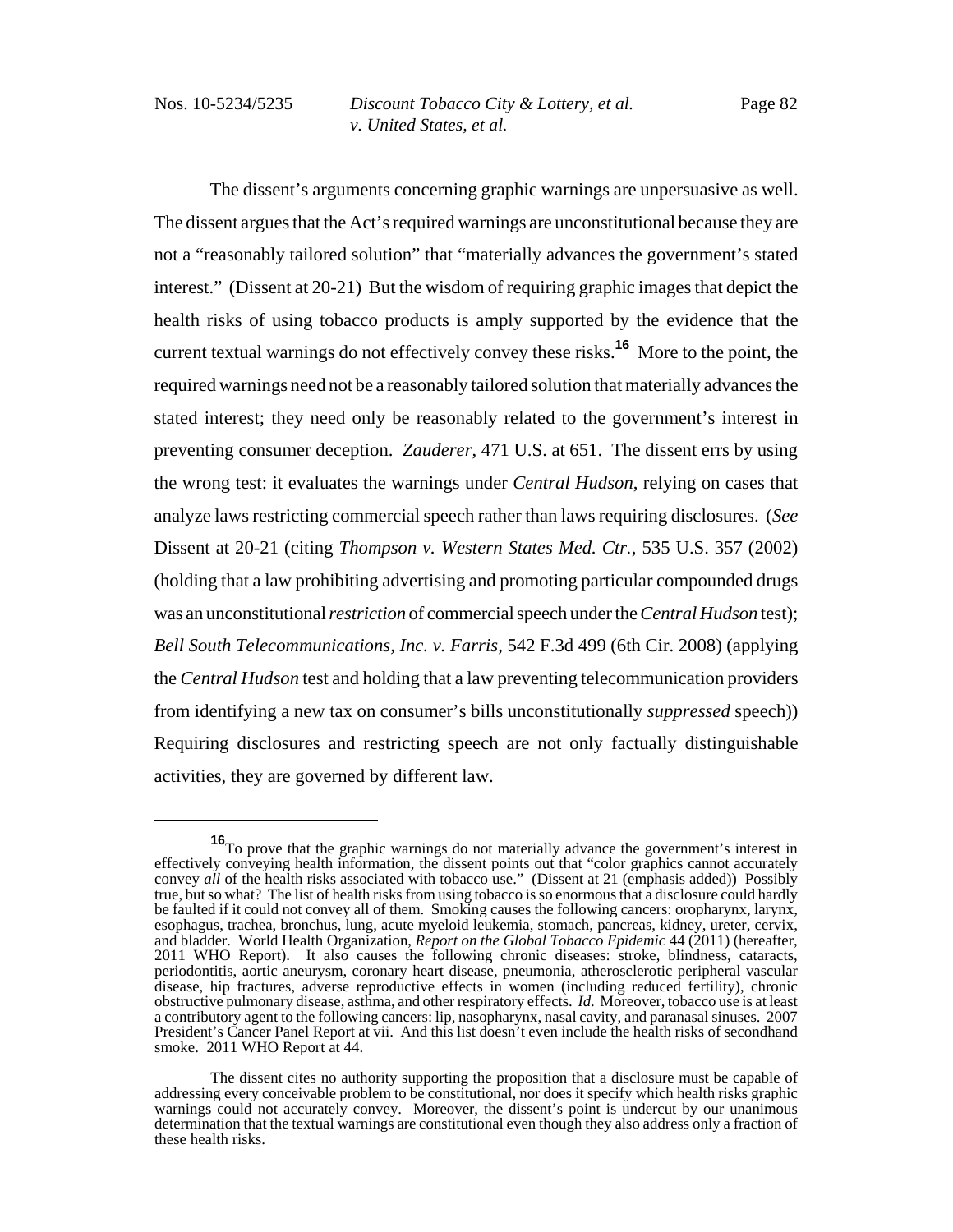The dissent's arguments concerning graphic warnings are unpersuasive as well. The dissent argues that the Act's required warnings are unconstitutional because they are not a "reasonably tailored solution" that "materially advances the government's stated interest." (Dissent at 20-21) But the wisdom of requiring graphic images that depict the health risks of using tobacco products is amply supported by the evidence that the current textual warnings do not effectively convey these risks.[16] More to the point, the required warnings need not be a reasonably tailored solution that materially advances the stated interest; they need only be reasonably related to the government's interest in preventing consumer deception. *Zauderer*, 471 U.S. at 651. The dissent errs by using the wrong test: it evaluates the warnings under *Central Hudson*, relying on cases that analyze laws restricting commercial speech rather than laws requiring disclosures. (*See* Dissent at 20-21 (citing *Thompson v. Western States Med. Ctr.*, 535 U.S. 357 (2002) (holding that a law prohibiting advertising and promoting particular compounded drugs was an unconstitutional *restriction* of commercial speech under the *Central Hudson* test); *Bell South Telecommunications, Inc. v. Farris*, 542 F.3d 499 (6th Cir. 2008) (applying the *Central Hudson* test and holding that a law preventing telecommunication providers from identifying a new tax on consumer's bills unconstitutionally *suppressed* speech)) Requiring disclosures and restricting speech are not only factually distinguishable activities, they are governed by different law.

---

[16] To prove that the graphic warnings do not materially advance the government's interest in effectively conveying health information, the dissent points out that "color graphics cannot accurately convey *all* of the health risks associated with tobacco use." (Dissent at 21 (emphasis added)) Possibly true, but so what? The list of health risks from using tobacco is so enormous that a disclosure could hardly be faulted if it could not convey all of them. Smoking causes the following cancers: oropharynx, larynx, esophagus, trachea, bronchus, lung, acute myeloid leukemia, stomach, pancreas, kidney, ureter, cervix, and bladder. World Health Organization, *Report on the Global Tobacco Epidemic* 44 (2011) (hereafter, 2011 WHO Report). It also causes the following chronic diseases: stroke, blindness, cataracts, periodontitis, aortic aneurysm, coronary heart disease, pneumonia, atherosclerotic peripheral vascular disease, hip fractures, adverse reproductive effects in women (including reduced fertility), chronic obstructive pulmonary disease, asthma, and other respiratory effects. *Id.* Moreover, tobacco use is at least a contributory agent to the following cancers: lip, nasopharynx, nasal cavity, and paranasal sinuses. 2007 President's Cancer Panel Report at vii. And this list doesn't even include the health risks of secondhand smoke. 2011 WHO Report at 44.

The dissent cites no authority supporting the proposition that a disclosure must be capable of addressing every conceivable problem to be constitutional, nor does it specify which health risks graphic warnings could not accurately convey. Moreover, the dissent's point is undercut by our unanimous determination that the textual warnings are constitutional even though they also address only a fraction of these health risks.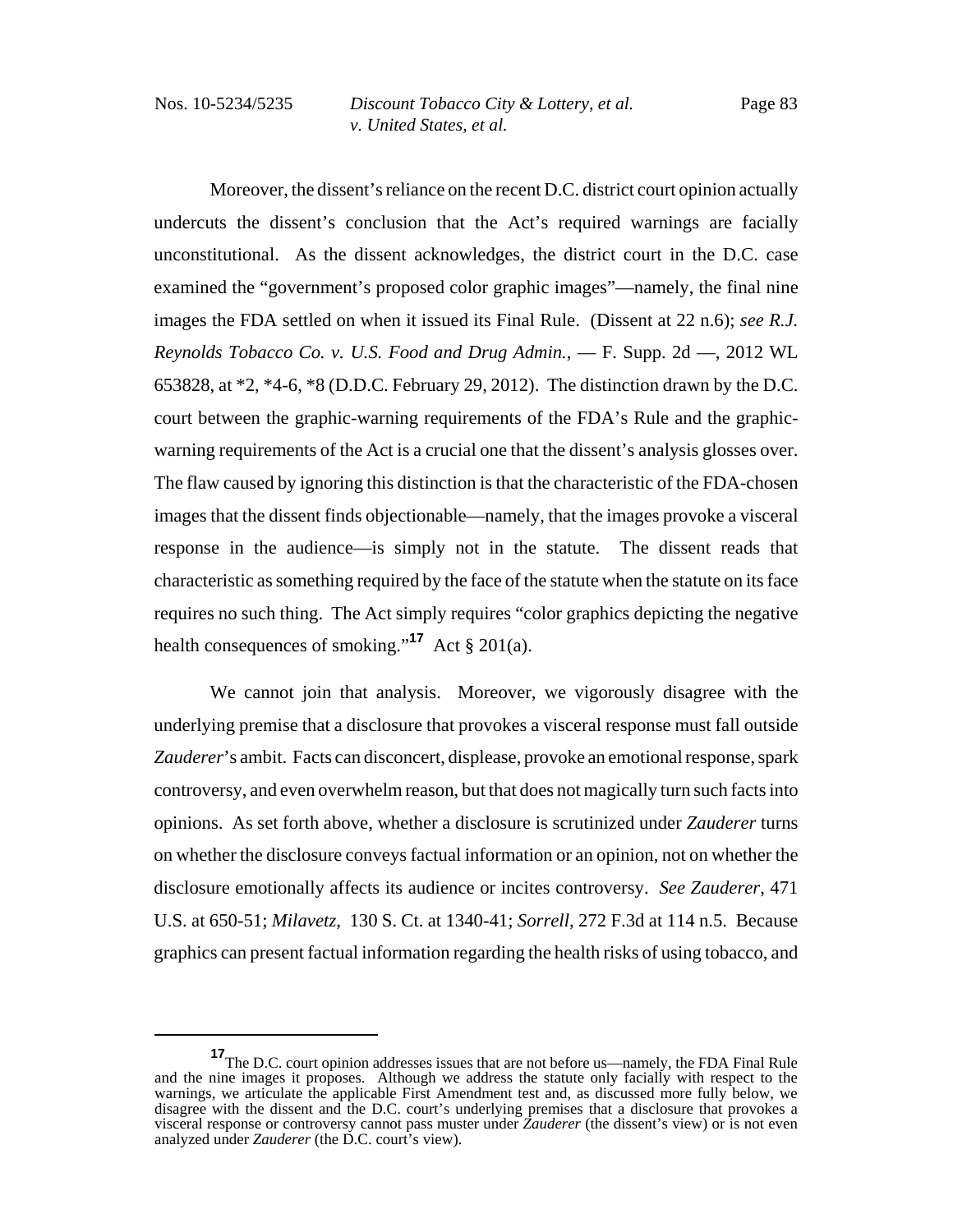Moreover, the dissent's reliance on the recent D.C. district court opinion actually undercuts the dissent's conclusion that the Act's required warnings are facially unconstitutional. As the dissent acknowledges, the district court in the D.C. case examined the "government's proposed color graphic images"—namely, the final nine images the FDA settled on when it issued its Final Rule. (Dissent at 22 n.6); *see R.J. Reynolds Tobacco Co. v. U.S. Food and Drug Admin.*, — F. Supp. 2d —, 2012 WL 653828, at *2, *4-6, *8 (D.D.C. February 29, 2012). The distinction drawn by the D.C. court between the graphic-warning requirements of the FDA's Rule and the graphic-warning requirements of the Act is a crucial one that the dissent's analysis glosses over. The flaw caused by ignoring this distinction is that the characteristic of the FDA-chosen images that the dissent finds objectionable—namely, that the images provoke a visceral response in the audience—is simply not in the statute. The dissent reads that characteristic as something required by the face of the statute when the statute on its face requires no such thing. The Act simply requires "color graphics depicting the negative health consequences of smoking."[17] Act § 201(a).

We cannot join that analysis. Moreover, we vigorously disagree with the underlying premise that a disclosure that provokes a visceral response must fall outside *Zauderer*'s ambit. Facts can disconcert, displease, provoke an emotional response, spark controversy, and even overwhelm reason, but that does not magically turn such facts into opinions. As set forth above, whether a disclosure is scrutinized under *Zauderer* turns on whether the disclosure conveys factual information or an opinion, not on whether the disclosure emotionally affects its audience or incites controversy. *See Zauderer*, 471 U.S. at 650-51; *Milavetz*, 130 S. Ct. at 1340-41; *Sorrell*, 272 F.3d at 114 n.5. Because graphics can present factual information regarding the health risks of using tobacco, and

[17] The D.C. court opinion addresses issues that are not before us—namely, the FDA Final Rule and the nine images it proposes. Although we address the statute only facially with respect to the warnings, we articulate the applicable First Amendment test and, as discussed more fully below, we disagree with the dissent and the D.C. court's underlying premises that a disclosure that provokes a visceral response or controversy cannot pass muster under *Zauderer* (the dissent's view) or is not even analyzed under *Zauderer* (the D.C. court's view).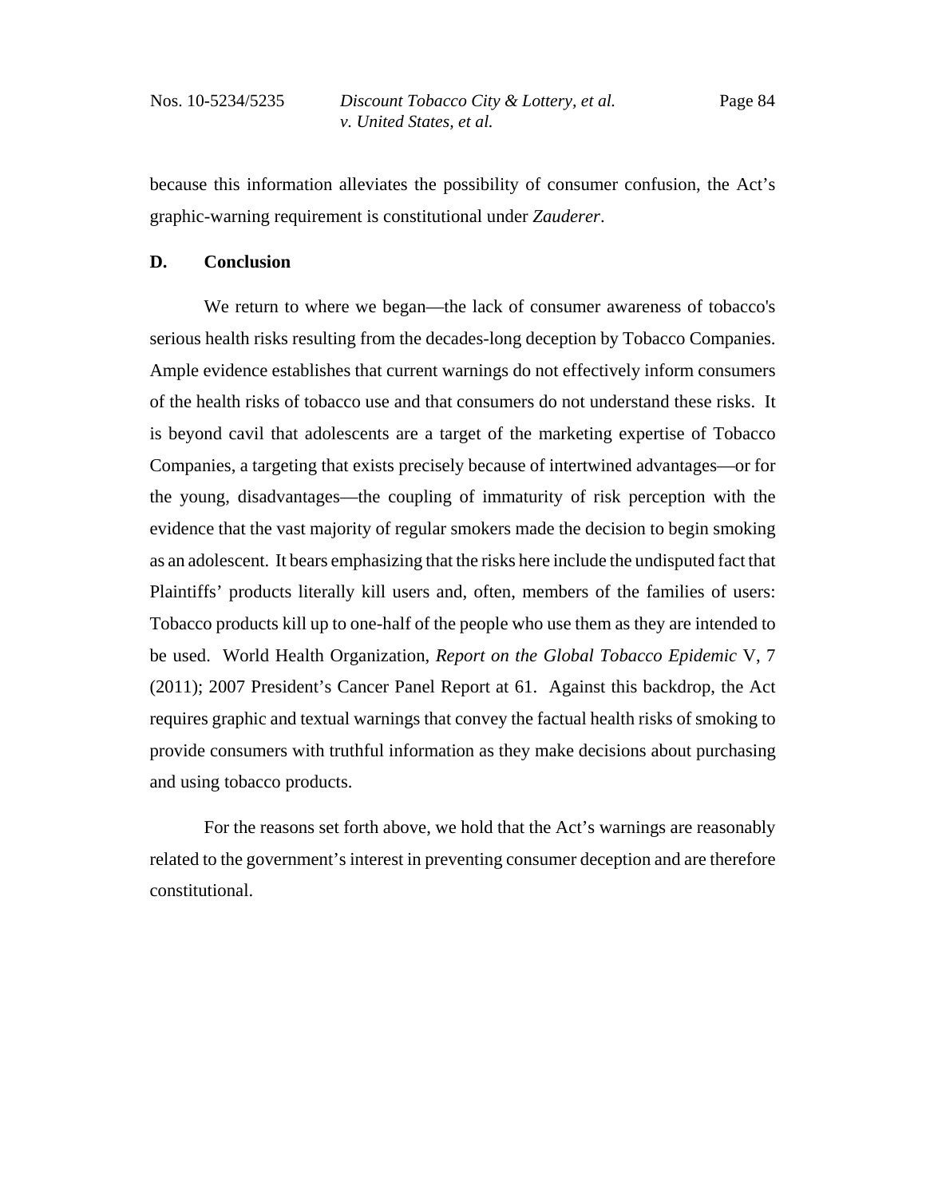because this information alleviates the possibility of consumer confusion, the Act's graphic-warning requirement is constitutional under *Zauderer*.

## D. Conclusion

We return to where we began—the lack of consumer awareness of tobacco's serious health risks resulting from the decades-long deception by Tobacco Companies. Ample evidence establishes that current warnings do not effectively inform consumers of the health risks of tobacco use and that consumers do not understand these risks. It is beyond cavil that adolescents are a target of the marketing expertise of Tobacco Companies, a targeting that exists precisely because of intertwined advantages—or for the young, disadvantages—the coupling of immaturity of risk perception with the evidence that the vast majority of regular smokers made the decision to begin smoking as an adolescent. It bears emphasizing that the risks here include the undisputed fact that Plaintiffs' products literally kill users and, often, members of the families of users: Tobacco products kill up to one-half of the people who use them as they are intended to be used. World Health Organization, *Report on the Global Tobacco Epidemic* V, 7 (2011); 2007 President's Cancer Panel Report at 61. Against this backdrop, the Act requires graphic and textual warnings that convey the factual health risks of smoking to provide consumers with truthful information as they make decisions about purchasing and using tobacco products.

For the reasons set forth above, we hold that the Act's warnings are reasonably related to the government's interest in preventing consumer deception and are therefore constitutional.